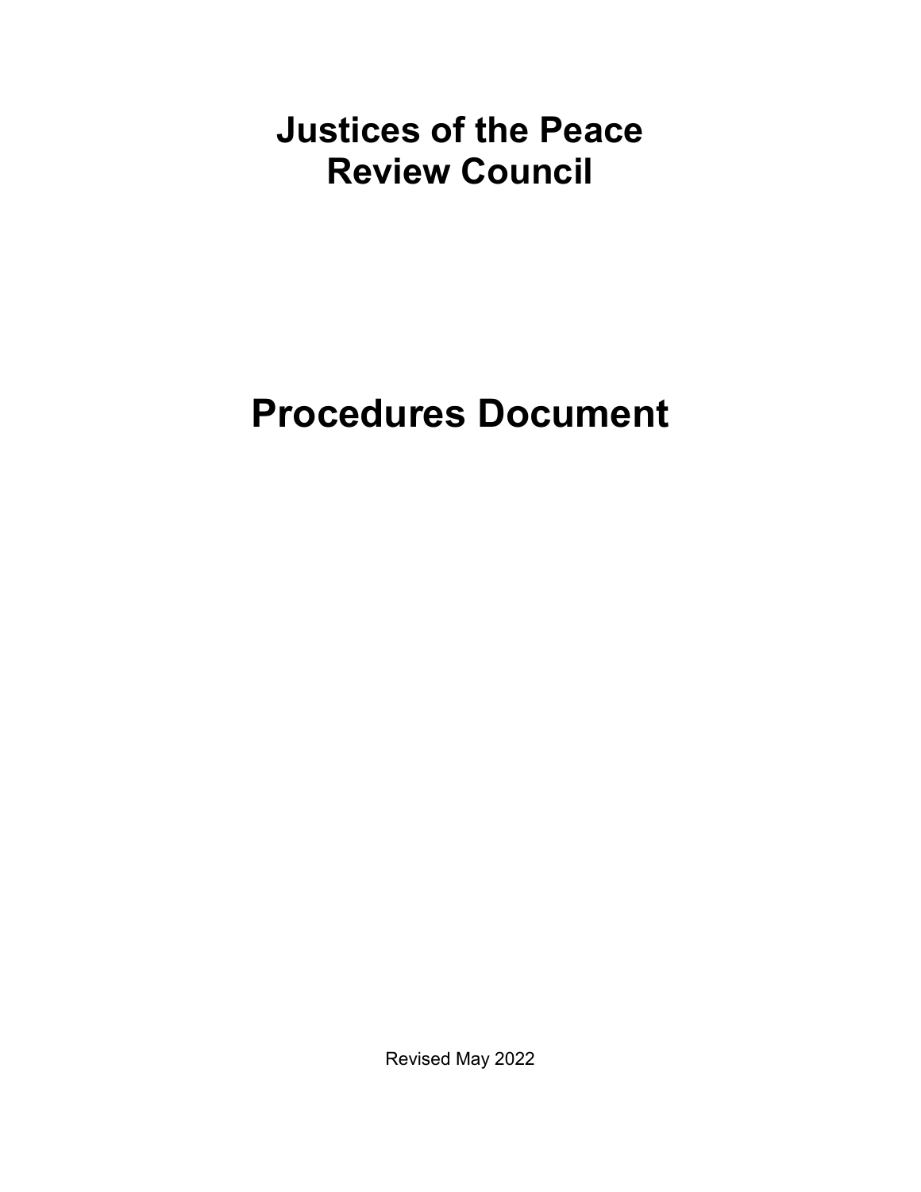# Justices of the Peace Review Council

# Procedures Document

Revised May 2022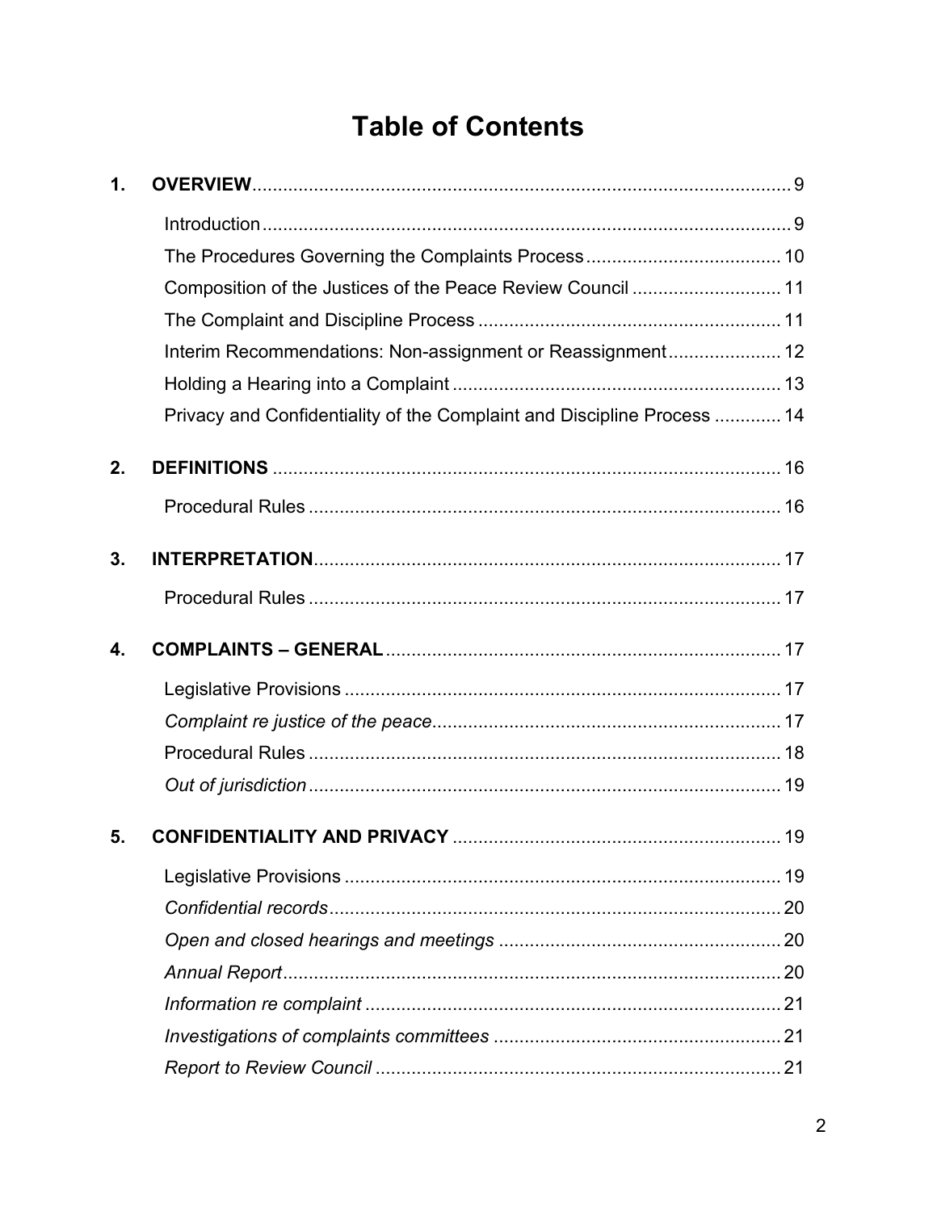# Table of Contents

| | | |
|---|---|---|
| **1.** | **OVERVIEW** | 9 |
| | Introduction | 9 |
| | The Procedures Governing the Complaints Process | 10 |
| | Composition of the Justices of the Peace Review Council | 11 |
| | The Complaint and Discipline Process | 11 |
| | Interim Recommendations: Non-assignment or Reassignment | 12 |
| | Holding a Hearing into a Complaint | 13 |
| | Privacy and Confidentiality of the Complaint and Discipline Process | 14 |
| **2.** | **DEFINITIONS** | 16 |
| | Procedural Rules | 16 |
| **3.** | **INTERPRETATION** | 17 |
| | Procedural Rules | 17 |
| **4.** | **COMPLAINTS – GENERAL** | 17 |
| | Legislative Provisions | 17 |
| | *Complaint re justice of the peace* | 17 |
| | Procedural Rules | 18 |
| | *Out of jurisdiction* | 19 |
| **5.** | **CONFIDENTIALITY AND PRIVACY** | 19 |
| | Legislative Provisions | 19 |
| | *Confidential records* | 20 |
| | *Open and closed hearings and meetings* | 20 |
| | *Annual Report* | 20 |
| | *Information re complaint* | 21 |
| | *Investigations of complaints committees* | 21 |
| | *Report to Review Council* | 21 |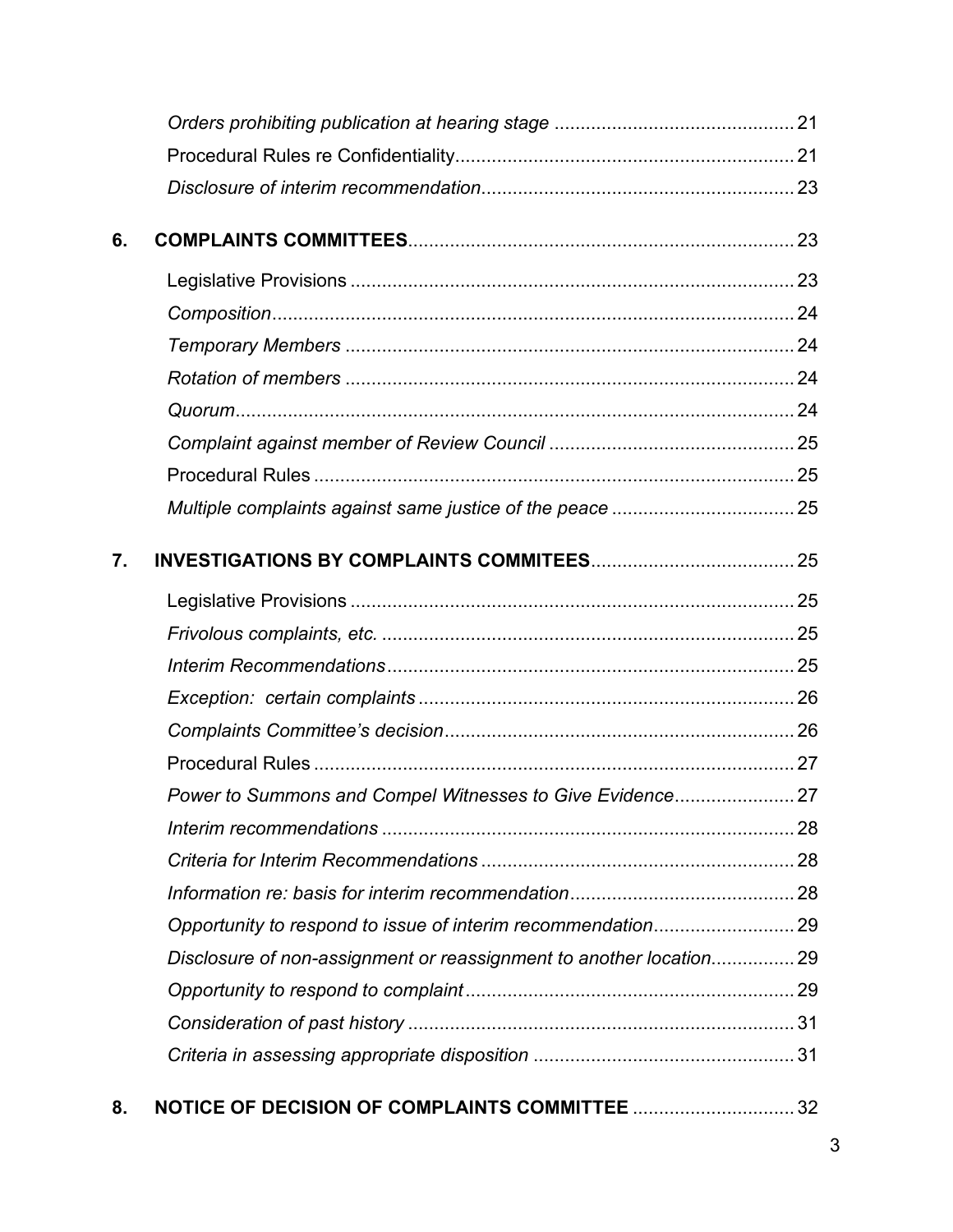*Orders prohibiting publication at hearing stage* ............................................. 21

Procedural Rules re Confidentiality................................................................. 21

*Disclosure of interim recommendation*........................................................... 23

**6. COMPLAINTS COMMITTEES**......................................................................... 23

Legislative Provisions ..................................................................................... 23

*Composition*.................................................................................................... 24

*Temporary Members* ...................................................................................... 24

*Rotation of members* ...................................................................................... 24

*Quorum*........................................................................................................... 24

*Complaint against member of Review Council* ............................................... 25

Procedural Rules ............................................................................................ 25

*Multiple complaints against same justice of the peace* ................................... 25

**7. INVESTIGATIONS BY COMPLAINTS COMMITEES**....................................... 25

Legislative Provisions ..................................................................................... 25

*Frivolous complaints, etc.* .............................................................................. 25

*Interim Recommendations*............................................................................. 25

*Exception: certain complaints*........................................................................ 26

*Complaints Committee's decision*.................................................................. 26

Procedural Rules ............................................................................................ 27

*Power to Summons and Compel Witnesses to Give Evidence*....................... 27

*Interim recommendations* .............................................................................. 28

*Criteria for Interim Recommendations* ........................................................... 28

*Information re: basis for interim recommendation*.......................................... 28

*Opportunity to respond to issue of interim recommendation*........................... 29

*Disclosure of non-assignment or reassignment to another location*................ 29

*Opportunity to respond to complaint*.............................................................. 29

*Consideration of past history* ......................................................................... 31

*Criteria in assessing appropriate disposition* ................................................. 31

**8. NOTICE OF DECISION OF COMPLAINTS COMMITTEE** ............................... 32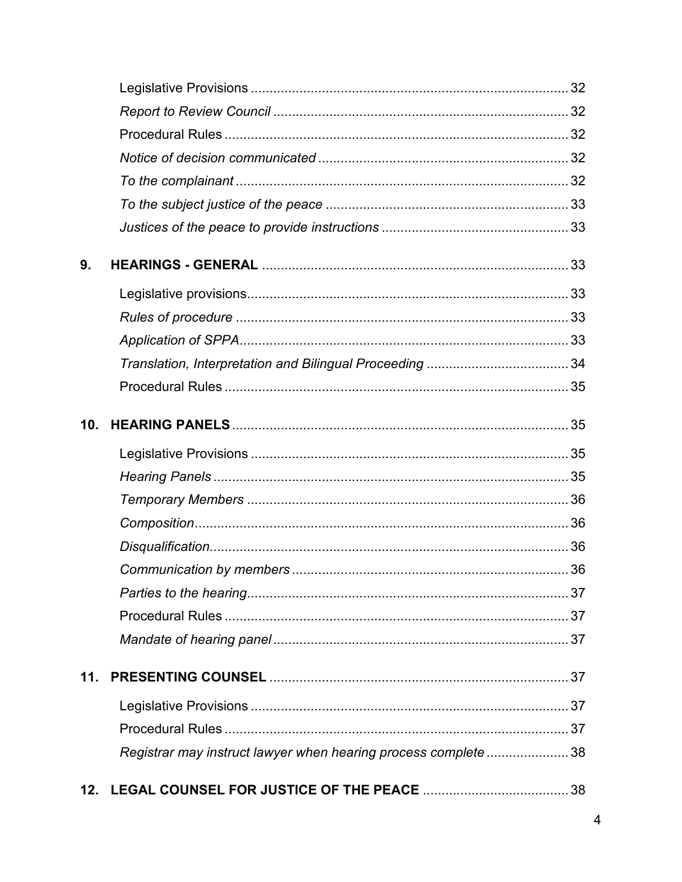Legislative Provisions ..................................................................................... 32

*Report to Review Council* ............................................................................... 32

Procedural Rules ............................................................................................ 32

*Notice of decision communicated* ................................................................... 32

*To the complainant* ......................................................................................... 32

*To the subject justice of the peace* ................................................................. 33

*Justices of the peace to provide instructions* .................................................. 33

**9. HEARINGS - GENERAL** .................................................................................. 33

Legislative provisions...................................................................................... 33

*Rules of procedure* ......................................................................................... 33

*Application of SPPA*........................................................................................ 33

*Translation, Interpretation and Bilingual Proceeding* ...................................... 34

Procedural Rules ............................................................................................ 35

**10. HEARING PANELS** .......................................................................................... 35

Legislative Provisions ..................................................................................... 35

*Hearing Panels* ............................................................................................... 35

*Temporary Members* ...................................................................................... 36

*Composition*.................................................................................................... 36

*Disqualification*................................................................................................ 36

*Communication by members* .......................................................................... 36

*Parties to the hearing*...................................................................................... 37

Procedural Rules ............................................................................................ 37

*Mandate of hearing panel* ............................................................................... 37

**11. PRESENTING COUNSEL** ................................................................................ 37

Legislative Provisions ..................................................................................... 37

Procedural Rules ............................................................................................ 37

*Registrar may instruct lawyer when hearing process complete* ...................... 38

**12. LEGAL COUNSEL FOR JUSTICE OF THE PEACE** ....................................... 38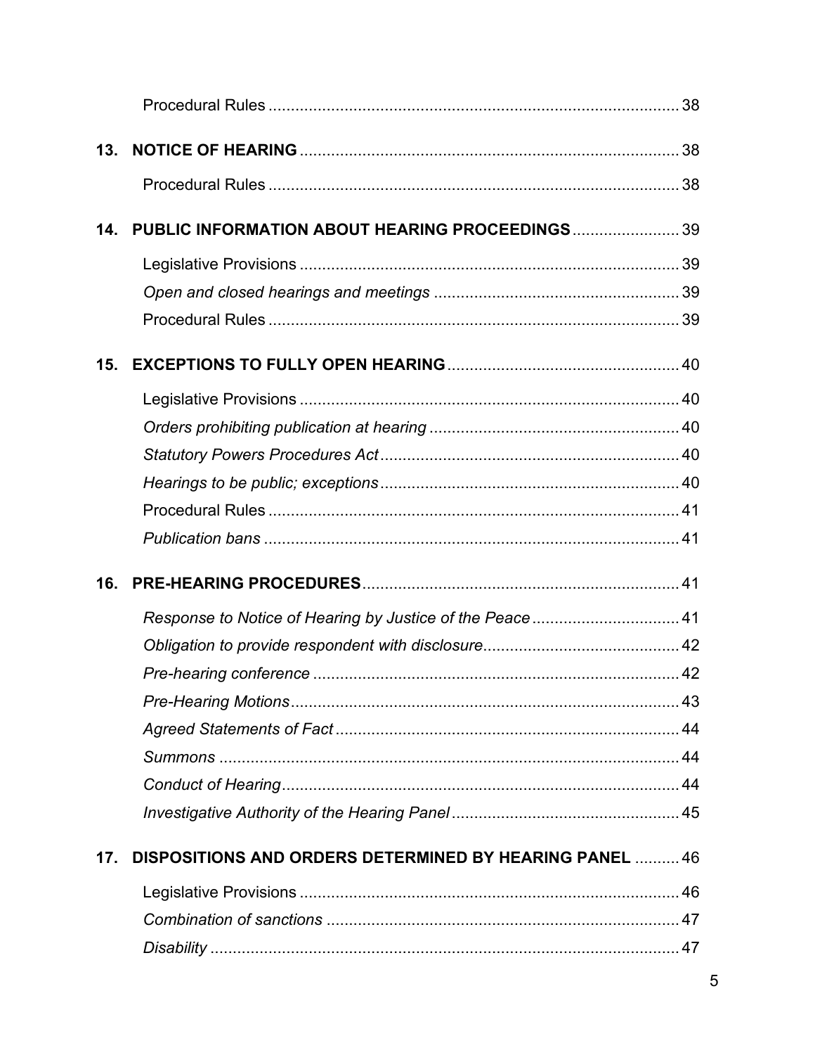| | | |
|---|---|---|
| | Procedural Rules | 38 |
| **13.** | **NOTICE OF HEARING** | 38 |
| | Procedural Rules | 38 |
| **14.** | **PUBLIC INFORMATION ABOUT HEARING PROCEEDINGS** | 39 |
| | Legislative Provisions | 39 |
| | *Open and closed hearings and meetings* | 39 |
| | Procedural Rules | 39 |
| **15.** | **EXCEPTIONS TO FULLY OPEN HEARING** | 40 |
| | Legislative Provisions | 40 |
| | *Orders prohibiting publication at hearing* | 40 |
| | *Statutory Powers Procedures Act* | 40 |
| | *Hearings to be public; exceptions* | 40 |
| | Procedural Rules | 41 |
| | *Publication bans* | 41 |
| **16.** | **PRE-HEARING PROCEDURES** | 41 |
| | *Response to Notice of Hearing by Justice of the Peace* | 41 |
| | *Obligation to provide respondent with disclosure* | 42 |
| | *Pre-hearing conference* | 42 |
| | *Pre-Hearing Motions* | 43 |
| | *Agreed Statements of Fact* | 44 |
| | *Summons* | 44 |
| | *Conduct of Hearing* | 44 |
| | *Investigative Authority of the Hearing Panel* | 45 |
| **17.** | **DISPOSITIONS AND ORDERS DETERMINED BY HEARING PANEL** | 46 |
| | Legislative Provisions | 46 |
| | *Combination of sanctions* | 47 |
| | *Disability* | 47 |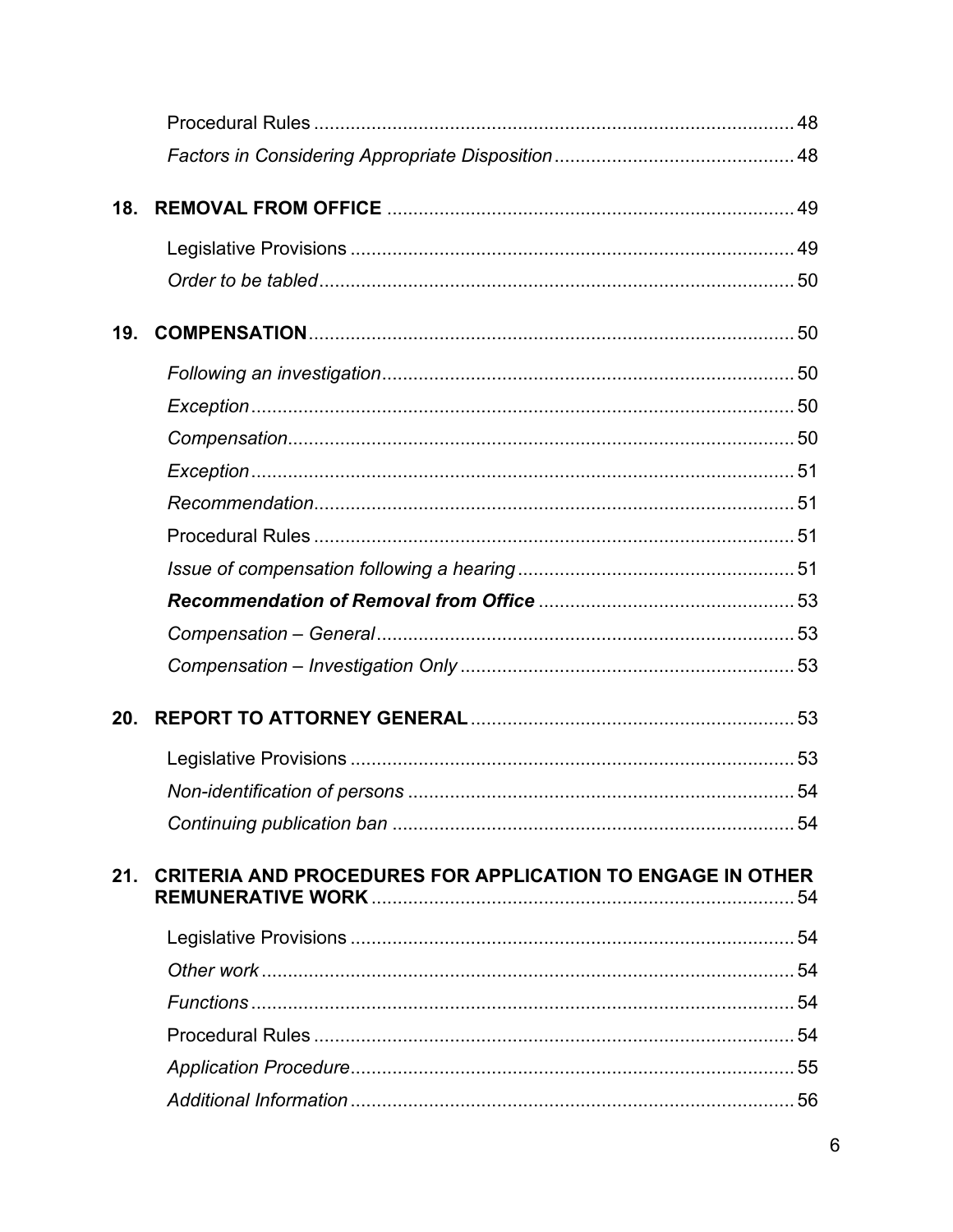Procedural Rules ........................................................................................... 48

*Factors in Considering Appropriate Disposition* ............................................. 48

**18. REMOVAL FROM OFFICE** ............................................................................ 49

Legislative Provisions .................................................................................... 49

*Order to be tabled* .......................................................................................... 50

**19. COMPENSATION** ........................................................................................... 50

*Following an investigation* .............................................................................. 50

*Exception* ....................................................................................................... 50

*Compensation* ................................................................................................ 50

*Exception* ....................................................................................................... 51

*Recommendation* ........................................................................................... 51

Procedural Rules ........................................................................................... 51

*Issue of compensation following a hearing* ..................................................... 51

***Recommendation of Removal from Office*** ................................................. 53

*Compensation – General* ............................................................................... 53

*Compensation – Investigation Only* ............................................................... 53

**20. REPORT TO ATTORNEY GENERAL** ............................................................. 53

Legislative Provisions .................................................................................... 53

*Non-identification of persons* ......................................................................... 54

*Continuing publication ban* ............................................................................ 54

**21. CRITERIA AND PROCEDURES FOR APPLICATION TO ENGAGE IN OTHER REMUNERATIVE WORK** ................................................................................ 54

Legislative Provisions .................................................................................... 54

*Other work* ..................................................................................................... 54

*Functions* ....................................................................................................... 54

Procedural Rules ........................................................................................... 54

*Application Procedure* .................................................................................... 55

*Additional Information* .................................................................................... 56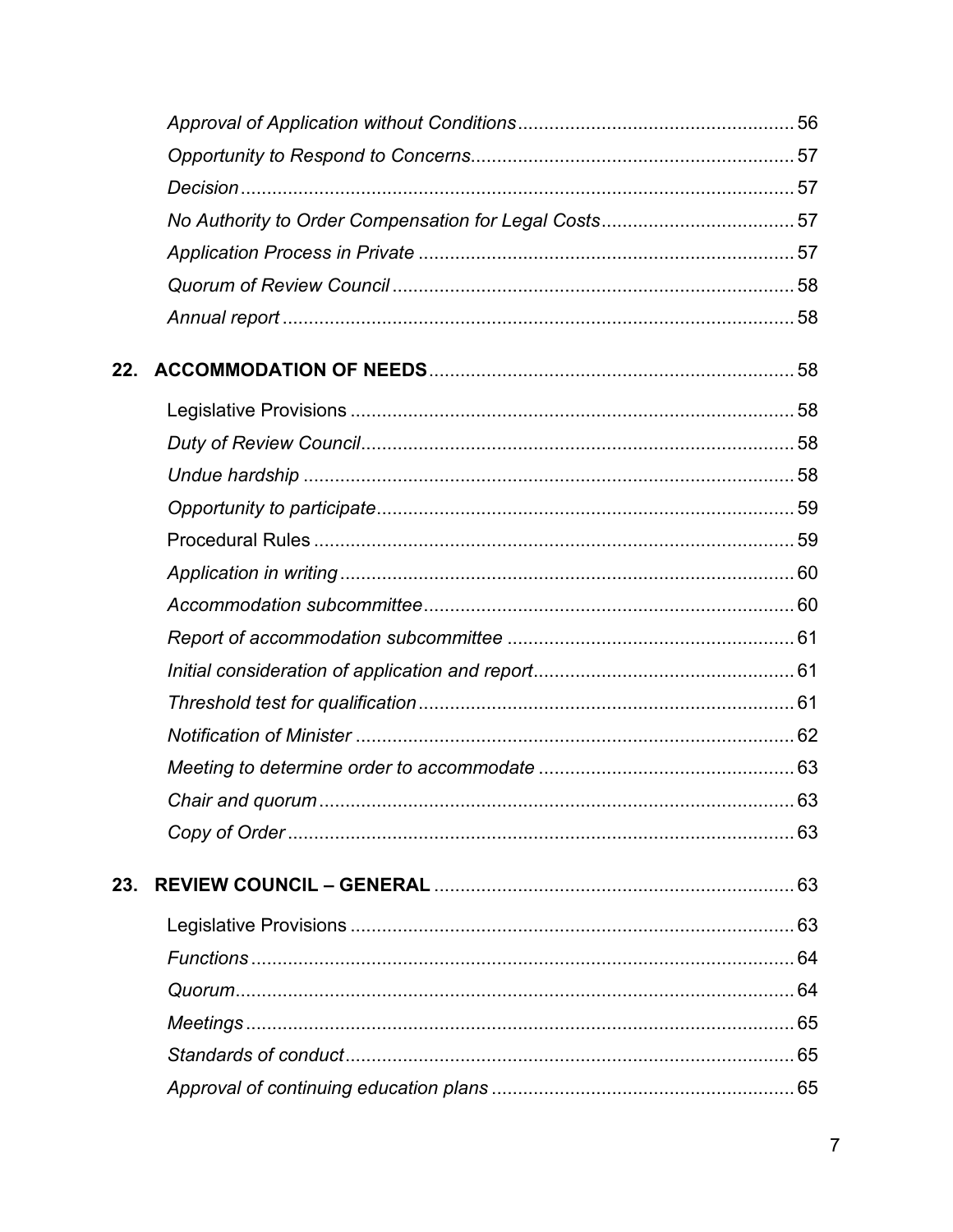*Approval of Application without Conditions* .... 56
*Opportunity to Respond to Concerns* .... 57
*Decision* .... 57
*No Authority to Order Compensation for Legal Costs* .... 57
*Application Process in Private* .... 57
*Quorum of Review Council* .... 58
*Annual report* .... 58

**22. ACCOMMODATION OF NEEDS** .... 58

Legislative Provisions .... 58
*Duty of Review Council* .... 58
*Undue hardship* .... 58
*Opportunity to participate* .... 59
Procedural Rules .... 59
*Application in writing* .... 60
*Accommodation subcommittee* .... 60
*Report of accommodation subcommittee* .... 61
*Initial consideration of application and report* .... 61
*Threshold test for qualification* .... 61
*Notification of Minister* .... 62
*Meeting to determine order to accommodate* .... 63
*Chair and quorum* .... 63
*Copy of Order* .... 63

**23. REVIEW COUNCIL – GENERAL** .... 63

Legislative Provisions .... 63
*Functions* .... 64
*Quorum* .... 64
*Meetings* .... 65
*Standards of conduct* .... 65
*Approval of continuing education plans* .... 65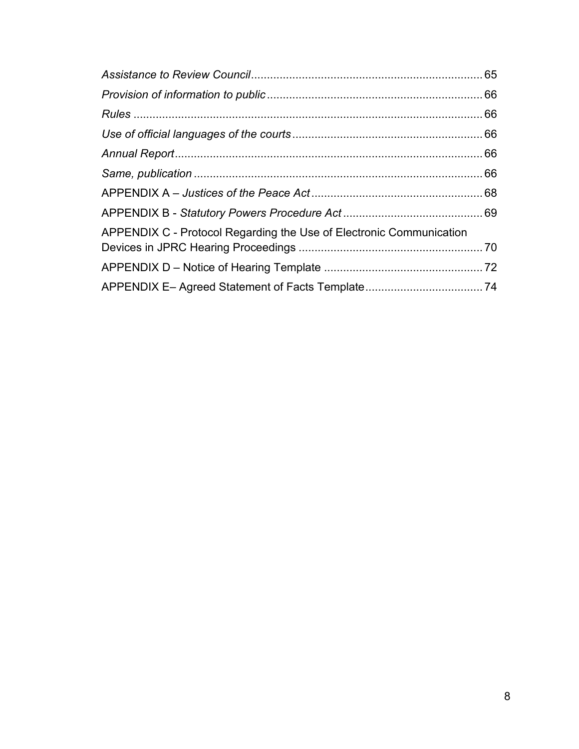*Assistance to Review Council* ........................................................................ 65

*Provision of information to public* .................................................................... 66

*Rules* ................................................................................................................ 66

*Use of official languages of the courts* ............................................................. 66

*Annual Report* .................................................................................................. 66

*Same, publication* ............................................................................................ 66

APPENDIX A – *Justices of the Peace Act* ...................................................... 68

APPENDIX B - *Statutory Powers Procedure Act* ............................................ 69

APPENDIX C - Protocol Regarding the Use of Electronic Communication Devices in JPRC Hearing Proceedings .......................................................... 70

APPENDIX D – Notice of Hearing Template .................................................. 72

APPENDIX E– Agreed Statement of Facts Template ..................................... 74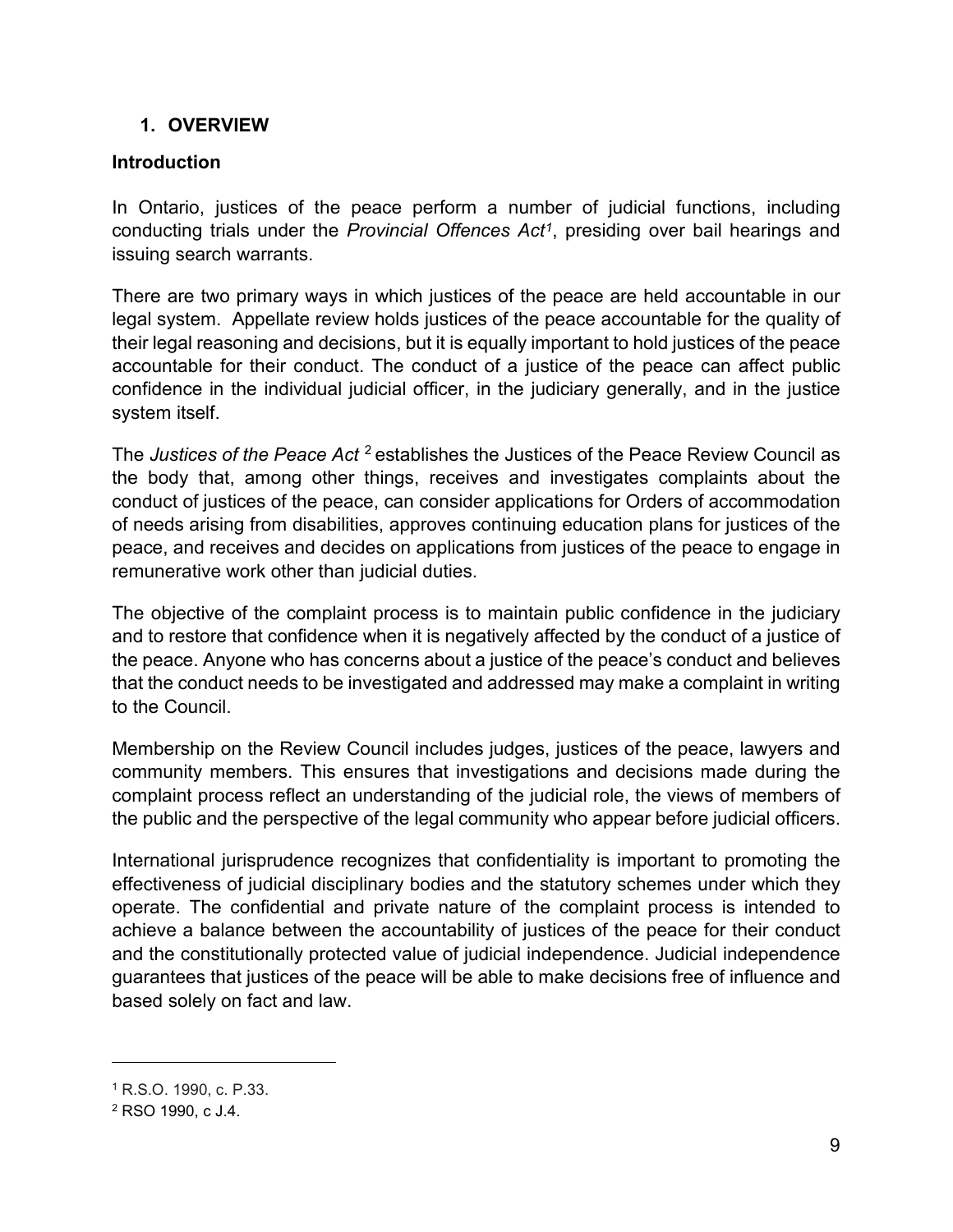## 1. OVERVIEW

### Introduction

In Ontario, justices of the peace perform a number of judicial functions, including conducting trials under the *Provincial Offences Act*[1], presiding over bail hearings and issuing search warrants.

There are two primary ways in which justices of the peace are held accountable in our legal system. Appellate review holds justices of the peace accountable for the quality of their legal reasoning and decisions, but it is equally important to hold justices of the peace accountable for their conduct. The conduct of a justice of the peace can affect public confidence in the individual judicial officer, in the judiciary generally, and in the justice system itself.

The *Justices of the Peace Act* [2] establishes the Justices of the Peace Review Council as the body that, among other things, receives and investigates complaints about the conduct of justices of the peace, can consider applications for Orders of accommodation of needs arising from disabilities, approves continuing education plans for justices of the peace, and receives and decides on applications from justices of the peace to engage in remunerative work other than judicial duties.

The objective of the complaint process is to maintain public confidence in the judiciary and to restore that confidence when it is negatively affected by the conduct of a justice of the peace. Anyone who has concerns about a justice of the peace's conduct and believes that the conduct needs to be investigated and addressed may make a complaint in writing to the Council.

Membership on the Review Council includes judges, justices of the peace, lawyers and community members. This ensures that investigations and decisions made during the complaint process reflect an understanding of the judicial role, the views of members of the public and the perspective of the legal community who appear before judicial officers.

International jurisprudence recognizes that confidentiality is important to promoting the effectiveness of judicial disciplinary bodies and the statutory schemes under which they operate. The confidential and private nature of the complaint process is intended to achieve a balance between the accountability of justices of the peace for their conduct and the constitutionally protected value of judicial independence. Judicial independence guarantees that justices of the peace will be able to make decisions free of influence and based solely on fact and law.

---

[1] R.S.O. 1990, c. P.33.

[2] RSO 1990, c J.4.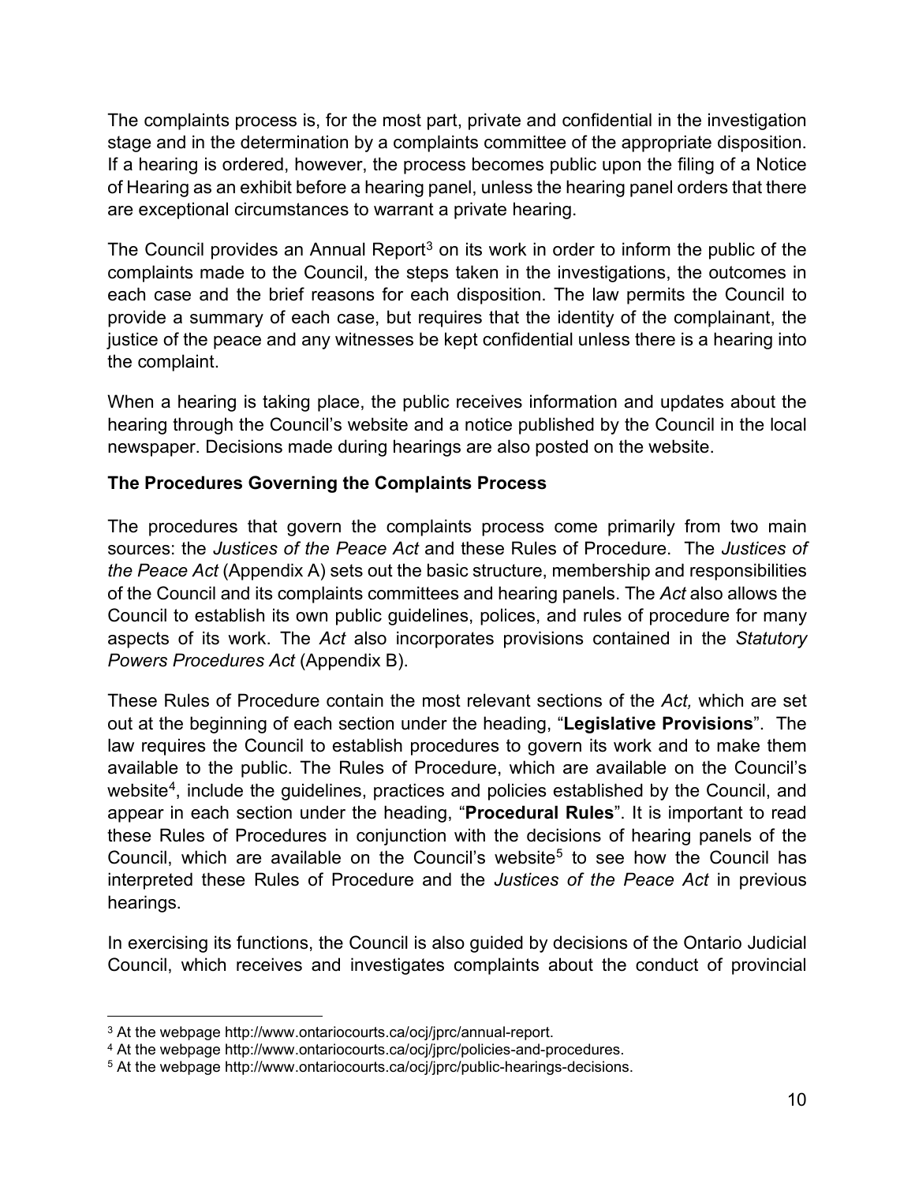The complaints process is, for the most part, private and confidential in the investigation stage and in the determination by a complaints committee of the appropriate disposition. If a hearing is ordered, however, the process becomes public upon the filing of a Notice of Hearing as an exhibit before a hearing panel, unless the hearing panel orders that there are exceptional circumstances to warrant a private hearing.

The Council provides an Annual Report[3] on its work in order to inform the public of the complaints made to the Council, the steps taken in the investigations, the outcomes in each case and the brief reasons for each disposition. The law permits the Council to provide a summary of each case, but requires that the identity of the complainant, the justice of the peace and any witnesses be kept confidential unless there is a hearing into the complaint.

When a hearing is taking place, the public receives information and updates about the hearing through the Council's website and a notice published by the Council in the local newspaper. Decisions made during hearings are also posted on the website.

**The Procedures Governing the Complaints Process**

The procedures that govern the complaints process come primarily from two main sources: the *Justices of the Peace Act* and these Rules of Procedure. The *Justices of the Peace Act* (Appendix A) sets out the basic structure, membership and responsibilities of the Council and its complaints committees and hearing panels. The *Act* also allows the Council to establish its own public guidelines, polices, and rules of procedure for many aspects of its work. The *Act* also incorporates provisions contained in the *Statutory Powers Procedures Act* (Appendix B).

These Rules of Procedure contain the most relevant sections of the *Act,* which are set out at the beginning of each section under the heading, "**Legislative Provisions**". The law requires the Council to establish procedures to govern its work and to make them available to the public. The Rules of Procedure, which are available on the Council's website[4], include the guidelines, practices and policies established by the Council, and appear in each section under the heading, "**Procedural Rules**". It is important to read these Rules of Procedures in conjunction with the decisions of hearing panels of the Council, which are available on the Council's website[5] to see how the Council has interpreted these Rules of Procedure and the *Justices of the Peace Act* in previous hearings.

In exercising its functions, the Council is also guided by decisions of the Ontario Judicial Council, which receives and investigates complaints about the conduct of provincial

---

[3] At the webpage http://www.ontariocourts.ca/ocj/jprc/annual-report.

[4] At the webpage http://www.ontariocourts.ca/ocj/jprc/policies-and-procedures.

[5] At the webpage http://www.ontariocourts.ca/ocj/jprc/public-hearings-decisions.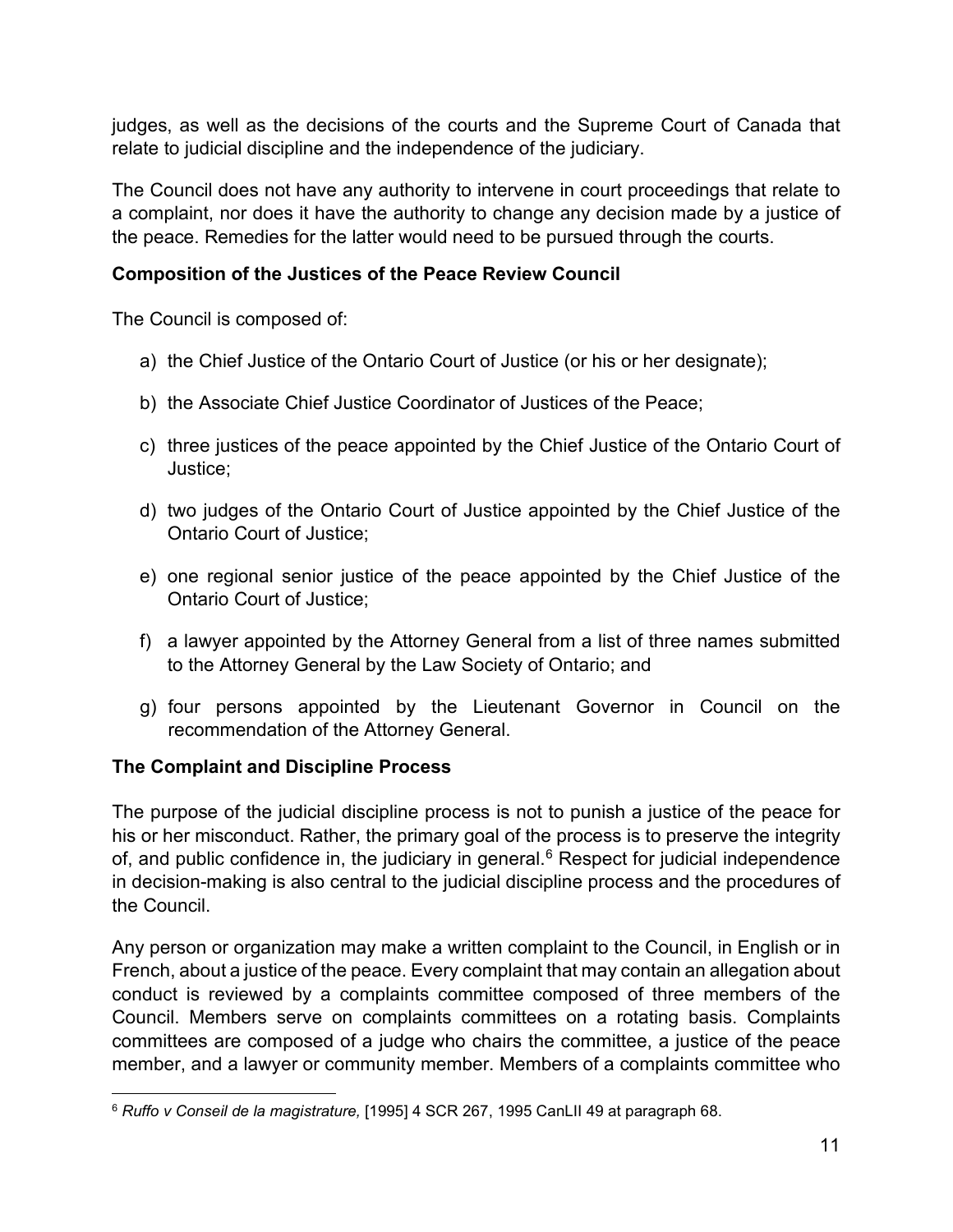judges, as well as the decisions of the courts and the Supreme Court of Canada that relate to judicial discipline and the independence of the judiciary.

The Council does not have any authority to intervene in court proceedings that relate to a complaint, nor does it have the authority to change any decision made by a justice of the peace. Remedies for the latter would need to be pursued through the courts.

**Composition of the Justices of the Peace Review Council**

The Council is composed of:

a) the Chief Justice of the Ontario Court of Justice (or his or her designate);

b) the Associate Chief Justice Coordinator of Justices of the Peace;

c) three justices of the peace appointed by the Chief Justice of the Ontario Court of Justice;

d) two judges of the Ontario Court of Justice appointed by the Chief Justice of the Ontario Court of Justice;

e) one regional senior justice of the peace appointed by the Chief Justice of the Ontario Court of Justice;

f) a lawyer appointed by the Attorney General from a list of three names submitted to the Attorney General by the Law Society of Ontario; and

g) four persons appointed by the Lieutenant Governor in Council on the recommendation of the Attorney General.

**The Complaint and Discipline Process**

The purpose of the judicial discipline process is not to punish a justice of the peace for his or her misconduct. Rather, the primary goal of the process is to preserve the integrity of, and public confidence in, the judiciary in general.[6] Respect for judicial independence in decision-making is also central to the judicial discipline process and the procedures of the Council.

Any person or organization may make a written complaint to the Council, in English or in French, about a justice of the peace. Every complaint that may contain an allegation about conduct is reviewed by a complaints committee composed of three members of the Council. Members serve on complaints committees on a rotating basis. Complaints committees are composed of a judge who chairs the committee, a justice of the peace member, and a lawyer or community member. Members of a complaints committee who

[6] *Ruffo v Conseil de la magistrature,* [1995] 4 SCR 267, 1995 CanLII 49 at paragraph 68.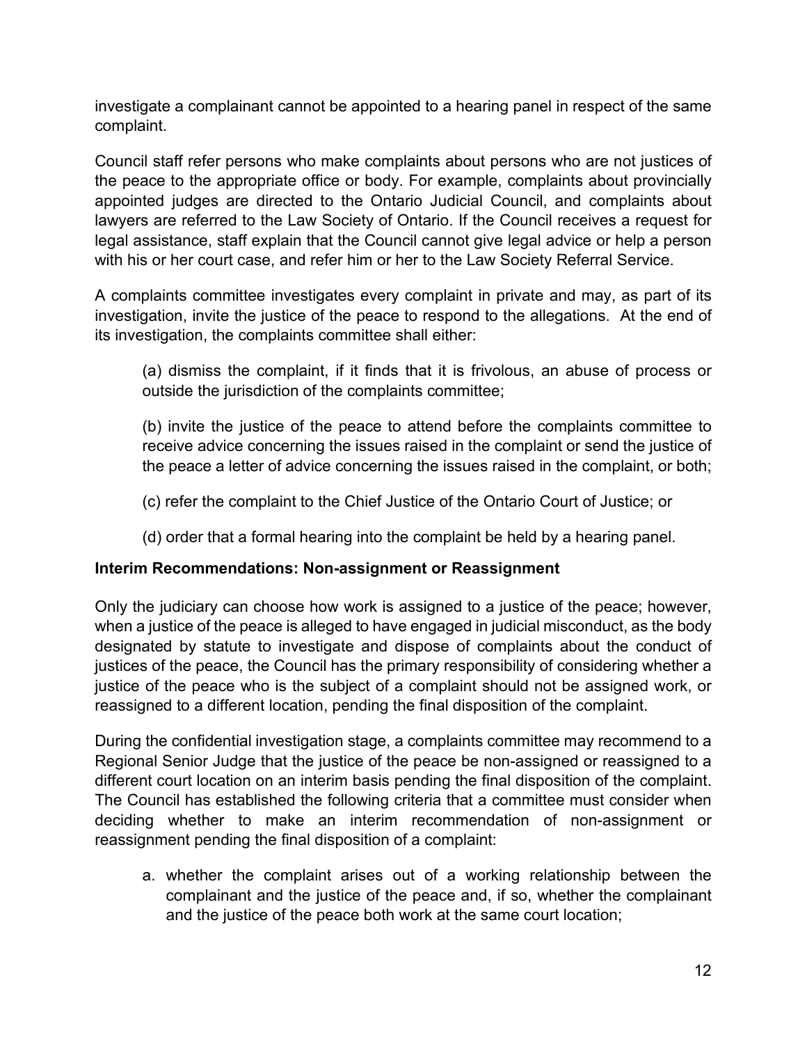investigate a complainant cannot be appointed to a hearing panel in respect of the same complaint.

Council staff refer persons who make complaints about persons who are not justices of the peace to the appropriate office or body. For example, complaints about provincially appointed judges are directed to the Ontario Judicial Council, and complaints about lawyers are referred to the Law Society of Ontario. If the Council receives a request for legal assistance, staff explain that the Council cannot give legal advice or help a person with his or her court case, and refer him or her to the Law Society Referral Service.

A complaints committee investigates every complaint in private and may, as part of its investigation, invite the justice of the peace to respond to the allegations. At the end of its investigation, the complaints committee shall either:

(a) dismiss the complaint, if it finds that it is frivolous, an abuse of process or outside the jurisdiction of the complaints committee;

(b) invite the justice of the peace to attend before the complaints committee to receive advice concerning the issues raised in the complaint or send the justice of the peace a letter of advice concerning the issues raised in the complaint, or both;

(c) refer the complaint to the Chief Justice of the Ontario Court of Justice; or

(d) order that a formal hearing into the complaint be held by a hearing panel.

**Interim Recommendations: Non-assignment or Reassignment**

Only the judiciary can choose how work is assigned to a justice of the peace; however, when a justice of the peace is alleged to have engaged in judicial misconduct, as the body designated by statute to investigate and dispose of complaints about the conduct of justices of the peace, the Council has the primary responsibility of considering whether a justice of the peace who is the subject of a complaint should not be assigned work, or reassigned to a different location, pending the final disposition of the complaint.

During the confidential investigation stage, a complaints committee may recommend to a Regional Senior Judge that the justice of the peace be non-assigned or reassigned to a different court location on an interim basis pending the final disposition of the complaint. The Council has established the following criteria that a committee must consider when deciding whether to make an interim recommendation of non-assignment or reassignment pending the final disposition of a complaint:

a. whether the complaint arises out of a working relationship between the complainant and the justice of the peace and, if so, whether the complainant and the justice of the peace both work at the same court location;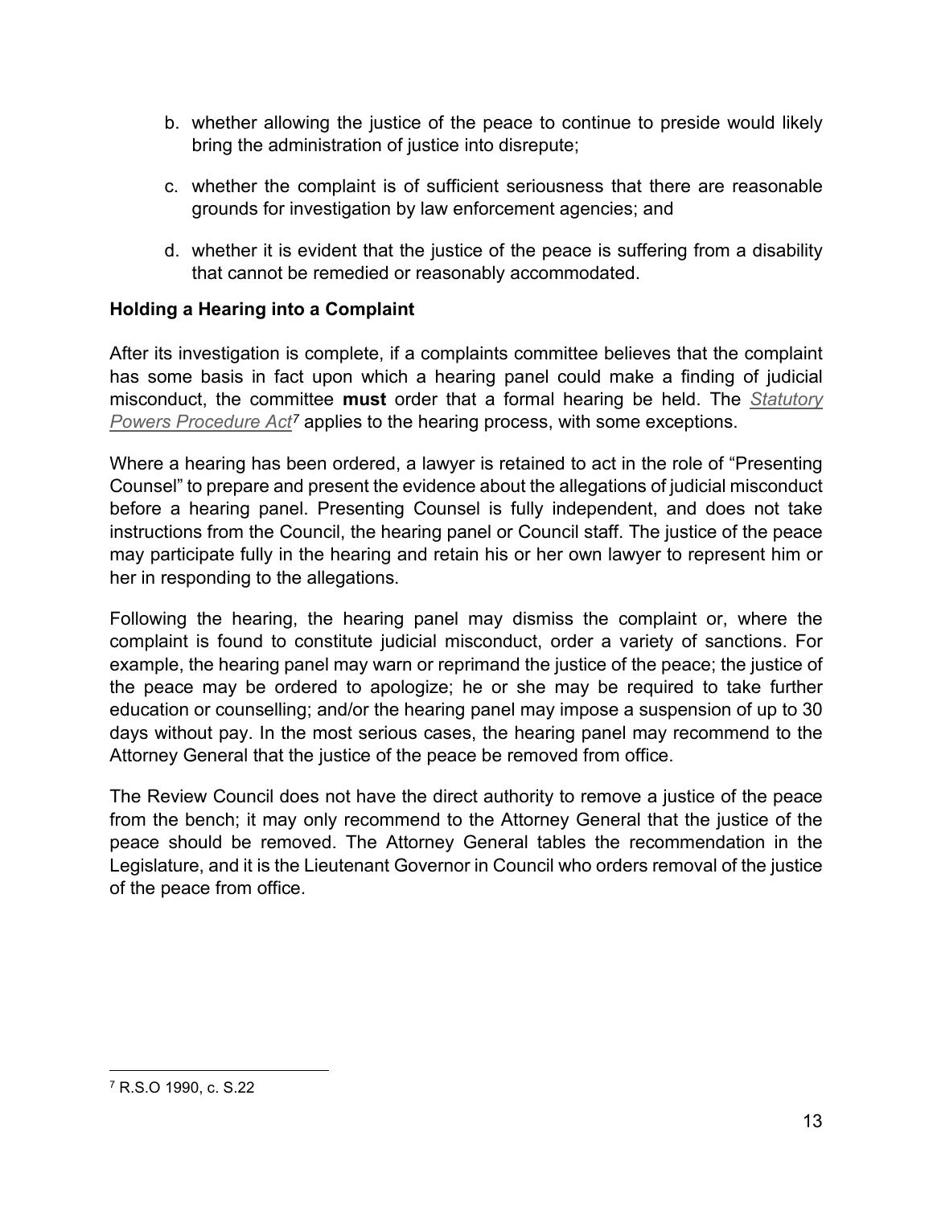b. whether allowing the justice of the peace to continue to preside would likely bring the administration of justice into disrepute;

c. whether the complaint is of sufficient seriousness that there are reasonable grounds for investigation by law enforcement agencies; and

d. whether it is evident that the justice of the peace is suffering from a disability that cannot be remedied or reasonably accommodated.

**Holding a Hearing into a Complaint**

After its investigation is complete, if a complaints committee believes that the complaint has some basis in fact upon which a hearing panel could make a finding of judicial misconduct, the committee **must** order that a formal hearing be held. The *Statutory Powers Procedure Act*[7] applies to the hearing process, with some exceptions.

Where a hearing has been ordered, a lawyer is retained to act in the role of "Presenting Counsel" to prepare and present the evidence about the allegations of judicial misconduct before a hearing panel. Presenting Counsel is fully independent, and does not take instructions from the Council, the hearing panel or Council staff. The justice of the peace may participate fully in the hearing and retain his or her own lawyer to represent him or her in responding to the allegations.

Following the hearing, the hearing panel may dismiss the complaint or, where the complaint is found to constitute judicial misconduct, order a variety of sanctions. For example, the hearing panel may warn or reprimand the justice of the peace; the justice of the peace may be ordered to apologize; he or she may be required to take further education or counselling; and/or the hearing panel may impose a suspension of up to 30 days without pay. In the most serious cases, the hearing panel may recommend to the Attorney General that the justice of the peace be removed from office.

The Review Council does not have the direct authority to remove a justice of the peace from the bench; it may only recommend to the Attorney General that the justice of the peace should be removed. The Attorney General tables the recommendation in the Legislature, and it is the Lieutenant Governor in Council who orders removal of the justice of the peace from office.

[7] R.S.O 1990, c. S.22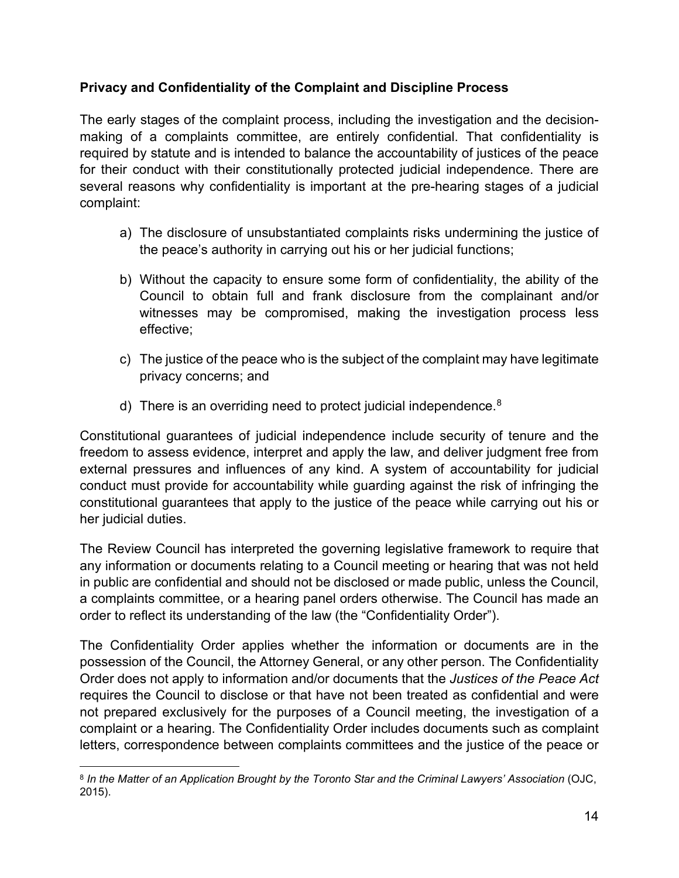**Privacy and Confidentiality of the Complaint and Discipline Process**

The early stages of the complaint process, including the investigation and the decision-making of a complaints committee, are entirely confidential. That confidentiality is required by statute and is intended to balance the accountability of justices of the peace for their conduct with their constitutionally protected judicial independence. There are several reasons why confidentiality is important at the pre-hearing stages of a judicial complaint:

a) The disclosure of unsubstantiated complaints risks undermining the justice of the peace's authority in carrying out his or her judicial functions;

b) Without the capacity to ensure some form of confidentiality, the ability of the Council to obtain full and frank disclosure from the complainant and/or witnesses may be compromised, making the investigation process less effective;

c) The justice of the peace who is the subject of the complaint may have legitimate privacy concerns; and

d) There is an overriding need to protect judicial independence.[8]

Constitutional guarantees of judicial independence include security of tenure and the freedom to assess evidence, interpret and apply the law, and deliver judgment free from external pressures and influences of any kind. A system of accountability for judicial conduct must provide for accountability while guarding against the risk of infringing the constitutional guarantees that apply to the justice of the peace while carrying out his or her judicial duties.

The Review Council has interpreted the governing legislative framework to require that any information or documents relating to a Council meeting or hearing that was not held in public are confidential and should not be disclosed or made public, unless the Council, a complaints committee, or a hearing panel orders otherwise. The Council has made an order to reflect its understanding of the law (the "Confidentiality Order").

The Confidentiality Order applies whether the information or documents are in the possession of the Council, the Attorney General, or any other person. The Confidentiality Order does not apply to information and/or documents that the *Justices of the Peace Act* requires the Council to disclose or that have not been treated as confidential and were not prepared exclusively for the purposes of a Council meeting, the investigation of a complaint or a hearing. The Confidentiality Order includes documents such as complaint letters, correspondence between complaints committees and the justice of the peace or

---

[8] *In the Matter of an Application Brought by the Toronto Star and the Criminal Lawyers' Association* (OJC, 2015).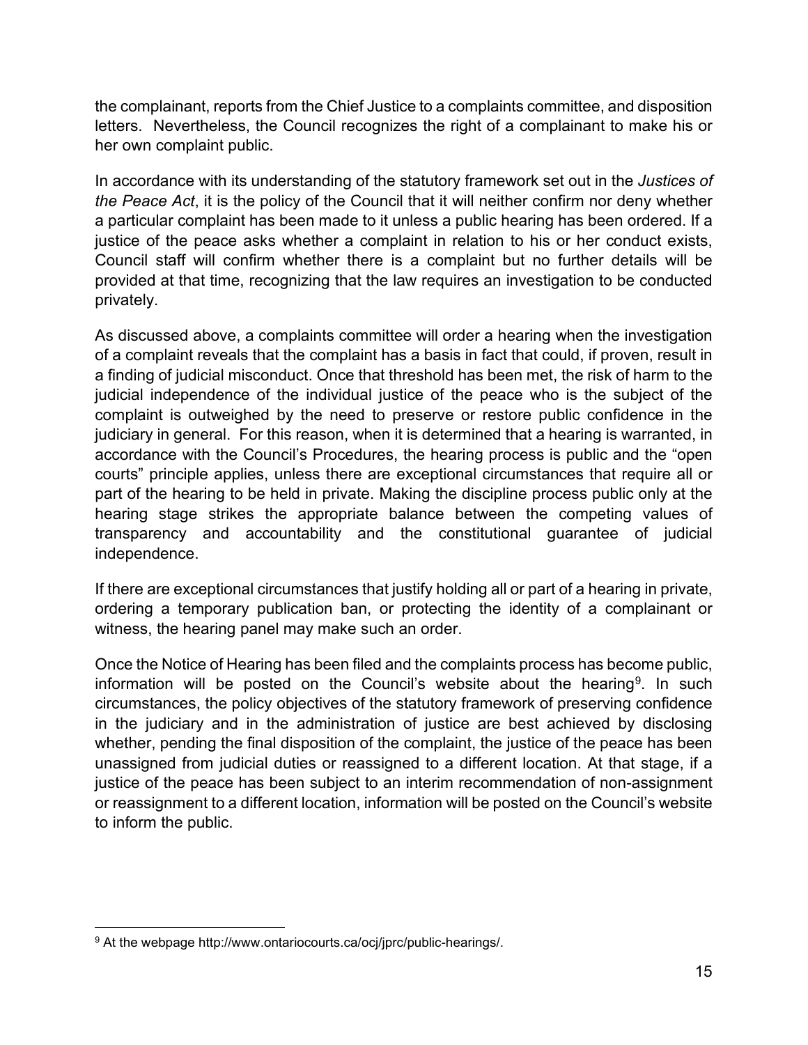the complainant, reports from the Chief Justice to a complaints committee, and disposition letters. Nevertheless, the Council recognizes the right of a complainant to make his or her own complaint public.

In accordance with its understanding of the statutory framework set out in the *Justices of the Peace Act*, it is the policy of the Council that it will neither confirm nor deny whether a particular complaint has been made to it unless a public hearing has been ordered. If a justice of the peace asks whether a complaint in relation to his or her conduct exists, Council staff will confirm whether there is a complaint but no further details will be provided at that time, recognizing that the law requires an investigation to be conducted privately.

As discussed above, a complaints committee will order a hearing when the investigation of a complaint reveals that the complaint has a basis in fact that could, if proven, result in a finding of judicial misconduct. Once that threshold has been met, the risk of harm to the judicial independence of the individual justice of the peace who is the subject of the complaint is outweighed by the need to preserve or restore public confidence in the judiciary in general. For this reason, when it is determined that a hearing is warranted, in accordance with the Council's Procedures, the hearing process is public and the "open courts" principle applies, unless there are exceptional circumstances that require all or part of the hearing to be held in private. Making the discipline process public only at the hearing stage strikes the appropriate balance between the competing values of transparency and accountability and the constitutional guarantee of judicial independence.

If there are exceptional circumstances that justify holding all or part of a hearing in private, ordering a temporary publication ban, or protecting the identity of a complainant or witness, the hearing panel may make such an order.

Once the Notice of Hearing has been filed and the complaints process has become public, information will be posted on the Council's website about the hearing[9]. In such circumstances, the policy objectives of the statutory framework of preserving confidence in the judiciary and in the administration of justice are best achieved by disclosing whether, pending the final disposition of the complaint, the justice of the peace has been unassigned from judicial duties or reassigned to a different location. At that stage, if a justice of the peace has been subject to an interim recommendation of non-assignment or reassignment to a different location, information will be posted on the Council's website to inform the public.

---

[9] At the webpage http://www.ontariocourts.ca/ocj/jprc/public-hearings/.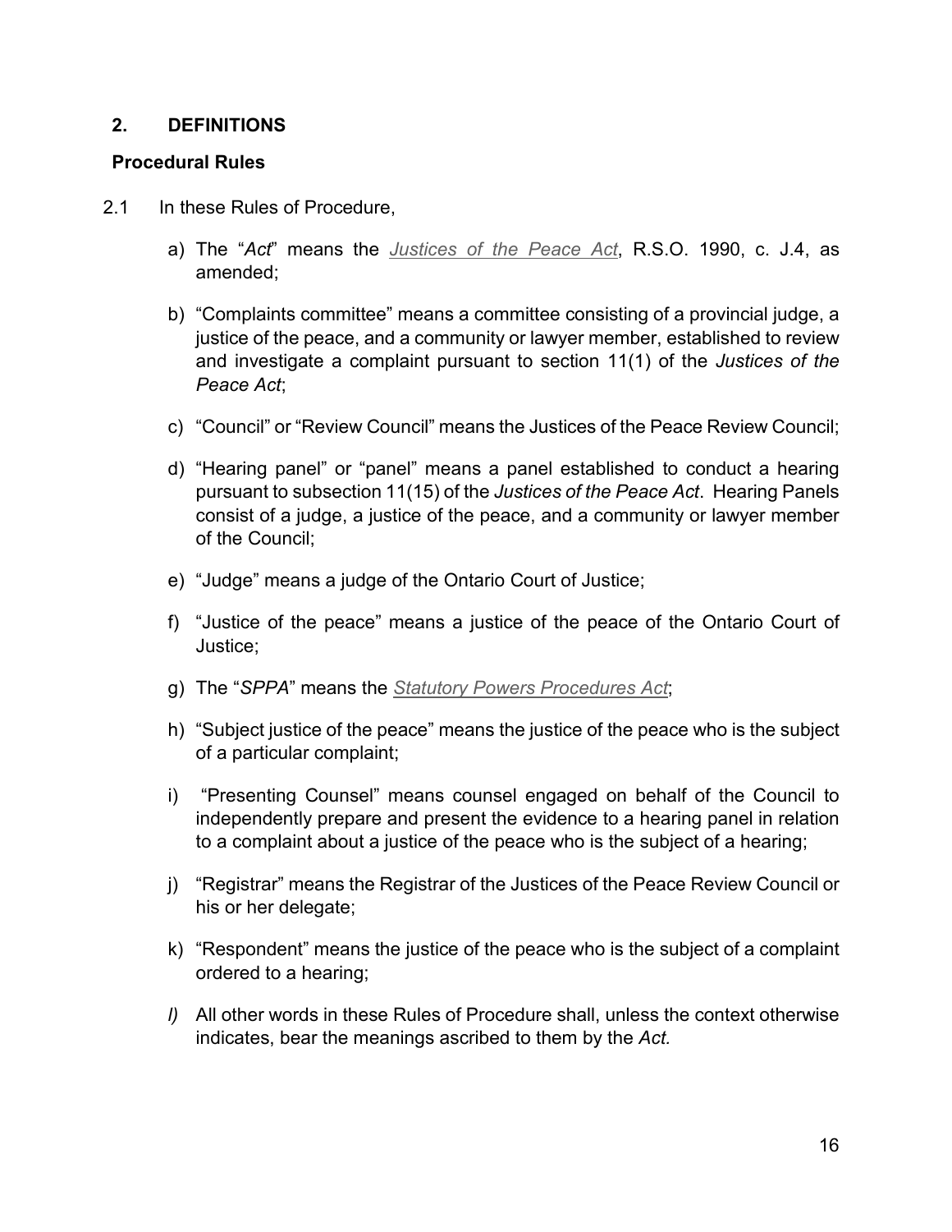## 2. DEFINITIONS

### Procedural Rules

2.1 In these Rules of Procedure,

a) The "*Act*" means the *Justices of the Peace Act*, R.S.O. 1990, c. J.4, as amended;

b) "Complaints committee" means a committee consisting of a provincial judge, a justice of the peace, and a community or lawyer member, established to review and investigate a complaint pursuant to section 11(1) of the *Justices of the Peace Act*;

c) "Council" or "Review Council" means the Justices of the Peace Review Council;

d) "Hearing panel" or "panel" means a panel established to conduct a hearing pursuant to subsection 11(15) of the *Justices of the Peace Act*. Hearing Panels consist of a judge, a justice of the peace, and a community or lawyer member of the Council;

e) "Judge" means a judge of the Ontario Court of Justice;

f) "Justice of the peace" means a justice of the peace of the Ontario Court of Justice;

g) The "*SPPA*" means the *Statutory Powers Procedures Act*;

h) "Subject justice of the peace" means the justice of the peace who is the subject of a particular complaint;

i) "Presenting Counsel" means counsel engaged on behalf of the Council to independently prepare and present the evidence to a hearing panel in relation to a complaint about a justice of the peace who is the subject of a hearing;

j) "Registrar" means the Registrar of the Justices of the Peace Review Council or his or her delegate;

k) "Respondent" means the justice of the peace who is the subject of a complaint ordered to a hearing;

*l)* All other words in these Rules of Procedure shall, unless the context otherwise indicates, bear the meanings ascribed to them by the *Act.*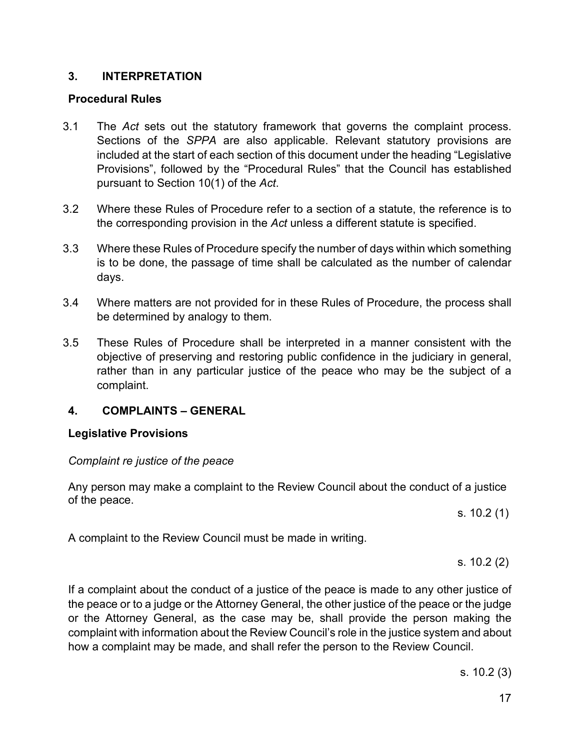## 3. INTERPRETATION

### Procedural Rules

3.1 The *Act* sets out the statutory framework that governs the complaint process. Sections of the *SPPA* are also applicable. Relevant statutory provisions are included at the start of each section of this document under the heading "Legislative Provisions", followed by the "Procedural Rules" that the Council has established pursuant to Section 10(1) of the *Act*.

3.2 Where these Rules of Procedure refer to a section of a statute, the reference is to the corresponding provision in the *Act* unless a different statute is specified.

3.3 Where these Rules of Procedure specify the number of days within which something is to be done, the passage of time shall be calculated as the number of calendar days.

3.4 Where matters are not provided for in these Rules of Procedure, the process shall be determined by analogy to them.

3.5 These Rules of Procedure shall be interpreted in a manner consistent with the objective of preserving and restoring public confidence in the judiciary in general, rather than in any particular justice of the peace who may be the subject of a complaint.

## 4. COMPLAINTS – GENERAL

### Legislative Provisions

*Complaint re justice of the peace*

Any person may make a complaint to the Review Council about the conduct of a justice of the peace.

s. 10.2 (1)

A complaint to the Review Council must be made in writing.

s. 10.2 (2)

If a complaint about the conduct of a justice of the peace is made to any other justice of the peace or to a judge or the Attorney General, the other justice of the peace or the judge or the Attorney General, as the case may be, shall provide the person making the complaint with information about the Review Council's role in the justice system and about how a complaint may be made, and shall refer the person to the Review Council.

s. 10.2 (3)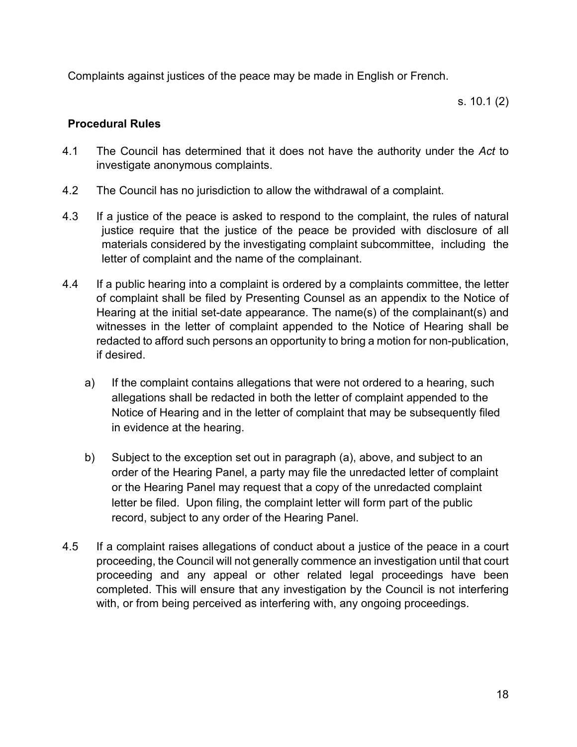Complaints against justices of the peace may be made in English or French.

s. 10.1 (2)

**Procedural Rules**

4.1 The Council has determined that it does not have the authority under the *Act* to investigate anonymous complaints.

4.2 The Council has no jurisdiction to allow the withdrawal of a complaint.

4.3 If a justice of the peace is asked to respond to the complaint, the rules of natural justice require that the justice of the peace be provided with disclosure of all materials considered by the investigating complaint subcommittee, including the letter of complaint and the name of the complainant.

4.4 If a public hearing into a complaint is ordered by a complaints committee, the letter of complaint shall be filed by Presenting Counsel as an appendix to the Notice of Hearing at the initial set-date appearance. The name(s) of the complainant(s) and witnesses in the letter of complaint appended to the Notice of Hearing shall be redacted to afford such persons an opportunity to bring a motion for non-publication, if desired.

   a) If the complaint contains allegations that were not ordered to a hearing, such allegations shall be redacted in both the letter of complaint appended to the Notice of Hearing and in the letter of complaint that may be subsequently filed in evidence at the hearing.

   b) Subject to the exception set out in paragraph (a), above, and subject to an order of the Hearing Panel, a party may file the unredacted letter of complaint or the Hearing Panel may request that a copy of the unredacted complaint letter be filed. Upon filing, the complaint letter will form part of the public record, subject to any order of the Hearing Panel.

4.5 If a complaint raises allegations of conduct about a justice of the peace in a court proceeding, the Council will not generally commence an investigation until that court proceeding and any appeal or other related legal proceedings have been completed. This will ensure that any investigation by the Council is not interfering with, or from being perceived as interfering with, any ongoing proceedings.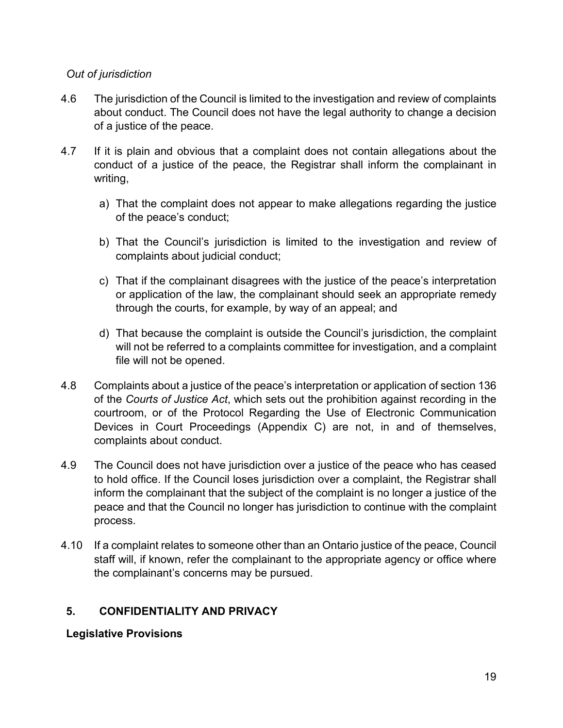*Out of jurisdiction*

4.6 The jurisdiction of the Council is limited to the investigation and review of complaints about conduct. The Council does not have the legal authority to change a decision of a justice of the peace.

4.7 If it is plain and obvious that a complaint does not contain allegations about the conduct of a justice of the peace, the Registrar shall inform the complainant in writing,

a) That the complaint does not appear to make allegations regarding the justice of the peace's conduct;

b) That the Council's jurisdiction is limited to the investigation and review of complaints about judicial conduct;

c) That if the complainant disagrees with the justice of the peace's interpretation or application of the law, the complainant should seek an appropriate remedy through the courts, for example, by way of an appeal; and

d) That because the complaint is outside the Council's jurisdiction, the complaint will not be referred to a complaints committee for investigation, and a complaint file will not be opened.

4.8 Complaints about a justice of the peace's interpretation or application of section 136 of the *Courts of Justice Act*, which sets out the prohibition against recording in the courtroom, or of the Protocol Regarding the Use of Electronic Communication Devices in Court Proceedings (Appendix C) are not, in and of themselves, complaints about conduct.

4.9 The Council does not have jurisdiction over a justice of the peace who has ceased to hold office. If the Council loses jurisdiction over a complaint, the Registrar shall inform the complainant that the subject of the complaint is no longer a justice of the peace and that the Council no longer has jurisdiction to continue with the complaint process.

4.10 If a complaint relates to someone other than an Ontario justice of the peace, Council staff will, if known, refer the complainant to the appropriate agency or office where the complainant's concerns may be pursued.

## 5. CONFIDENTIALITY AND PRIVACY

**Legislative Provisions**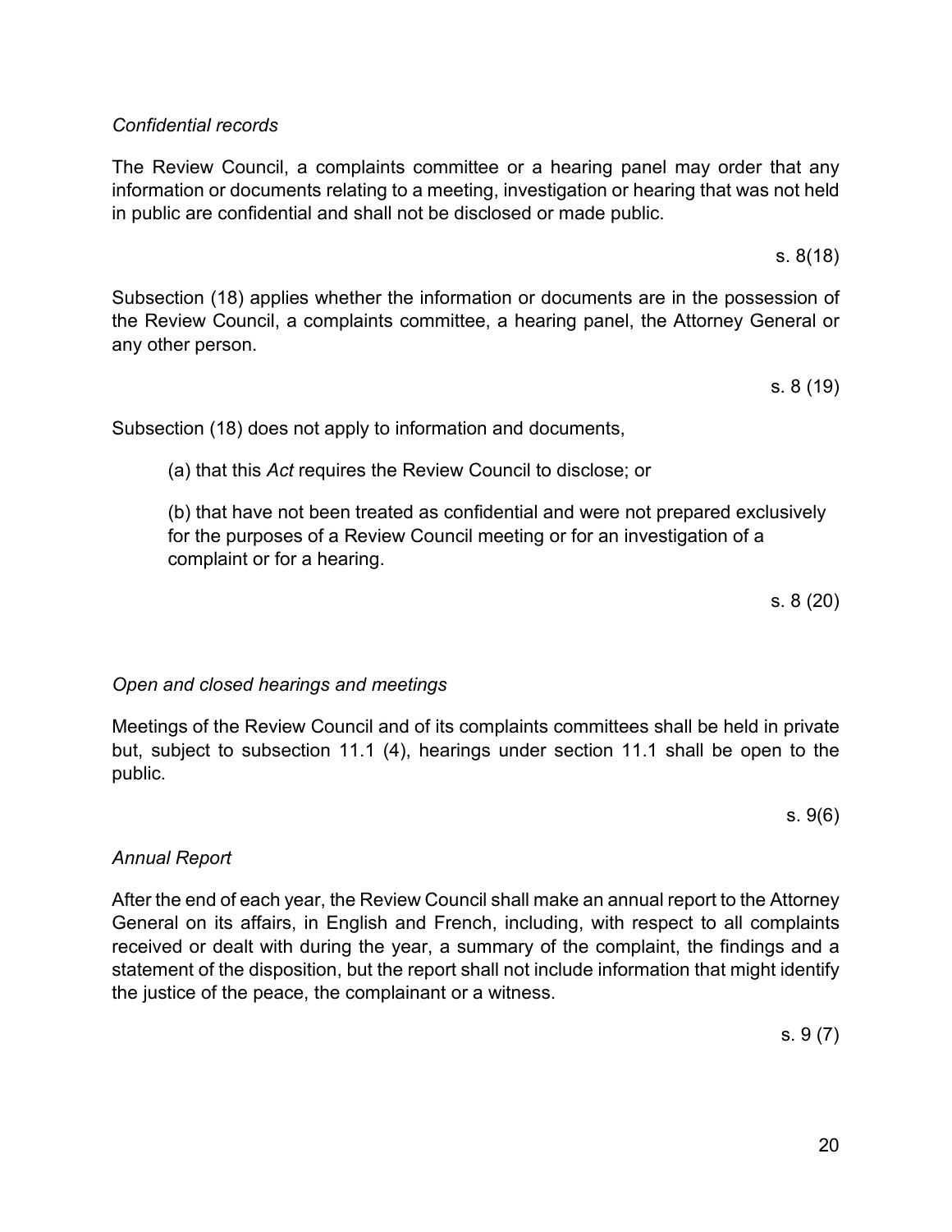*Confidential records*

The Review Council, a complaints committee or a hearing panel may order that any information or documents relating to a meeting, investigation or hearing that was not held in public are confidential and shall not be disclosed or made public.

s. 8(18)

Subsection (18) applies whether the information or documents are in the possession of the Review Council, a complaints committee, a hearing panel, the Attorney General or any other person.

s. 8 (19)

Subsection (18) does not apply to information and documents,

(a) that this *Act* requires the Review Council to disclose; or

(b) that have not been treated as confidential and were not prepared exclusively for the purposes of a Review Council meeting or for an investigation of a complaint or for a hearing.

s. 8 (20)

*Open and closed hearings and meetings*

Meetings of the Review Council and of its complaints committees shall be held in private but, subject to subsection 11.1 (4), hearings under section 11.1 shall be open to the public.

s. 9(6)

*Annual Report*

After the end of each year, the Review Council shall make an annual report to the Attorney General on its affairs, in English and French, including, with respect to all complaints received or dealt with during the year, a summary of the complaint, the findings and a statement of the disposition, but the report shall not include information that might identify the justice of the peace, the complainant or a witness.

s. 9 (7)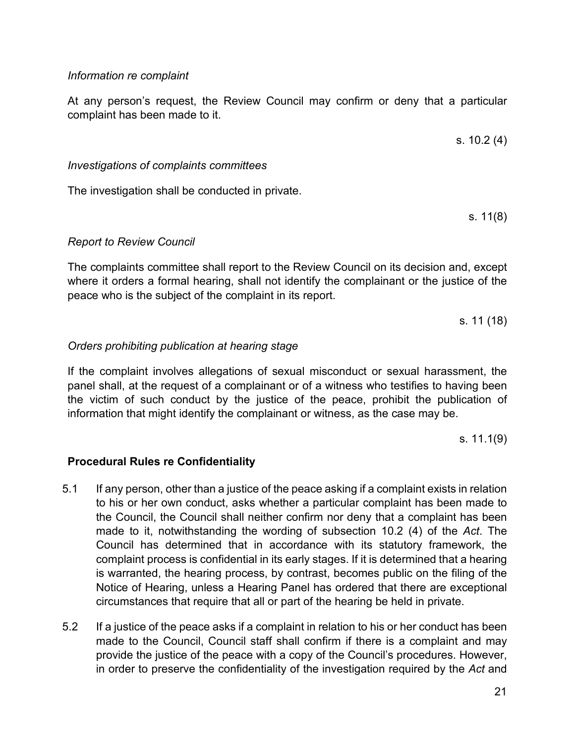*Information re complaint*

At any person's request, the Review Council may confirm or deny that a particular complaint has been made to it.

s. 10.2 (4)

*Investigations of complaints committees*

The investigation shall be conducted in private.

s. 11(8)

*Report to Review Council*

The complaints committee shall report to the Review Council on its decision and, except where it orders a formal hearing, shall not identify the complainant or the justice of the peace who is the subject of the complaint in its report.

s. 11 (18)

*Orders prohibiting publication at hearing stage*

If the complaint involves allegations of sexual misconduct or sexual harassment, the panel shall, at the request of a complainant or of a witness who testifies to having been the victim of such conduct by the justice of the peace, prohibit the publication of information that might identify the complainant or witness, as the case may be.

s. 11.1(9)

**Procedural Rules re Confidentiality**

5.1 If any person, other than a justice of the peace asking if a complaint exists in relation to his or her own conduct, asks whether a particular complaint has been made to the Council, the Council shall neither confirm nor deny that a complaint has been made to it, notwithstanding the wording of subsection 10.2 (4) of the *Act*. The Council has determined that in accordance with its statutory framework, the complaint process is confidential in its early stages. If it is determined that a hearing is warranted, the hearing process, by contrast, becomes public on the filing of the Notice of Hearing, unless a Hearing Panel has ordered that there are exceptional circumstances that require that all or part of the hearing be held in private.

5.2 If a justice of the peace asks if a complaint in relation to his or her conduct has been made to the Council, Council staff shall confirm if there is a complaint and may provide the justice of the peace with a copy of the Council's procedures. However, in order to preserve the confidentiality of the investigation required by the *Act* and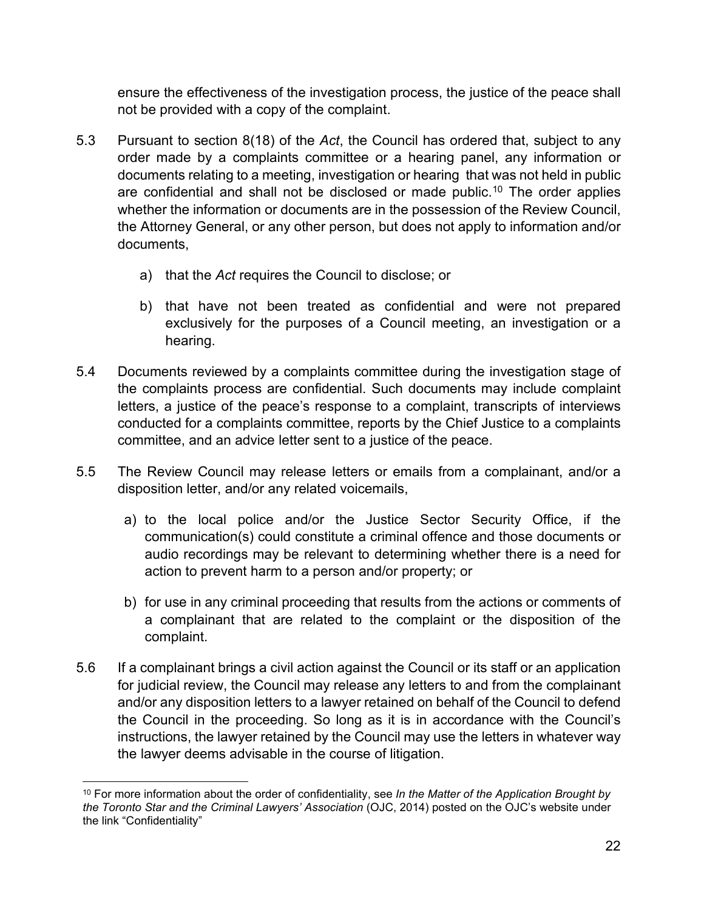ensure the effectiveness of the investigation process, the justice of the peace shall not be provided with a copy of the complaint.

5.3 Pursuant to section 8(18) of the *Act*, the Council has ordered that, subject to any order made by a complaints committee or a hearing panel, any information or documents relating to a meeting, investigation or hearing that was not held in public are confidential and shall not be disclosed or made public.[10] The order applies whether the information or documents are in the possession of the Review Council, the Attorney General, or any other person, but does not apply to information and/or documents,

  a) that the *Act* requires the Council to disclose; or

  b) that have not been treated as confidential and were not prepared exclusively for the purposes of a Council meeting, an investigation or a hearing.

5.4 Documents reviewed by a complaints committee during the investigation stage of the complaints process are confidential. Such documents may include complaint letters, a justice of the peace's response to a complaint, transcripts of interviews conducted for a complaints committee, reports by the Chief Justice to a complaints committee, and an advice letter sent to a justice of the peace.

5.5 The Review Council may release letters or emails from a complainant, and/or a disposition letter, and/or any related voicemails,

  a) to the local police and/or the Justice Sector Security Office, if the communication(s) could constitute a criminal offence and those documents or audio recordings may be relevant to determining whether there is a need for action to prevent harm to a person and/or property; or

  b) for use in any criminal proceeding that results from the actions or comments of a complainant that are related to the complaint or the disposition of the complaint.

5.6 If a complainant brings a civil action against the Council or its staff or an application for judicial review, the Council may release any letters to and from the complainant and/or any disposition letters to a lawyer retained on behalf of the Council to defend the Council in the proceeding. So long as it is in accordance with the Council's instructions, the lawyer retained by the Council may use the letters in whatever way the lawyer deems advisable in the course of litigation.

---

[10] For more information about the order of confidentiality, see *In the Matter of the Application Brought by the Toronto Star and the Criminal Lawyers' Association* (OJC, 2014) posted on the OJC's website under the link "Confidentiality"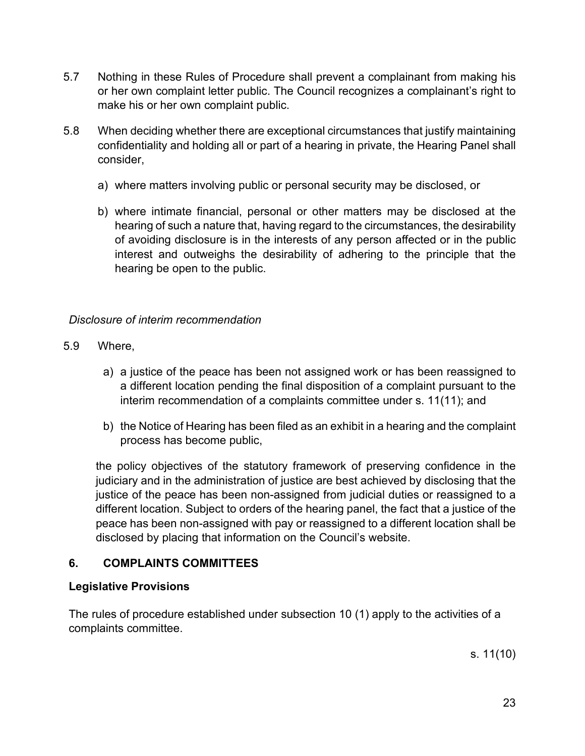5.7 Nothing in these Rules of Procedure shall prevent a complainant from making his or her own complaint letter public. The Council recognizes a complainant's right to make his or her own complaint public.

5.8 When deciding whether there are exceptional circumstances that justify maintaining confidentiality and holding all or part of a hearing in private, the Hearing Panel shall consider,

a) where matters involving public or personal security may be disclosed, or

b) where intimate financial, personal or other matters may be disclosed at the hearing of such a nature that, having regard to the circumstances, the desirability of avoiding disclosure is in the interests of any person affected or in the public interest and outweighs the desirability of adhering to the principle that the hearing be open to the public.

*Disclosure of interim recommendation*

5.9 Where,

a) a justice of the peace has been not assigned work or has been reassigned to a different location pending the final disposition of a complaint pursuant to the interim recommendation of a complaints committee under s. 11(11); and

b) the Notice of Hearing has been filed as an exhibit in a hearing and the complaint process has become public,

the policy objectives of the statutory framework of preserving confidence in the judiciary and in the administration of justice are best achieved by disclosing that the justice of the peace has been non-assigned from judicial duties or reassigned to a different location. Subject to orders of the hearing panel, the fact that a justice of the peace has been non-assigned with pay or reassigned to a different location shall be disclosed by placing that information on the Council's website.

## 6. COMPLAINTS COMMITTEES

### Legislative Provisions

The rules of procedure established under subsection 10 (1) apply to the activities of a complaints committee.

s. 11(10)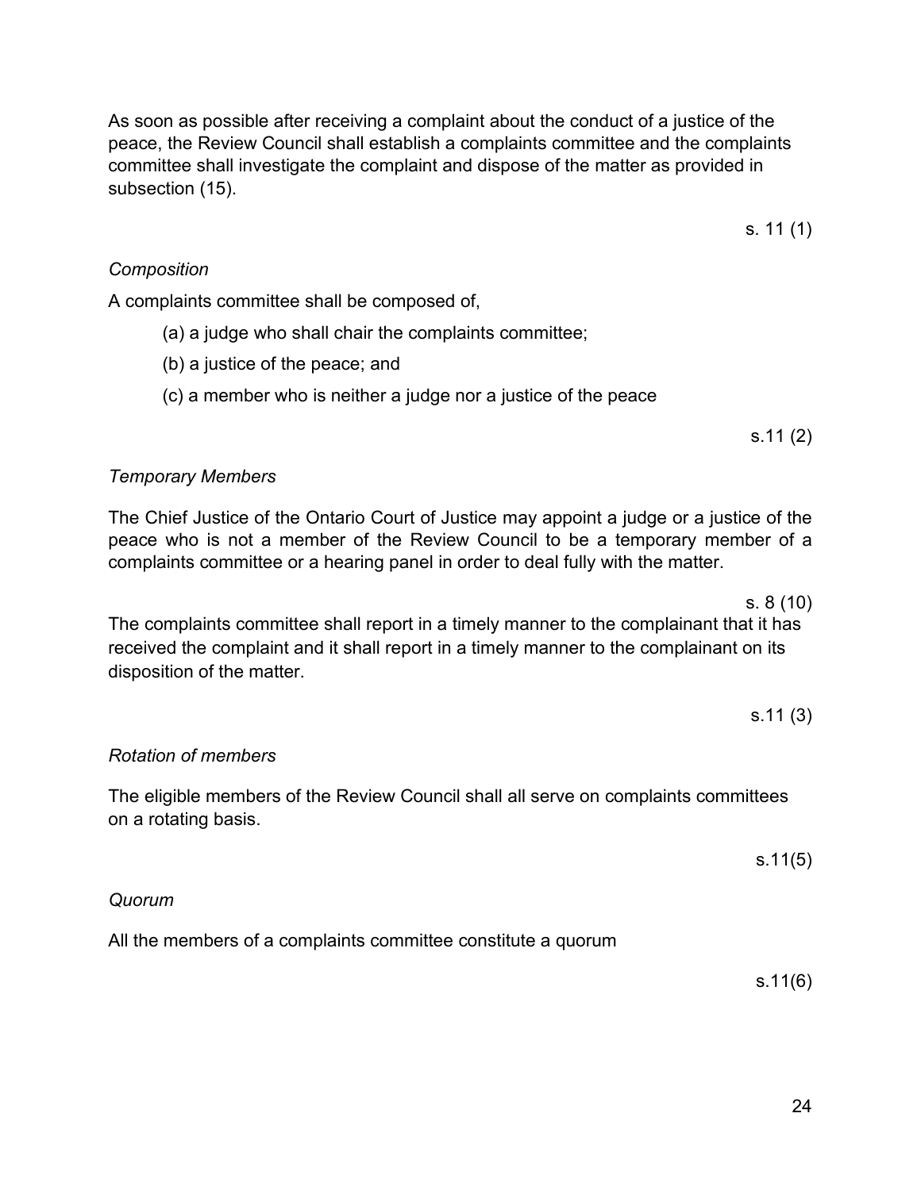As soon as possible after receiving a complaint about the conduct of a justice of the peace, the Review Council shall establish a complaints committee and the complaints committee shall investigate the complaint and dispose of the matter as provided in subsection (15).

s. 11 (1)

*Composition*

A complaints committee shall be composed of,

(a) a judge who shall chair the complaints committee;

(b) a justice of the peace; and

(c) a member who is neither a judge nor a justice of the peace

s.11 (2)

*Temporary Members*

The Chief Justice of the Ontario Court of Justice may appoint a judge or a justice of the peace who is not a member of the Review Council to be a temporary member of a complaints committee or a hearing panel in order to deal fully with the matter.

s. 8 (10)

The complaints committee shall report in a timely manner to the complainant that it has received the complaint and it shall report in a timely manner to the complainant on its disposition of the matter.

s.11 (3)

*Rotation of members*

The eligible members of the Review Council shall all serve on complaints committees on a rotating basis.

s.11(5)

*Quorum*

All the members of a complaints committee constitute a quorum

s.11(6)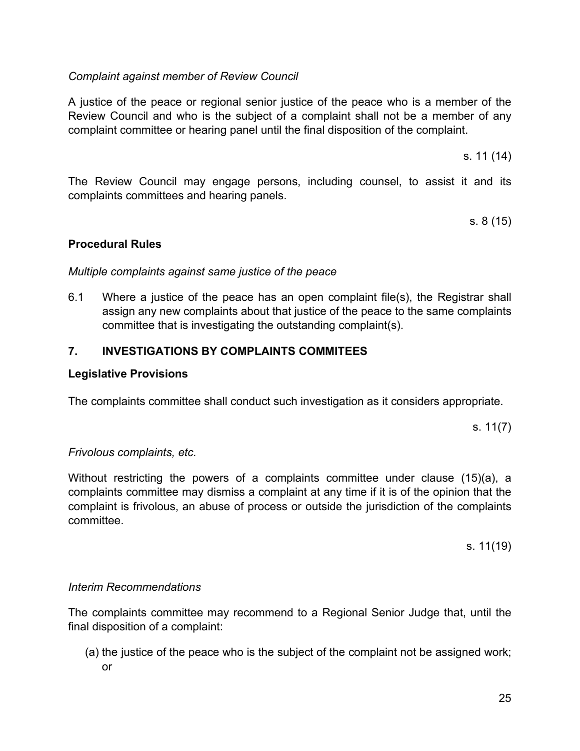*Complaint against member of Review Council*

A justice of the peace or regional senior justice of the peace who is a member of the Review Council and who is the subject of a complaint shall not be a member of any complaint committee or hearing panel until the final disposition of the complaint.

s. 11 (14)

The Review Council may engage persons, including counsel, to assist it and its complaints committees and hearing panels.

s. 8 (15)

**Procedural Rules**

*Multiple complaints against same justice of the peace*

6.1 Where a justice of the peace has an open complaint file(s), the Registrar shall assign any new complaints about that justice of the peace to the same complaints committee that is investigating the outstanding complaint(s).

## 7. INVESTIGATIONS BY COMPLAINTS COMMITEES

**Legislative Provisions**

The complaints committee shall conduct such investigation as it considers appropriate.

s. 11(7)

*Frivolous complaints, etc.*

Without restricting the powers of a complaints committee under clause (15)(a), a complaints committee may dismiss a complaint at any time if it is of the opinion that the complaint is frivolous, an abuse of process or outside the jurisdiction of the complaints committee.

s. 11(19)

*Interim Recommendations*

The complaints committee may recommend to a Regional Senior Judge that, until the final disposition of a complaint:

(a) the justice of the peace who is the subject of the complaint not be assigned work; or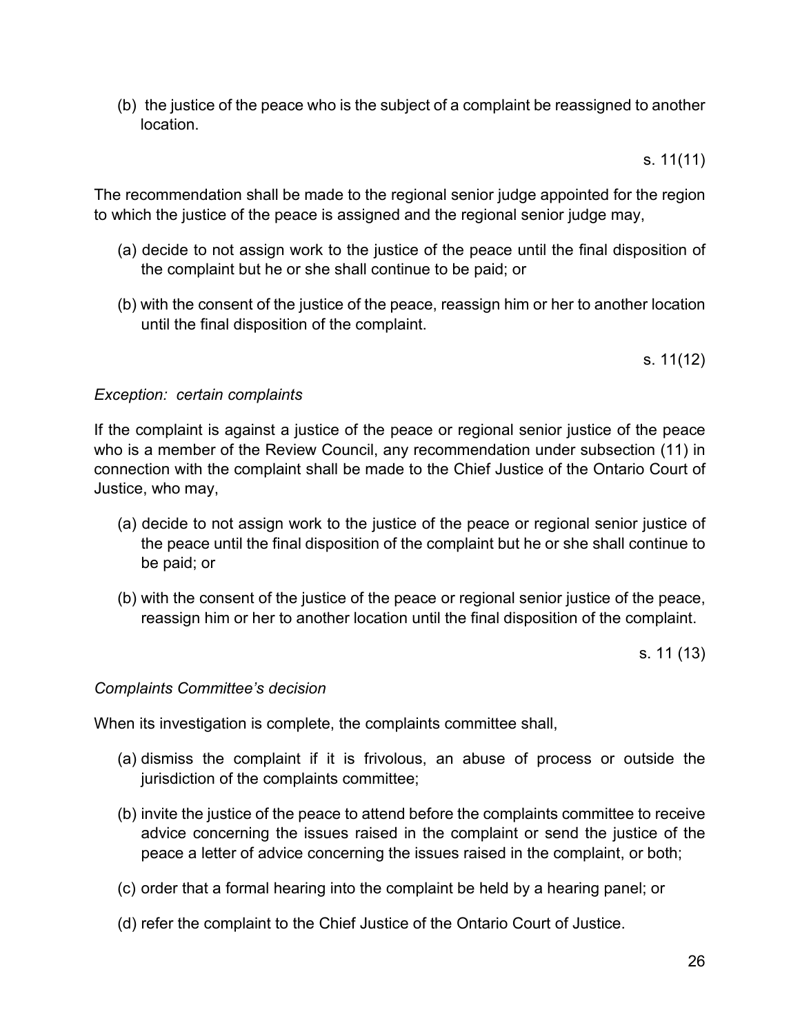(b) the justice of the peace who is the subject of a complaint be reassigned to another location.

s. 11(11)

The recommendation shall be made to the regional senior judge appointed for the region to which the justice of the peace is assigned and the regional senior judge may,

(a) decide to not assign work to the justice of the peace until the final disposition of the complaint but he or she shall continue to be paid; or

(b) with the consent of the justice of the peace, reassign him or her to another location until the final disposition of the complaint.

s. 11(12)

*Exception: certain complaints*

If the complaint is against a justice of the peace or regional senior justice of the peace who is a member of the Review Council, any recommendation under subsection (11) in connection with the complaint shall be made to the Chief Justice of the Ontario Court of Justice, who may,

(a) decide to not assign work to the justice of the peace or regional senior justice of the peace until the final disposition of the complaint but he or she shall continue to be paid; or

(b) with the consent of the justice of the peace or regional senior justice of the peace, reassign him or her to another location until the final disposition of the complaint.

s. 11 (13)

*Complaints Committee's decision*

When its investigation is complete, the complaints committee shall,

(a) dismiss the complaint if it is frivolous, an abuse of process or outside the jurisdiction of the complaints committee;

(b) invite the justice of the peace to attend before the complaints committee to receive advice concerning the issues raised in the complaint or send the justice of the peace a letter of advice concerning the issues raised in the complaint, or both;

(c) order that a formal hearing into the complaint be held by a hearing panel; or

(d) refer the complaint to the Chief Justice of the Ontario Court of Justice.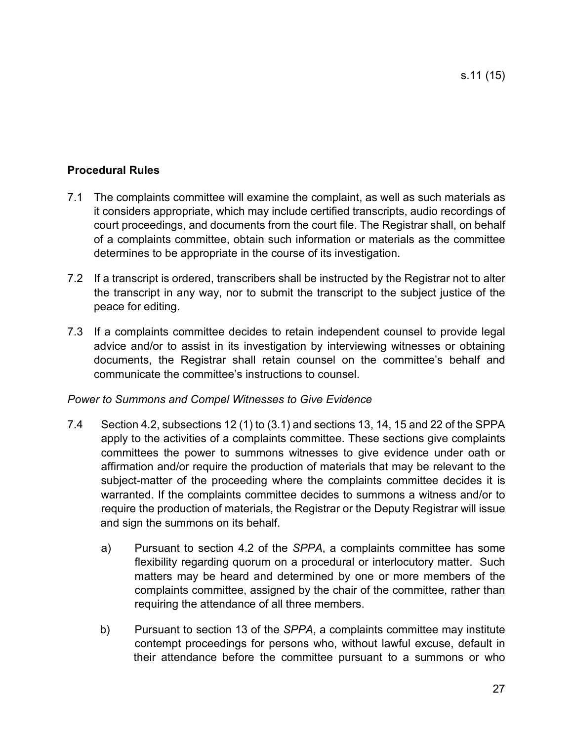s.11 (15)

**Procedural Rules**

7.1 The complaints committee will examine the complaint, as well as such materials as it considers appropriate, which may include certified transcripts, audio recordings of court proceedings, and documents from the court file. The Registrar shall, on behalf of a complaints committee, obtain such information or materials as the committee determines to be appropriate in the course of its investigation.

7.2 If a transcript is ordered, transcribers shall be instructed by the Registrar not to alter the transcript in any way, nor to submit the transcript to the subject justice of the peace for editing.

7.3 If a complaints committee decides to retain independent counsel to provide legal advice and/or to assist in its investigation by interviewing witnesses or obtaining documents, the Registrar shall retain counsel on the committee's behalf and communicate the committee's instructions to counsel.

*Power to Summons and Compel Witnesses to Give Evidence*

7.4 Section 4.2, subsections 12 (1) to (3.1) and sections 13, 14, 15 and 22 of the SPPA apply to the activities of a complaints committee. These sections give complaints committees the power to summons witnesses to give evidence under oath or affirmation and/or require the production of materials that may be relevant to the subject-matter of the proceeding where the complaints committee decides it is warranted. If the complaints committee decides to summons a witness and/or to require the production of materials, the Registrar or the Deputy Registrar will issue and sign the summons on its behalf.

   a) Pursuant to section 4.2 of the *SPPA*, a complaints committee has some flexibility regarding quorum on a procedural or interlocutory matter. Such matters may be heard and determined by one or more members of the complaints committee, assigned by the chair of the committee, rather than requiring the attendance of all three members.

   b) Pursuant to section 13 of the *SPPA*, a complaints committee may institute contempt proceedings for persons who, without lawful excuse, default in their attendance before the committee pursuant to a summons or who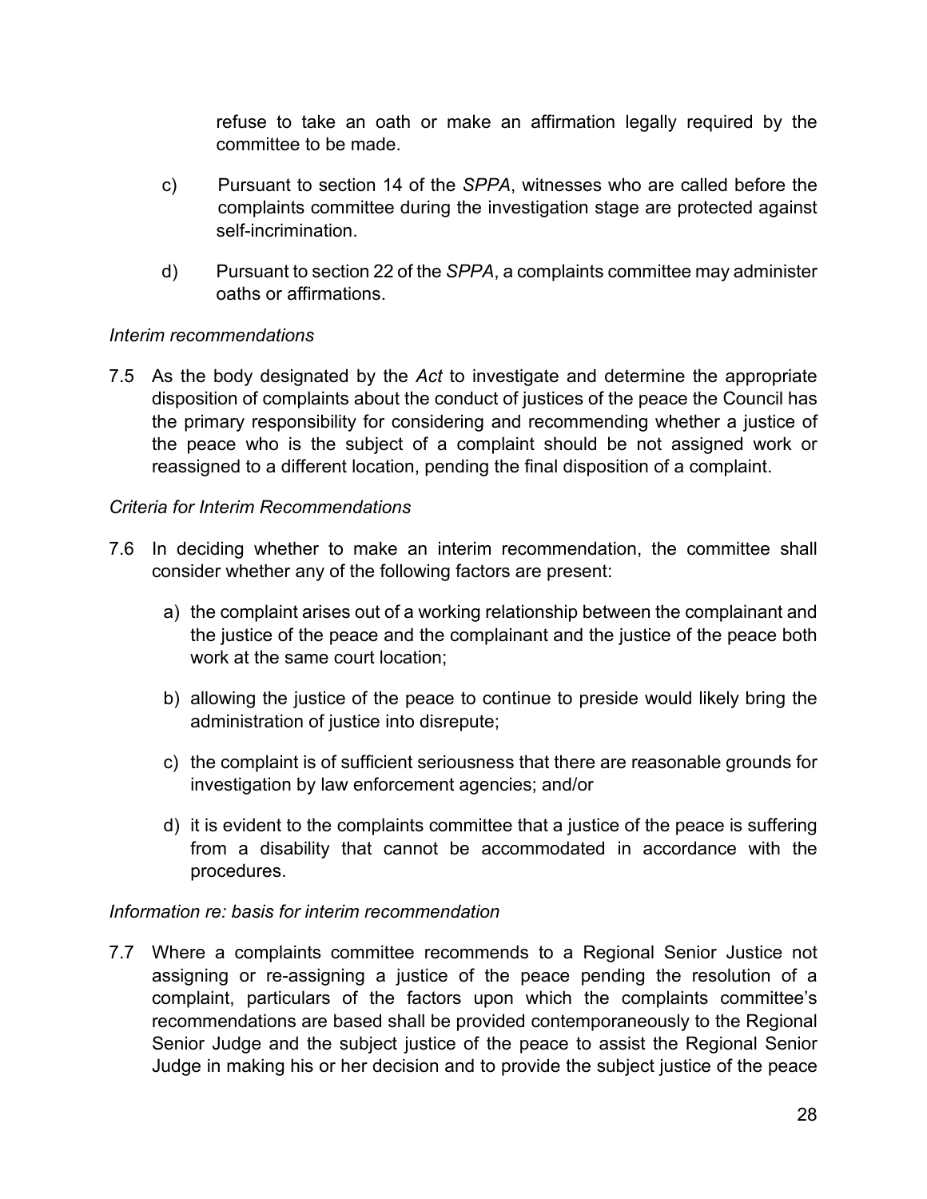refuse to take an oath or make an affirmation legally required by the committee to be made.

c) Pursuant to section 14 of the *SPPA*, witnesses who are called before the complaints committee during the investigation stage are protected against self-incrimination.

d) Pursuant to section 22 of the *SPPA*, a complaints committee may administer oaths or affirmations.

*Interim recommendations*

7.5 As the body designated by the *Act* to investigate and determine the appropriate disposition of complaints about the conduct of justices of the peace the Council has the primary responsibility for considering and recommending whether a justice of the peace who is the subject of a complaint should be not assigned work or reassigned to a different location, pending the final disposition of a complaint.

*Criteria for Interim Recommendations*

7.6 In deciding whether to make an interim recommendation, the committee shall consider whether any of the following factors are present:

a) the complaint arises out of a working relationship between the complainant and the justice of the peace and the complainant and the justice of the peace both work at the same court location;

b) allowing the justice of the peace to continue to preside would likely bring the administration of justice into disrepute;

c) the complaint is of sufficient seriousness that there are reasonable grounds for investigation by law enforcement agencies; and/or

d) it is evident to the complaints committee that a justice of the peace is suffering from a disability that cannot be accommodated in accordance with the procedures.

*Information re: basis for interim recommendation*

7.7 Where a complaints committee recommends to a Regional Senior Justice not assigning or re-assigning a justice of the peace pending the resolution of a complaint, particulars of the factors upon which the complaints committee's recommendations are based shall be provided contemporaneously to the Regional Senior Judge and the subject justice of the peace to assist the Regional Senior Judge in making his or her decision and to provide the subject justice of the peace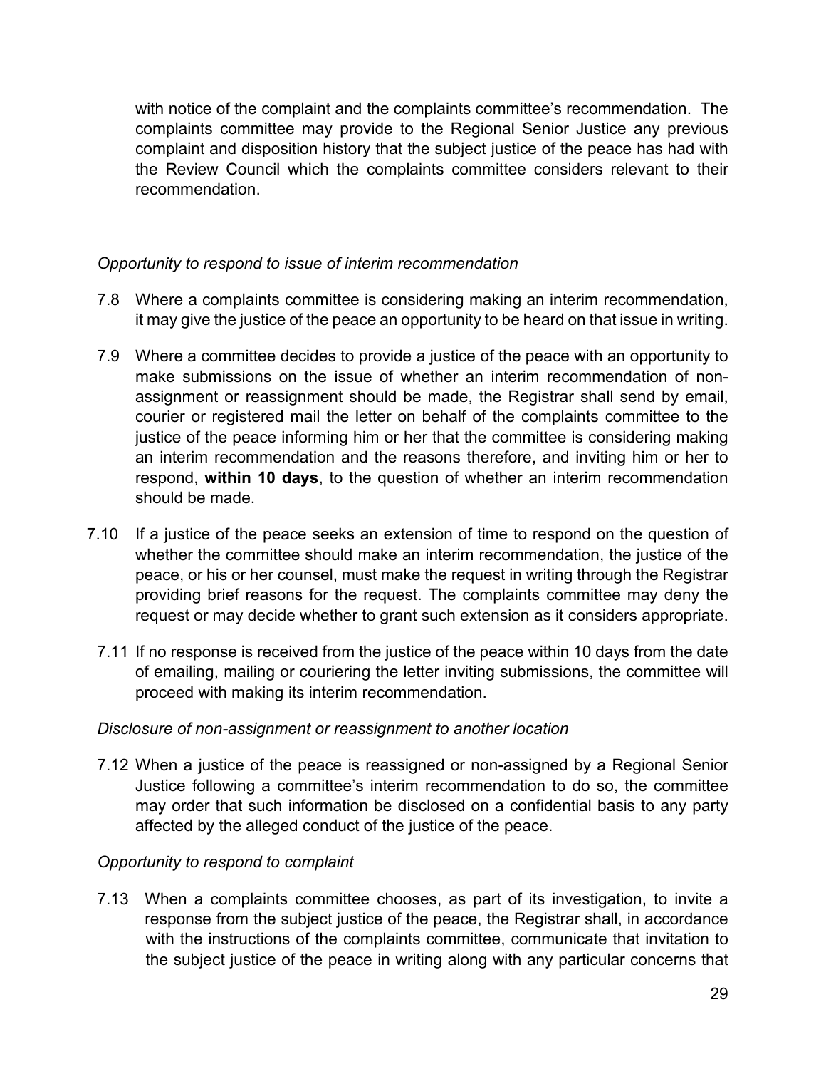with notice of the complaint and the complaints committee's recommendation. The complaints committee may provide to the Regional Senior Justice any previous complaint and disposition history that the subject justice of the peace has had with the Review Council which the complaints committee considers relevant to their recommendation.

*Opportunity to respond to issue of interim recommendation*

7.8 Where a complaints committee is considering making an interim recommendation, it may give the justice of the peace an opportunity to be heard on that issue in writing.

7.9 Where a committee decides to provide a justice of the peace with an opportunity to make submissions on the issue of whether an interim recommendation of non-assignment or reassignment should be made, the Registrar shall send by email, courier or registered mail the letter on behalf of the complaints committee to the justice of the peace informing him or her that the committee is considering making an interim recommendation and the reasons therefore, and inviting him or her to respond, **within 10 days**, to the question of whether an interim recommendation should be made.

7.10 If a justice of the peace seeks an extension of time to respond on the question of whether the committee should make an interim recommendation, the justice of the peace, or his or her counsel, must make the request in writing through the Registrar providing brief reasons for the request. The complaints committee may deny the request or may decide whether to grant such extension as it considers appropriate.

7.11 If no response is received from the justice of the peace within 10 days from the date of emailing, mailing or couriering the letter inviting submissions, the committee will proceed with making its interim recommendation.

*Disclosure of non-assignment or reassignment to another location*

7.12 When a justice of the peace is reassigned or non-assigned by a Regional Senior Justice following a committee's interim recommendation to do so, the committee may order that such information be disclosed on a confidential basis to any party affected by the alleged conduct of the justice of the peace.

*Opportunity to respond to complaint*

7.13 When a complaints committee chooses, as part of its investigation, to invite a response from the subject justice of the peace, the Registrar shall, in accordance with the instructions of the complaints committee, communicate that invitation to the subject justice of the peace in writing along with any particular concerns that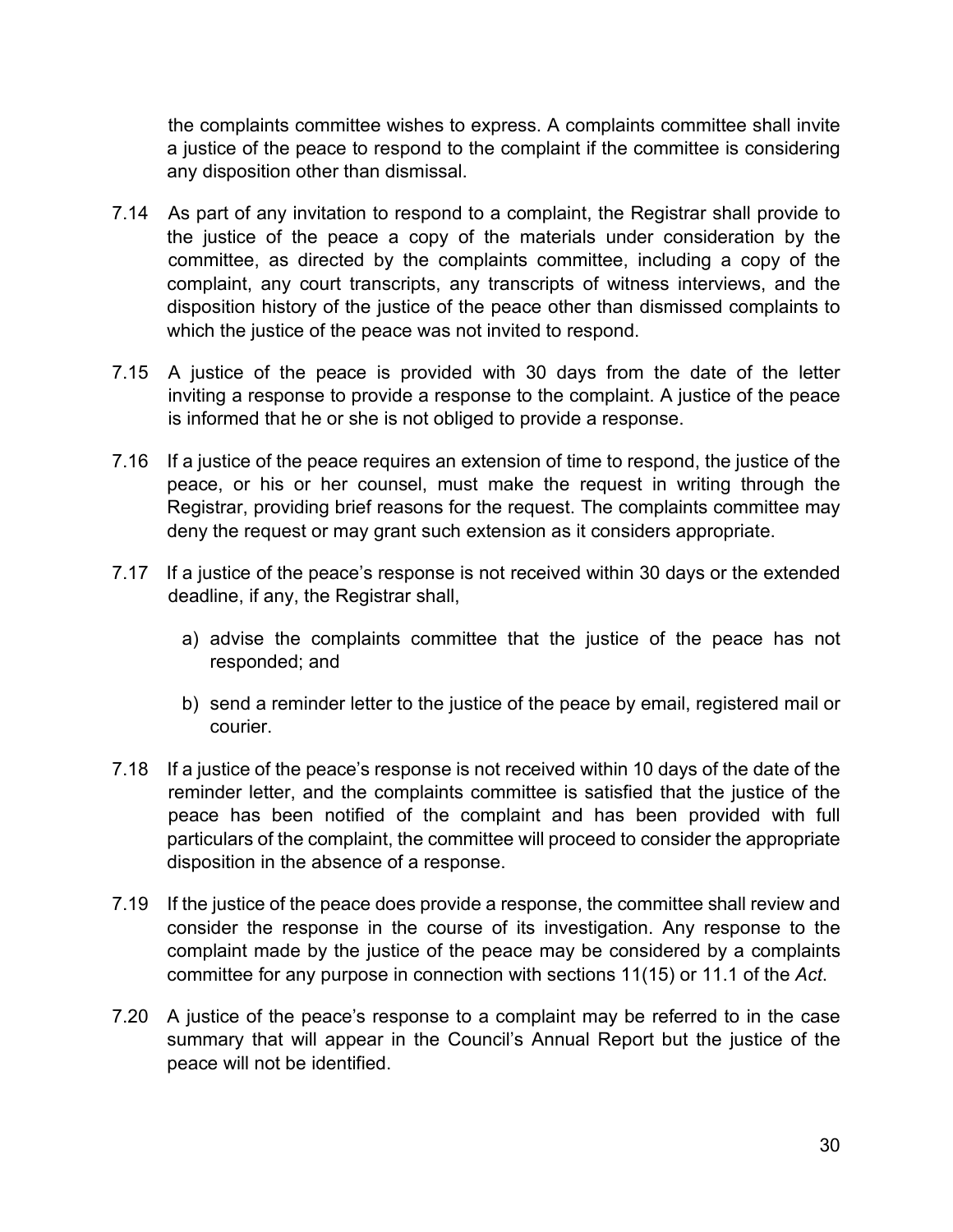the complaints committee wishes to express. A complaints committee shall invite a justice of the peace to respond to the complaint if the committee is considering any disposition other than dismissal.

7.14 As part of any invitation to respond to a complaint, the Registrar shall provide to the justice of the peace a copy of the materials under consideration by the committee, as directed by the complaints committee, including a copy of the complaint, any court transcripts, any transcripts of witness interviews, and the disposition history of the justice of the peace other than dismissed complaints to which the justice of the peace was not invited to respond.

7.15 A justice of the peace is provided with 30 days from the date of the letter inviting a response to provide a response to the complaint. A justice of the peace is informed that he or she is not obliged to provide a response.

7.16 If a justice of the peace requires an extension of time to respond, the justice of the peace, or his or her counsel, must make the request in writing through the Registrar, providing brief reasons for the request. The complaints committee may deny the request or may grant such extension as it considers appropriate.

7.17 If a justice of the peace's response is not received within 30 days or the extended deadline, if any, the Registrar shall,

a) advise the complaints committee that the justice of the peace has not responded; and

b) send a reminder letter to the justice of the peace by email, registered mail or courier.

7.18 If a justice of the peace's response is not received within 10 days of the date of the reminder letter, and the complaints committee is satisfied that the justice of the peace has been notified of the complaint and has been provided with full particulars of the complaint, the committee will proceed to consider the appropriate disposition in the absence of a response.

7.19 If the justice of the peace does provide a response, the committee shall review and consider the response in the course of its investigation. Any response to the complaint made by the justice of the peace may be considered by a complaints committee for any purpose in connection with sections 11(15) or 11.1 of the *Act*.

7.20 A justice of the peace's response to a complaint may be referred to in the case summary that will appear in the Council's Annual Report but the justice of the peace will not be identified.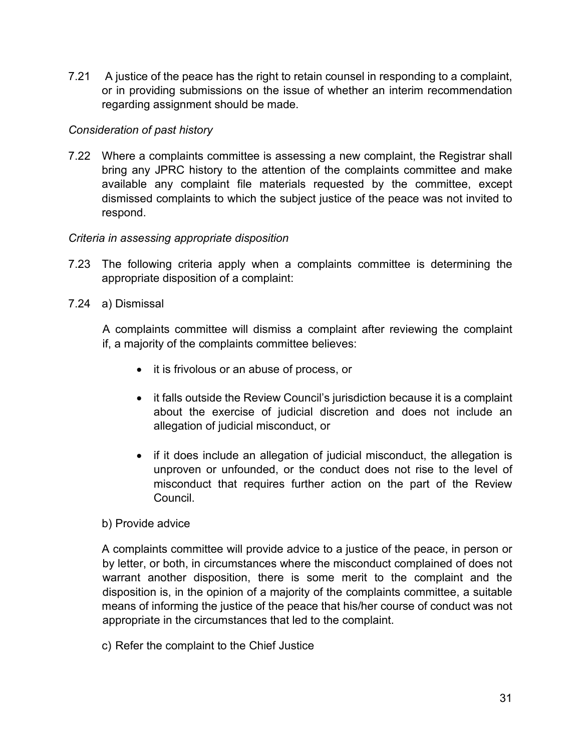7.21 A justice of the peace has the right to retain counsel in responding to a complaint, or in providing submissions on the issue of whether an interim recommendation regarding assignment should be made.

*Consideration of past history*

7.22 Where a complaints committee is assessing a new complaint, the Registrar shall bring any JPRC history to the attention of the complaints committee and make available any complaint file materials requested by the committee, except dismissed complaints to which the subject justice of the peace was not invited to respond.

*Criteria in assessing appropriate disposition*

7.23 The following criteria apply when a complaints committee is determining the appropriate disposition of a complaint:

7.24 a) Dismissal

A complaints committee will dismiss a complaint after reviewing the complaint if, a majority of the complaints committee believes:

- it is frivolous or an abuse of process, or
- it falls outside the Review Council's jurisdiction because it is a complaint about the exercise of judicial discretion and does not include an allegation of judicial misconduct, or
- if it does include an allegation of judicial misconduct, the allegation is unproven or unfounded, or the conduct does not rise to the level of misconduct that requires further action on the part of the Review Council.

b) Provide advice

A complaints committee will provide advice to a justice of the peace, in person or by letter, or both, in circumstances where the misconduct complained of does not warrant another disposition, there is some merit to the complaint and the disposition is, in the opinion of a majority of the complaints committee, a suitable means of informing the justice of the peace that his/her course of conduct was not appropriate in the circumstances that led to the complaint.

c) Refer the complaint to the Chief Justice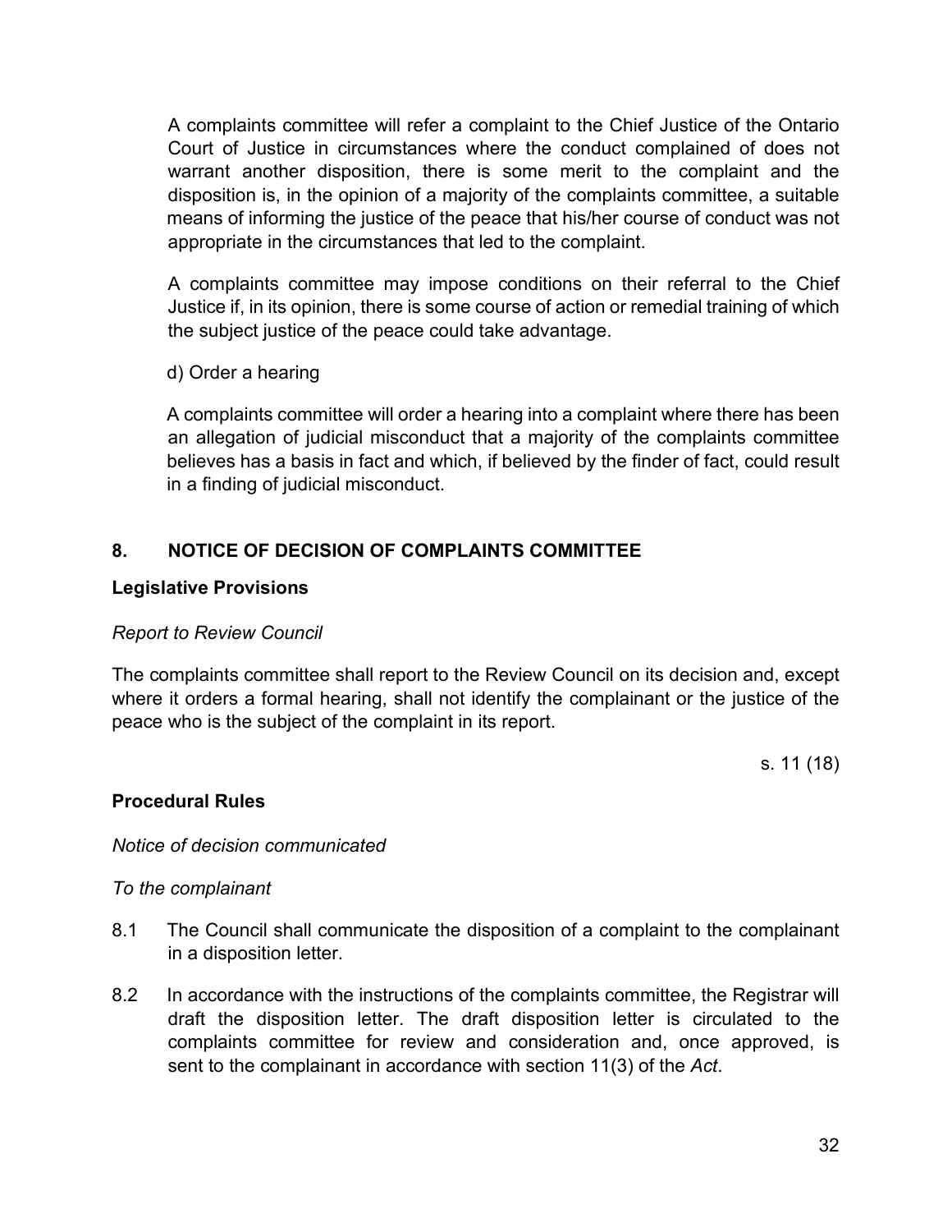A complaints committee will refer a complaint to the Chief Justice of the Ontario Court of Justice in circumstances where the conduct complained of does not warrant another disposition, there is some merit to the complaint and the disposition is, in the opinion of a majority of the complaints committee, a suitable means of informing the justice of the peace that his/her course of conduct was not appropriate in the circumstances that led to the complaint.

A complaints committee may impose conditions on their referral to the Chief Justice if, in its opinion, there is some course of action or remedial training of which the subject justice of the peace could take advantage.

d) Order a hearing

A complaints committee will order a hearing into a complaint where there has been an allegation of judicial misconduct that a majority of the complaints committee believes has a basis in fact and which, if believed by the finder of fact, could result in a finding of judicial misconduct.

## 8. NOTICE OF DECISION OF COMPLAINTS COMMITTEE

**Legislative Provisions**

*Report to Review Council*

The complaints committee shall report to the Review Council on its decision and, except where it orders a formal hearing, shall not identify the complainant or the justice of the peace who is the subject of the complaint in its report.

s. 11 (18)

**Procedural Rules**

*Notice of decision communicated*

*To the complainant*

8.1 The Council shall communicate the disposition of a complaint to the complainant in a disposition letter.

8.2 In accordance with the instructions of the complaints committee, the Registrar will draft the disposition letter. The draft disposition letter is circulated to the complaints committee for review and consideration and, once approved, is sent to the complainant in accordance with section 11(3) of the *Act*.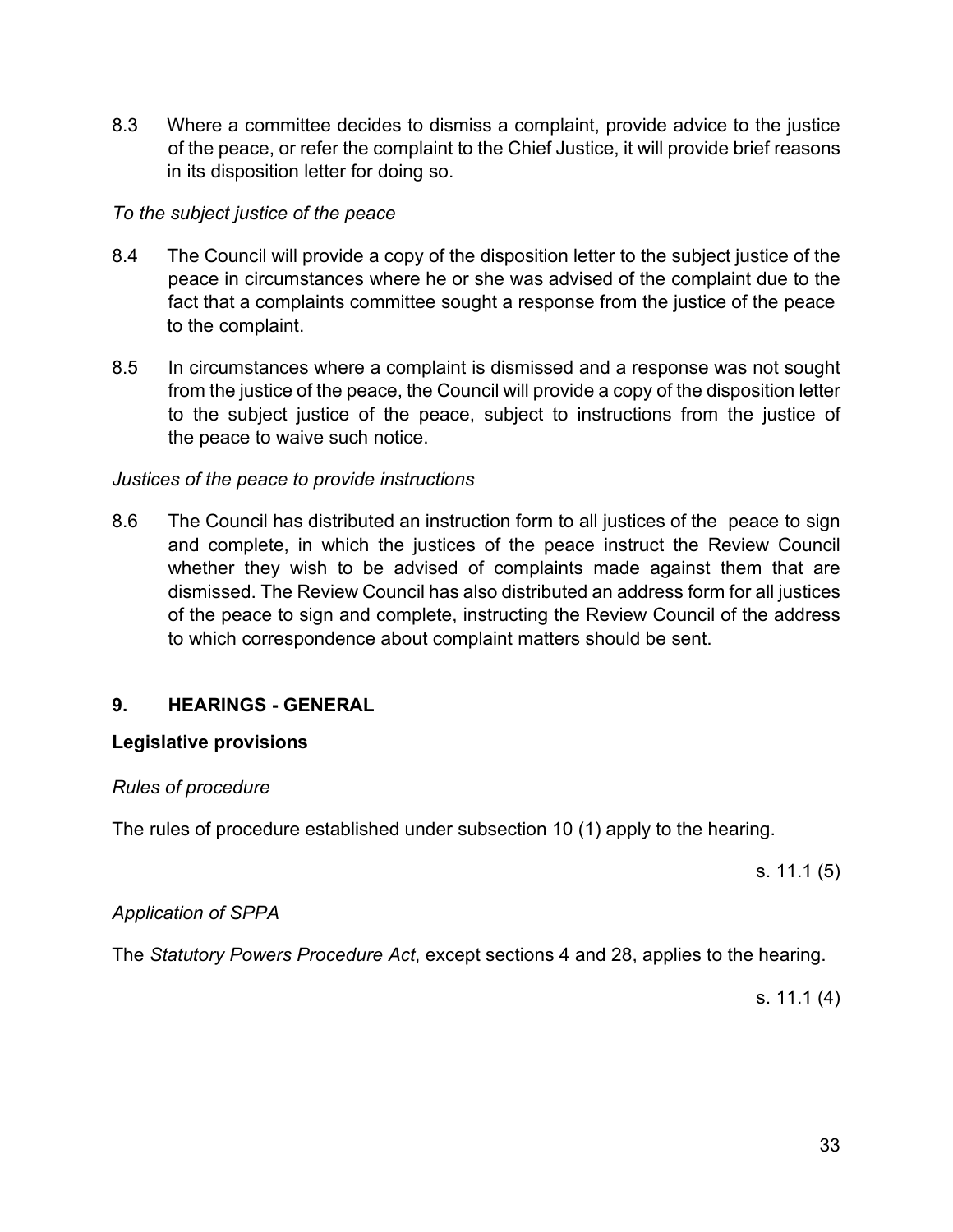8.3 Where a committee decides to dismiss a complaint, provide advice to the justice of the peace, or refer the complaint to the Chief Justice, it will provide brief reasons in its disposition letter for doing so.

*To the subject justice of the peace*

8.4 The Council will provide a copy of the disposition letter to the subject justice of the peace in circumstances where he or she was advised of the complaint due to the fact that a complaints committee sought a response from the justice of the peace to the complaint.

8.5 In circumstances where a complaint is dismissed and a response was not sought from the justice of the peace, the Council will provide a copy of the disposition letter to the subject justice of the peace, subject to instructions from the justice of the peace to waive such notice.

*Justices of the peace to provide instructions*

8.6 The Council has distributed an instruction form to all justices of the peace to sign and complete, in which the justices of the peace instruct the Review Council whether they wish to be advised of complaints made against them that are dismissed. The Review Council has also distributed an address form for all justices of the peace to sign and complete, instructing the Review Council of the address to which correspondence about complaint matters should be sent.

## 9. HEARINGS - GENERAL

**Legislative provisions**

*Rules of procedure*

The rules of procedure established under subsection 10 (1) apply to the hearing.

s. 11.1 (5)

*Application of SPPA*

The *Statutory Powers Procedure Act*, except sections 4 and 28, applies to the hearing.

s. 11.1 (4)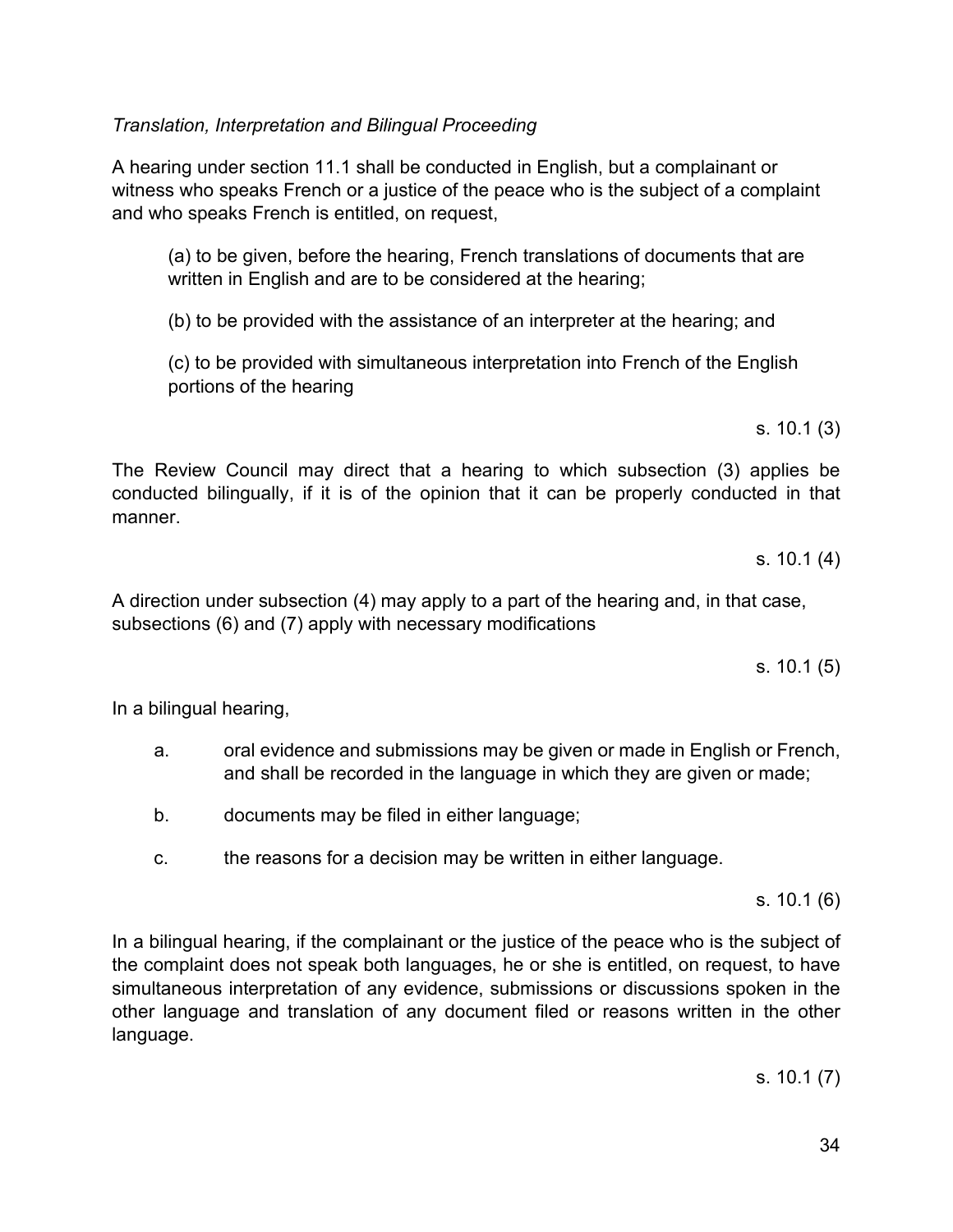*Translation, Interpretation and Bilingual Proceeding*

A hearing under section 11.1 shall be conducted in English, but a complainant or witness who speaks French or a justice of the peace who is the subject of a complaint and who speaks French is entitled, on request,

> (a) to be given, before the hearing, French translations of documents that are written in English and are to be considered at the hearing;
>
> (b) to be provided with the assistance of an interpreter at the hearing; and
>
> (c) to be provided with simultaneous interpretation into French of the English portions of the hearing

s. 10.1 (3)

The Review Council may direct that a hearing to which subsection (3) applies be conducted bilingually, if it is of the opinion that it can be properly conducted in that manner.

s. 10.1 (4)

A direction under subsection (4) may apply to a part of the hearing and, in that case, subsections (6) and (7) apply with necessary modifications

s. 10.1 (5)

In a bilingual hearing,

> a. oral evidence and submissions may be given or made in English or French, and shall be recorded in the language in which they are given or made;
>
> b. documents may be filed in either language;
>
> c. the reasons for a decision may be written in either language.

s. 10.1 (6)

In a bilingual hearing, if the complainant or the justice of the peace who is the subject of the complaint does not speak both languages, he or she is entitled, on request, to have simultaneous interpretation of any evidence, submissions or discussions spoken in the other language and translation of any document filed or reasons written in the other language.

s. 10.1 (7)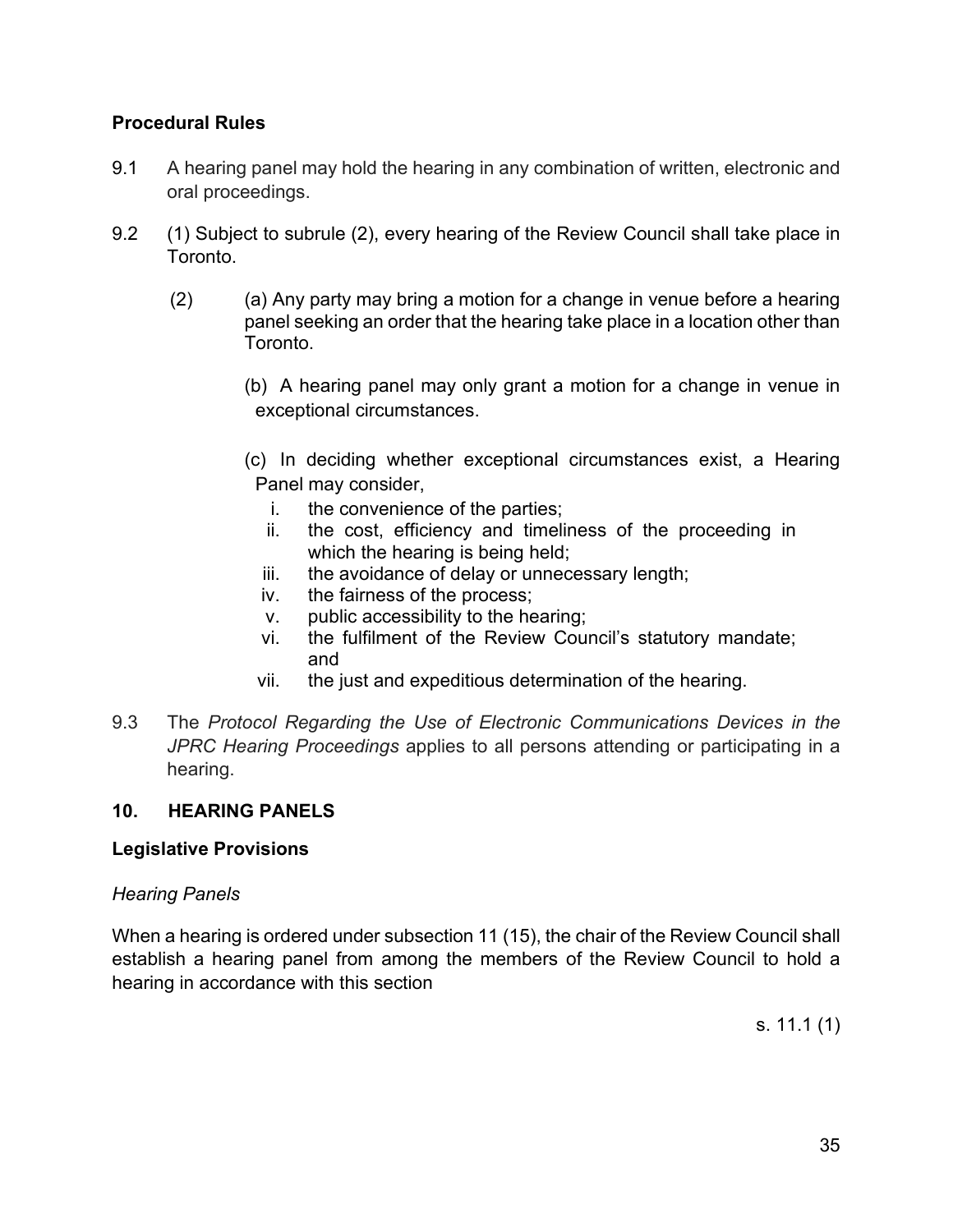**Procedural Rules**

9.1 A hearing panel may hold the hearing in any combination of written, electronic and oral proceedings.

9.2 (1) Subject to subrule (2), every hearing of the Review Council shall take place in Toronto.

(2) (a) Any party may bring a motion for a change in venue before a hearing panel seeking an order that the hearing take place in a location other than Toronto.

(b) A hearing panel may only grant a motion for a change in venue in exceptional circumstances.

(c) In deciding whether exceptional circumstances exist, a Hearing Panel may consider,

i. the convenience of the parties;
ii. the cost, efficiency and timeliness of the proceeding in which the hearing is being held;
iii. the avoidance of delay or unnecessary length;
iv. the fairness of the process;
v. public accessibility to the hearing;
vi. the fulfilment of the Review Council's statutory mandate; and
vii. the just and expeditious determination of the hearing.

9.3 The *Protocol Regarding the Use of Electronic Communications Devices in the JPRC Hearing Proceedings* applies to all persons attending or participating in a hearing.

## 10. HEARING PANELS

**Legislative Provisions**

*Hearing Panels*

When a hearing is ordered under subsection 11 (15), the chair of the Review Council shall establish a hearing panel from among the members of the Review Council to hold a hearing in accordance with this section

s. 11.1 (1)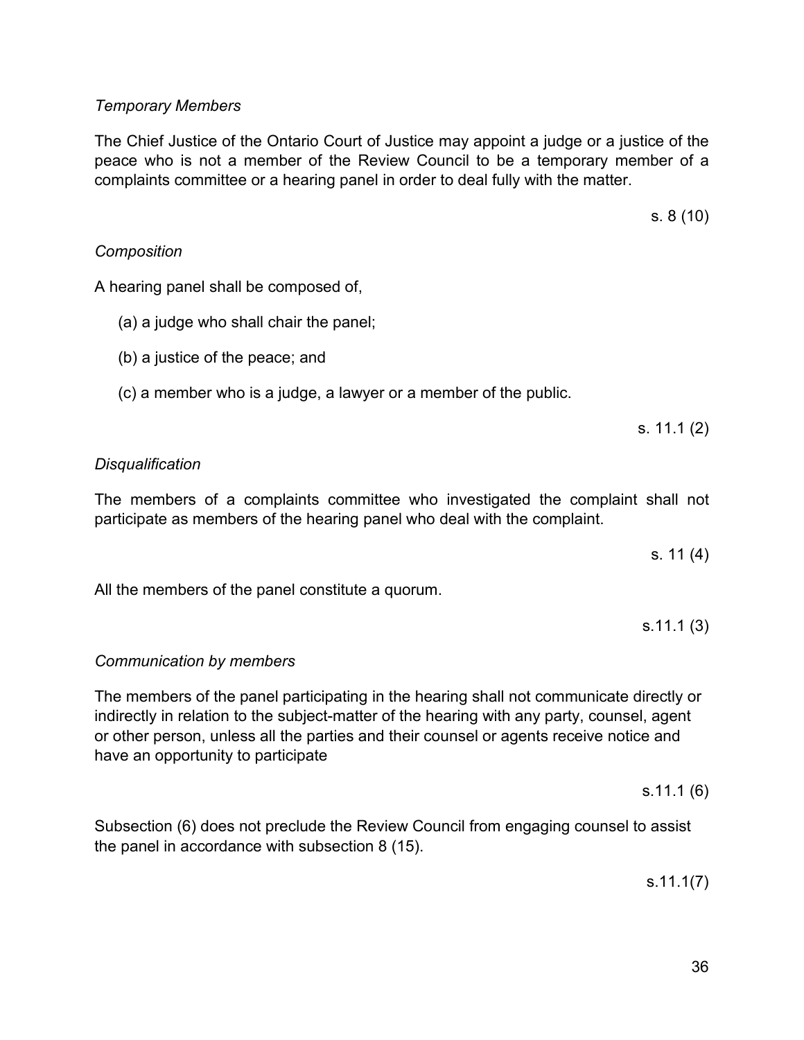*Temporary Members*

The Chief Justice of the Ontario Court of Justice may appoint a judge or a justice of the peace who is not a member of the Review Council to be a temporary member of a complaints committee or a hearing panel in order to deal fully with the matter.

s. 8 (10)

*Composition*

A hearing panel shall be composed of,

(a) a judge who shall chair the panel;

(b) a justice of the peace; and

(c) a member who is a judge, a lawyer or a member of the public.

s. 11.1 (2)

*Disqualification*

The members of a complaints committee who investigated the complaint shall not participate as members of the hearing panel who deal with the complaint.

s. 11 (4)

All the members of the panel constitute a quorum.

s.11.1 (3)

*Communication by members*

The members of the panel participating in the hearing shall not communicate directly or indirectly in relation to the subject-matter of the hearing with any party, counsel, agent or other person, unless all the parties and their counsel or agents receive notice and have an opportunity to participate

s.11.1 (6)

Subsection (6) does not preclude the Review Council from engaging counsel to assist the panel in accordance with subsection 8 (15).

s.11.1(7)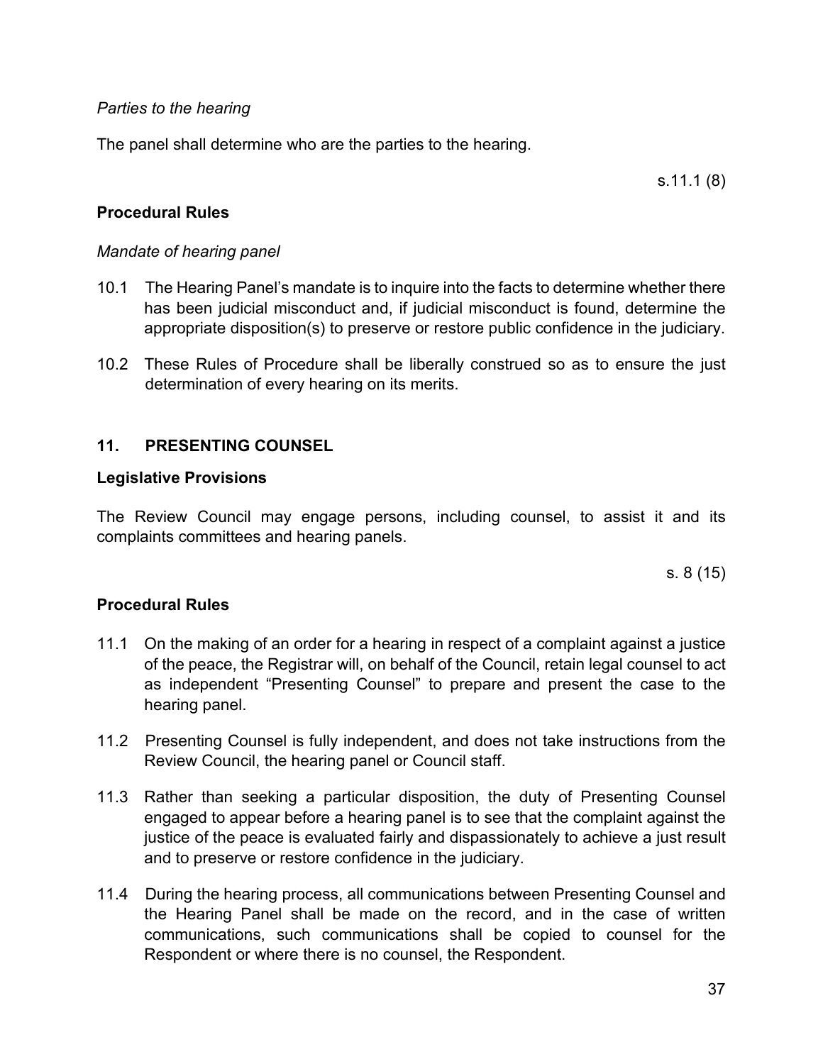*Parties to the hearing*

The panel shall determine who are the parties to the hearing.

s.11.1 (8)

**Procedural Rules**

*Mandate of hearing panel*

10.1 The Hearing Panel's mandate is to inquire into the facts to determine whether there has been judicial misconduct and, if judicial misconduct is found, determine the appropriate disposition(s) to preserve or restore public confidence in the judiciary.

10.2 These Rules of Procedure shall be liberally construed so as to ensure the just determination of every hearing on its merits.

## 11. PRESENTING COUNSEL

**Legislative Provisions**

The Review Council may engage persons, including counsel, to assist it and its complaints committees and hearing panels.

s. 8 (15)

**Procedural Rules**

11.1 On the making of an order for a hearing in respect of a complaint against a justice of the peace, the Registrar will, on behalf of the Council, retain legal counsel to act as independent "Presenting Counsel" to prepare and present the case to the hearing panel.

11.2 Presenting Counsel is fully independent, and does not take instructions from the Review Council, the hearing panel or Council staff.

11.3 Rather than seeking a particular disposition, the duty of Presenting Counsel engaged to appear before a hearing panel is to see that the complaint against the justice of the peace is evaluated fairly and dispassionately to achieve a just result and to preserve or restore confidence in the judiciary.

11.4 During the hearing process, all communications between Presenting Counsel and the Hearing Panel shall be made on the record, and in the case of written communications, such communications shall be copied to counsel for the Respondent or where there is no counsel, the Respondent.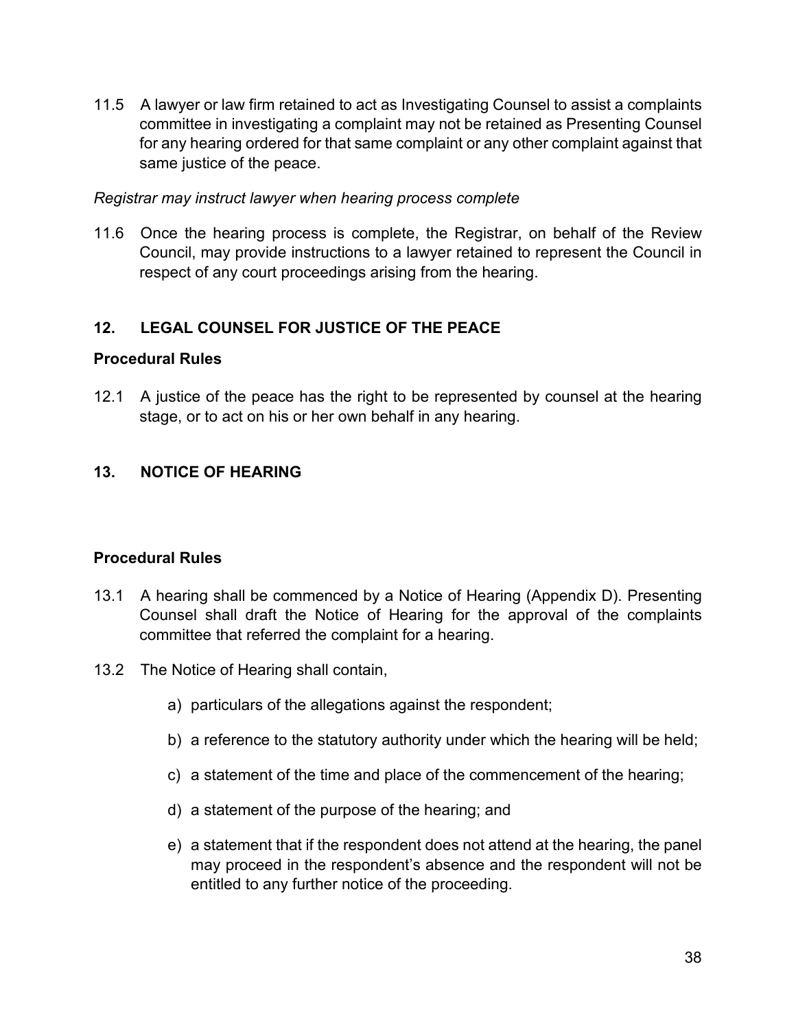11.5 A lawyer or law firm retained to act as Investigating Counsel to assist a complaints committee in investigating a complaint may not be retained as Presenting Counsel for any hearing ordered for that same complaint or any other complaint against that same justice of the peace.

*Registrar may instruct lawyer when hearing process complete*

11.6 Once the hearing process is complete, the Registrar, on behalf of the Review Council, may provide instructions to a lawyer retained to represent the Council in respect of any court proceedings arising from the hearing.

## 12. LEGAL COUNSEL FOR JUSTICE OF THE PEACE

**Procedural Rules**

12.1 A justice of the peace has the right to be represented by counsel at the hearing stage, or to act on his or her own behalf in any hearing.

## 13. NOTICE OF HEARING

**Procedural Rules**

13.1 A hearing shall be commenced by a Notice of Hearing (Appendix D). Presenting Counsel shall draft the Notice of Hearing for the approval of the complaints committee that referred the complaint for a hearing.

13.2 The Notice of Hearing shall contain,

a) particulars of the allegations against the respondent;

b) a reference to the statutory authority under which the hearing will be held;

c) a statement of the time and place of the commencement of the hearing;

d) a statement of the purpose of the hearing; and

e) a statement that if the respondent does not attend at the hearing, the panel may proceed in the respondent's absence and the respondent will not be entitled to any further notice of the proceeding.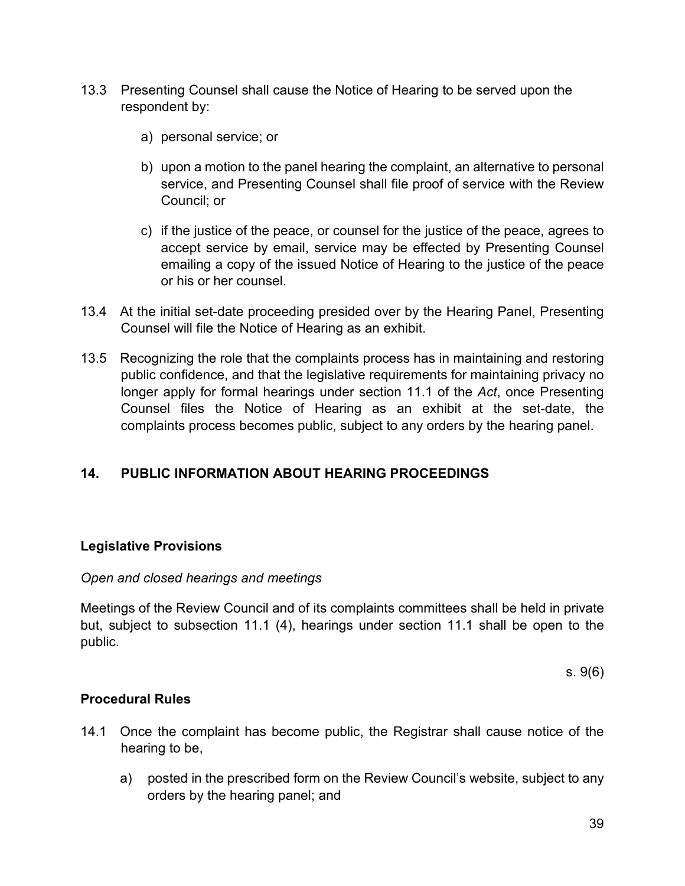13.3 Presenting Counsel shall cause the Notice of Hearing to be served upon the respondent by:

a) personal service; or

b) upon a motion to the panel hearing the complaint, an alternative to personal service, and Presenting Counsel shall file proof of service with the Review Council; or

c) if the justice of the peace, or counsel for the justice of the peace, agrees to accept service by email, service may be effected by Presenting Counsel emailing a copy of the issued Notice of Hearing to the justice of the peace or his or her counsel.

13.4 At the initial set-date proceeding presided over by the Hearing Panel, Presenting Counsel will file the Notice of Hearing as an exhibit.

13.5 Recognizing the role that the complaints process has in maintaining and restoring public confidence, and that the legislative requirements for maintaining privacy no longer apply for formal hearings under section 11.1 of the *Act*, once Presenting Counsel files the Notice of Hearing as an exhibit at the set-date, the complaints process becomes public, subject to any orders by the hearing panel.

## 14. PUBLIC INFORMATION ABOUT HEARING PROCEEDINGS

### Legislative Provisions

*Open and closed hearings and meetings*

Meetings of the Review Council and of its complaints committees shall be held in private but, subject to subsection 11.1 (4), hearings under section 11.1 shall be open to the public.

s. 9(6)

### Procedural Rules

14.1 Once the complaint has become public, the Registrar shall cause notice of the hearing to be,

a) posted in the prescribed form on the Review Council's website, subject to any orders by the hearing panel; and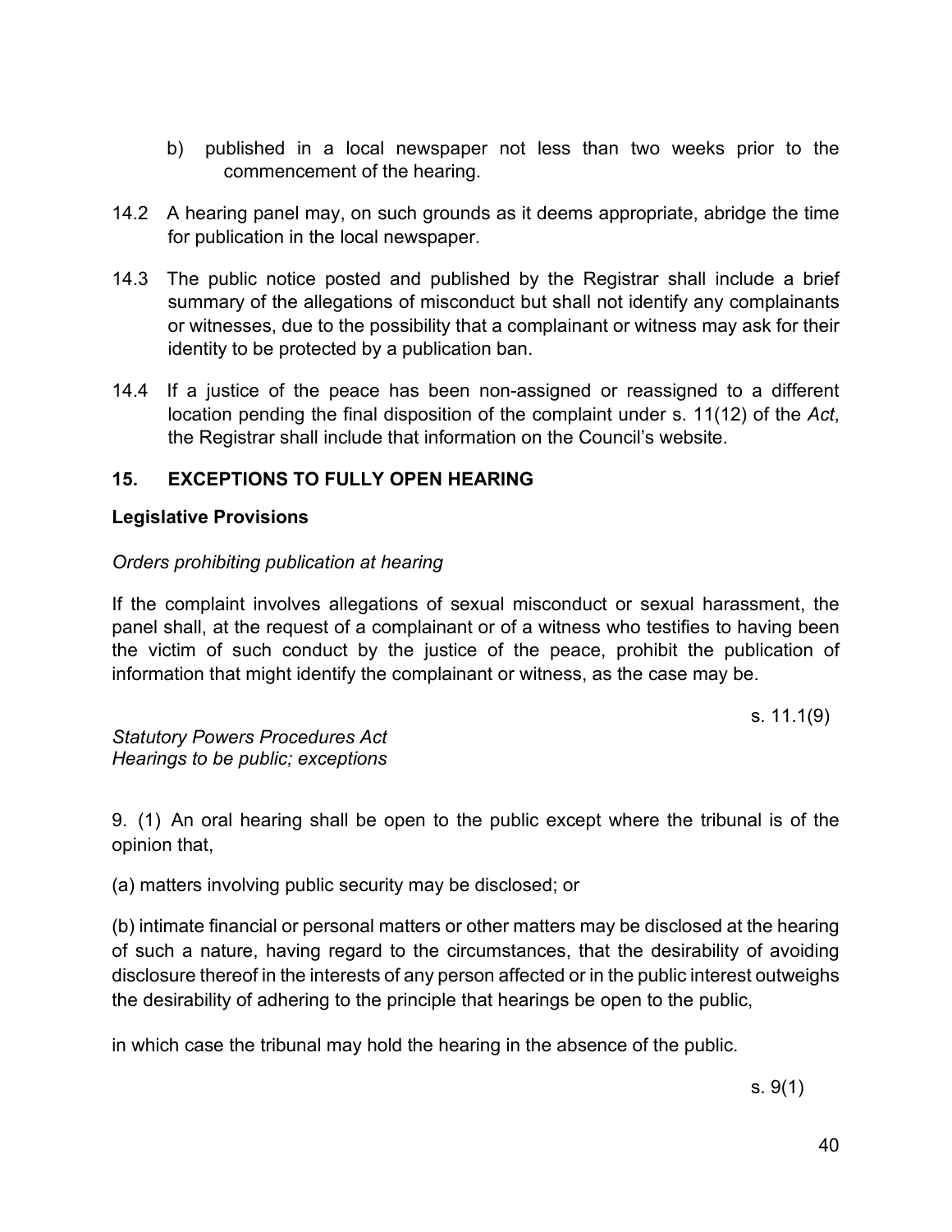b) published in a local newspaper not less than two weeks prior to the commencement of the hearing.

14.2 A hearing panel may, on such grounds as it deems appropriate, abridge the time for publication in the local newspaper.

14.3 The public notice posted and published by the Registrar shall include a brief summary of the allegations of misconduct but shall not identify any complainants or witnesses, due to the possibility that a complainant or witness may ask for their identity to be protected by a publication ban.

14.4 If a justice of the peace has been non-assigned or reassigned to a different location pending the final disposition of the complaint under s. 11(12) of the *Act*, the Registrar shall include that information on the Council's website.

## 15. EXCEPTIONS TO FULLY OPEN HEARING

**Legislative Provisions**

*Orders prohibiting publication at hearing*

If the complaint involves allegations of sexual misconduct or sexual harassment, the panel shall, at the request of a complainant or of a witness who testifies to having been the victim of such conduct by the justice of the peace, prohibit the publication of information that might identify the complainant or witness, as the case may be.

s. 11.1(9)

*Statutory Powers Procedures Act*
*Hearings to be public; exceptions*

9. (1) An oral hearing shall be open to the public except where the tribunal is of the opinion that,

(a) matters involving public security may be disclosed; or

(b) intimate financial or personal matters or other matters may be disclosed at the hearing of such a nature, having regard to the circumstances, that the desirability of avoiding disclosure thereof in the interests of any person affected or in the public interest outweighs the desirability of adhering to the principle that hearings be open to the public,

in which case the tribunal may hold the hearing in the absence of the public.

s. 9(1)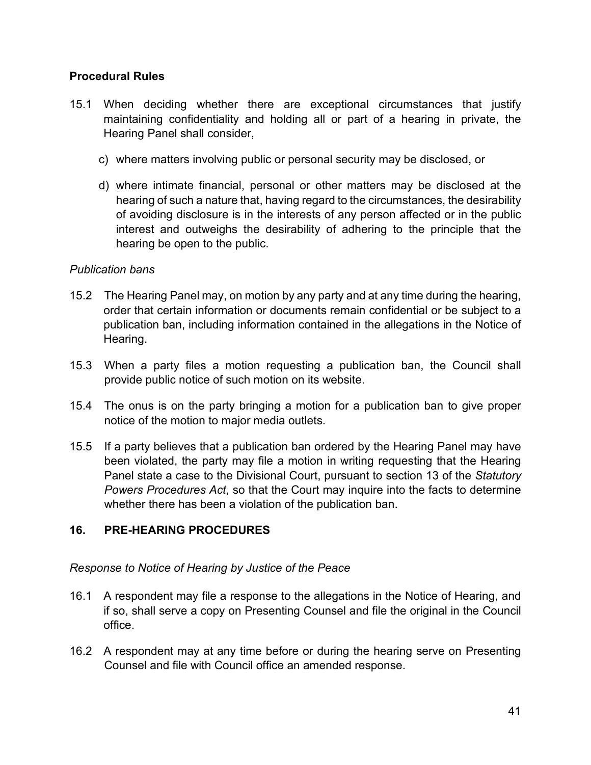**Procedural Rules**

15.1 When deciding whether there are exceptional circumstances that justify maintaining confidentiality and holding all or part of a hearing in private, the Hearing Panel shall consider,

c) where matters involving public or personal security may be disclosed, or

d) where intimate financial, personal or other matters may be disclosed at the hearing of such a nature that, having regard to the circumstances, the desirability of avoiding disclosure is in the interests of any person affected or in the public interest and outweighs the desirability of adhering to the principle that the hearing be open to the public.

*Publication bans*

15.2 The Hearing Panel may, on motion by any party and at any time during the hearing, order that certain information or documents remain confidential or be subject to a publication ban, including information contained in the allegations in the Notice of Hearing.

15.3 When a party files a motion requesting a publication ban, the Council shall provide public notice of such motion on its website.

15.4 The onus is on the party bringing a motion for a publication ban to give proper notice of the motion to major media outlets.

15.5 If a party believes that a publication ban ordered by the Hearing Panel may have been violated, the party may file a motion in writing requesting that the Hearing Panel state a case to the Divisional Court, pursuant to section 13 of the *Statutory Powers Procedures Act*, so that the Court may inquire into the facts to determine whether there has been a violation of the publication ban.

## 16. PRE-HEARING PROCEDURES

*Response to Notice of Hearing by Justice of the Peace*

16.1 A respondent may file a response to the allegations in the Notice of Hearing, and if so, shall serve a copy on Presenting Counsel and file the original in the Council office.

16.2 A respondent may at any time before or during the hearing serve on Presenting Counsel and file with Council office an amended response.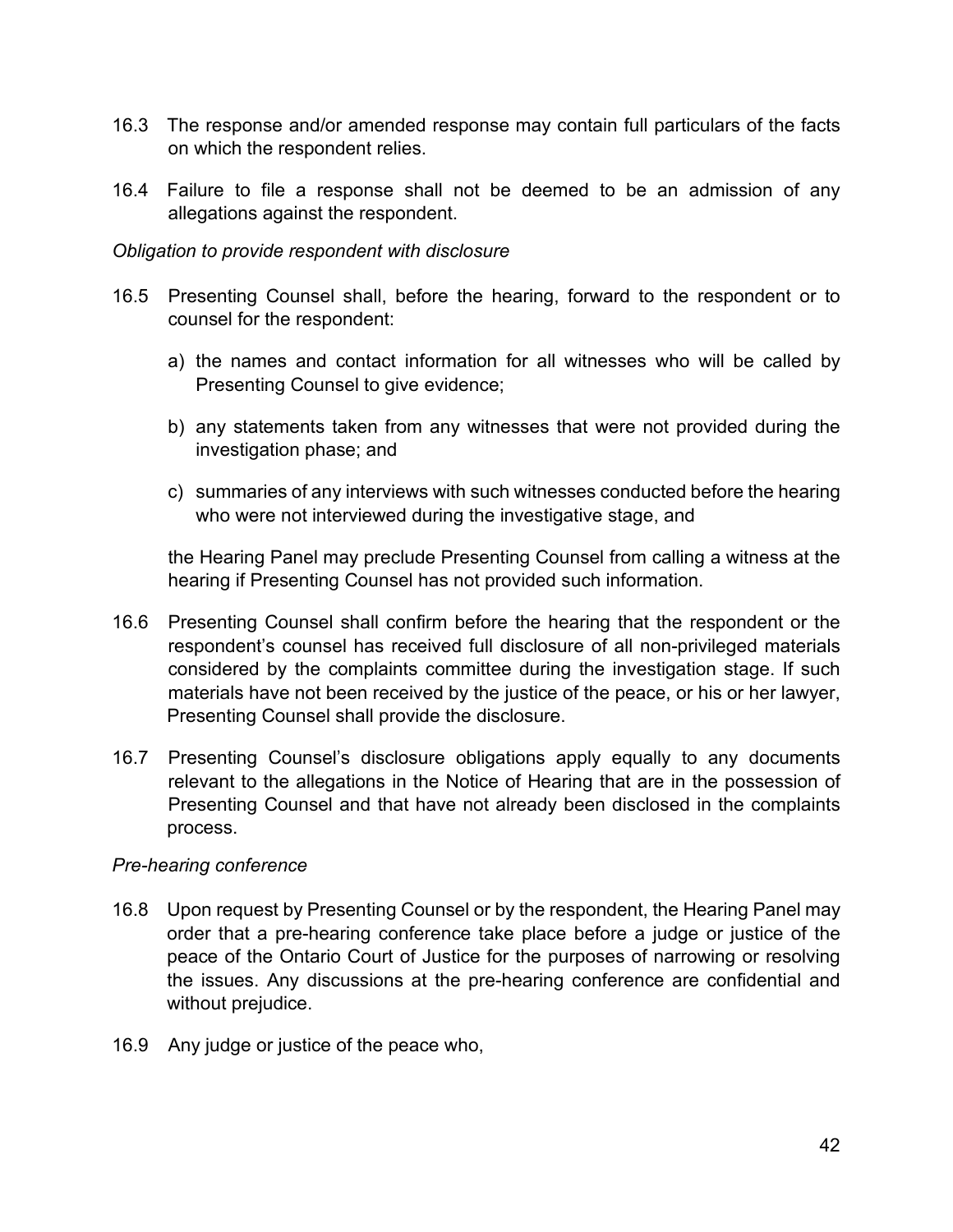16.3 The response and/or amended response may contain full particulars of the facts on which the respondent relies.

16.4 Failure to file a response shall not be deemed to be an admission of any allegations against the respondent.

*Obligation to provide respondent with disclosure*

16.5 Presenting Counsel shall, before the hearing, forward to the respondent or to counsel for the respondent:

a) the names and contact information for all witnesses who will be called by Presenting Counsel to give evidence;

b) any statements taken from any witnesses that were not provided during the investigation phase; and

c) summaries of any interviews with such witnesses conducted before the hearing who were not interviewed during the investigative stage, and

the Hearing Panel may preclude Presenting Counsel from calling a witness at the hearing if Presenting Counsel has not provided such information.

16.6 Presenting Counsel shall confirm before the hearing that the respondent or the respondent's counsel has received full disclosure of all non-privileged materials considered by the complaints committee during the investigation stage. If such materials have not been received by the justice of the peace, or his or her lawyer, Presenting Counsel shall provide the disclosure.

16.7 Presenting Counsel's disclosure obligations apply equally to any documents relevant to the allegations in the Notice of Hearing that are in the possession of Presenting Counsel and that have not already been disclosed in the complaints process.

*Pre-hearing conference*

16.8 Upon request by Presenting Counsel or by the respondent, the Hearing Panel may order that a pre-hearing conference take place before a judge or justice of the peace of the Ontario Court of Justice for the purposes of narrowing or resolving the issues. Any discussions at the pre-hearing conference are confidential and without prejudice.

16.9 Any judge or justice of the peace who,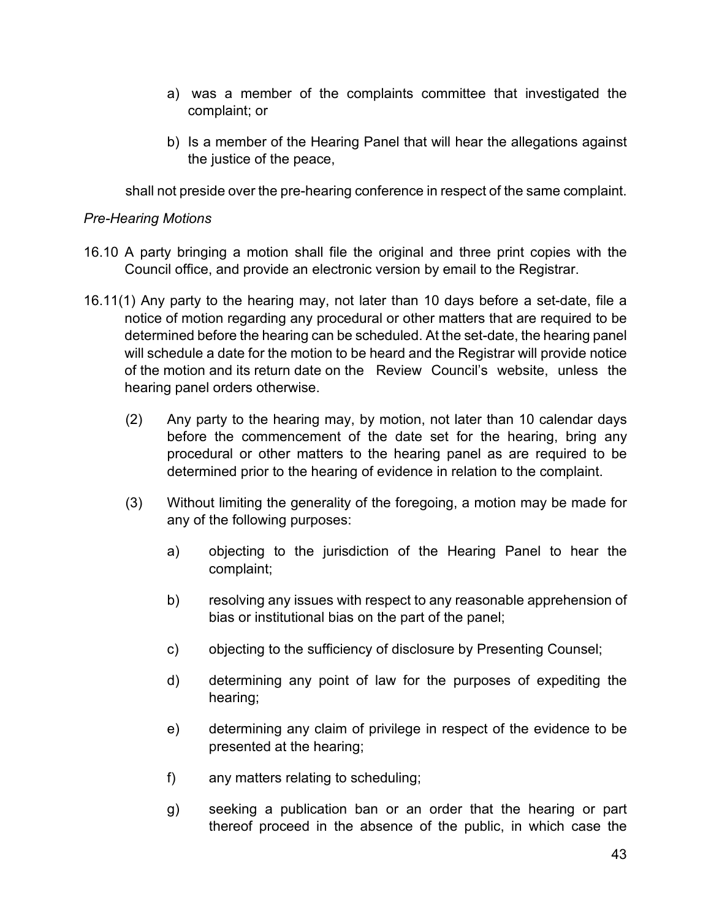a) was a member of the complaints committee that investigated the complaint; or

b) Is a member of the Hearing Panel that will hear the allegations against the justice of the peace,

shall not preside over the pre-hearing conference in respect of the same complaint.

*Pre-Hearing Motions*

16.10 A party bringing a motion shall file the original and three print copies with the Council office, and provide an electronic version by email to the Registrar.

16.11(1) Any party to the hearing may, not later than 10 days before a set-date, file a notice of motion regarding any procedural or other matters that are required to be determined before the hearing can be scheduled. At the set-date, the hearing panel will schedule a date for the motion to be heard and the Registrar will provide notice of the motion and its return date on the Review Council's website, unless the hearing panel orders otherwise.

(2) Any party to the hearing may, by motion, not later than 10 calendar days before the commencement of the date set for the hearing, bring any procedural or other matters to the hearing panel as are required to be determined prior to the hearing of evidence in relation to the complaint.

(3) Without limiting the generality of the foregoing, a motion may be made for any of the following purposes:

a) objecting to the jurisdiction of the Hearing Panel to hear the complaint;

b) resolving any issues with respect to any reasonable apprehension of bias or institutional bias on the part of the panel;

c) objecting to the sufficiency of disclosure by Presenting Counsel;

d) determining any point of law for the purposes of expediting the hearing;

e) determining any claim of privilege in respect of the evidence to be presented at the hearing;

f) any matters relating to scheduling;

g) seeking a publication ban or an order that the hearing or part thereof proceed in the absence of the public, in which case the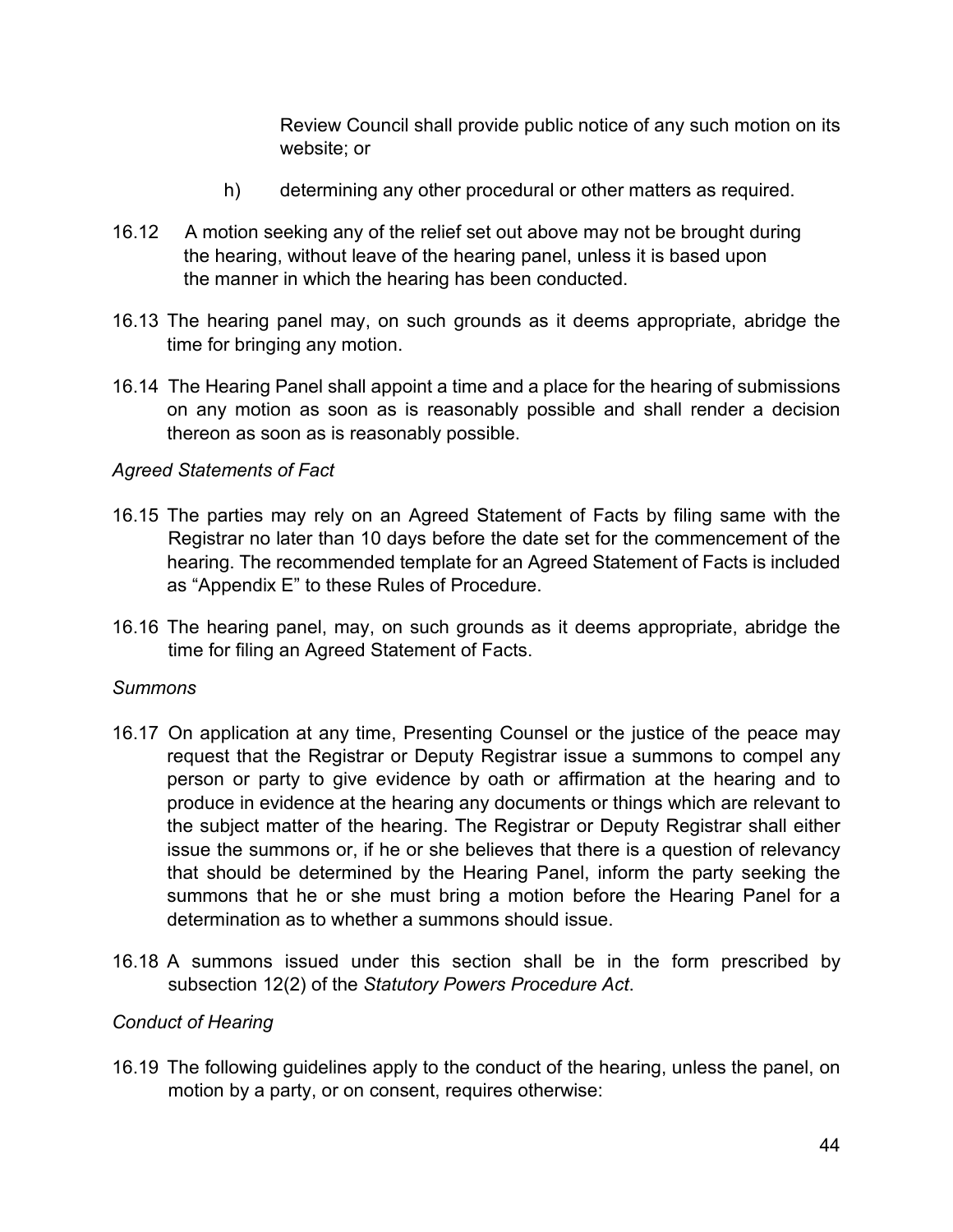Review Council shall provide public notice of any such motion on its website; or

h) determining any other procedural or other matters as required.

16.12 A motion seeking any of the relief set out above may not be brought during the hearing, without leave of the hearing panel, unless it is based upon the manner in which the hearing has been conducted.

16.13 The hearing panel may, on such grounds as it deems appropriate, abridge the time for bringing any motion.

16.14 The Hearing Panel shall appoint a time and a place for the hearing of submissions on any motion as soon as is reasonably possible and shall render a decision thereon as soon as is reasonably possible.

*Agreed Statements of Fact*

16.15 The parties may rely on an Agreed Statement of Facts by filing same with the Registrar no later than 10 days before the date set for the commencement of the hearing. The recommended template for an Agreed Statement of Facts is included as "Appendix E" to these Rules of Procedure.

16.16 The hearing panel, may, on such grounds as it deems appropriate, abridge the time for filing an Agreed Statement of Facts.

*Summons*

16.17 On application at any time, Presenting Counsel or the justice of the peace may request that the Registrar or Deputy Registrar issue a summons to compel any person or party to give evidence by oath or affirmation at the hearing and to produce in evidence at the hearing any documents or things which are relevant to the subject matter of the hearing. The Registrar or Deputy Registrar shall either issue the summons or, if he or she believes that there is a question of relevancy that should be determined by the Hearing Panel, inform the party seeking the summons that he or she must bring a motion before the Hearing Panel for a determination as to whether a summons should issue.

16.18 A summons issued under this section shall be in the form prescribed by subsection 12(2) of the *Statutory Powers Procedure Act*.

*Conduct of Hearing*

16.19 The following guidelines apply to the conduct of the hearing, unless the panel, on motion by a party, or on consent, requires otherwise: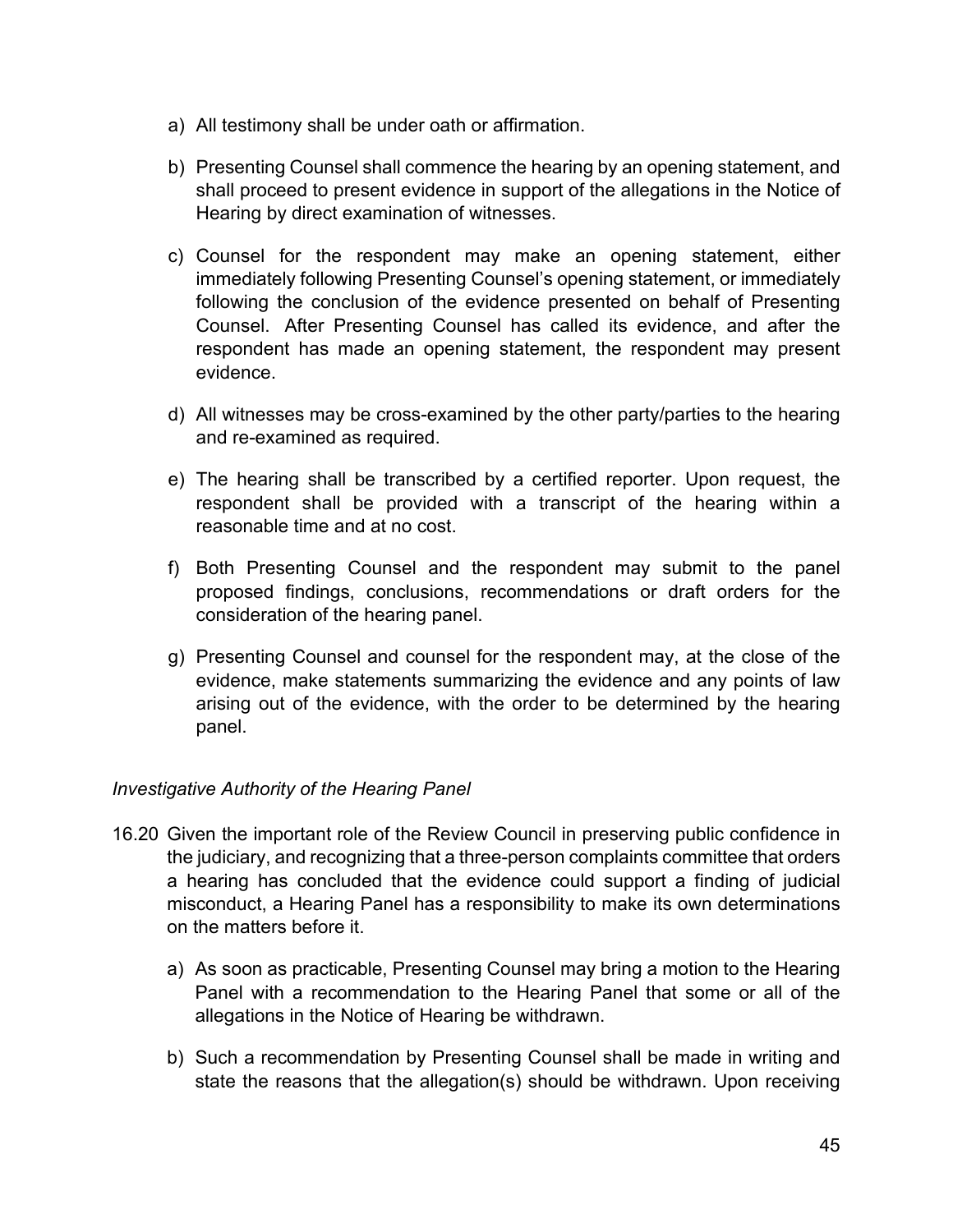a) All testimony shall be under oath or affirmation.

b) Presenting Counsel shall commence the hearing by an opening statement, and shall proceed to present evidence in support of the allegations in the Notice of Hearing by direct examination of witnesses.

c) Counsel for the respondent may make an opening statement, either immediately following Presenting Counsel's opening statement, or immediately following the conclusion of the evidence presented on behalf of Presenting Counsel. After Presenting Counsel has called its evidence, and after the respondent has made an opening statement, the respondent may present evidence.

d) All witnesses may be cross-examined by the other party/parties to the hearing and re-examined as required.

e) The hearing shall be transcribed by a certified reporter. Upon request, the respondent shall be provided with a transcript of the hearing within a reasonable time and at no cost.

f) Both Presenting Counsel and the respondent may submit to the panel proposed findings, conclusions, recommendations or draft orders for the consideration of the hearing panel.

g) Presenting Counsel and counsel for the respondent may, at the close of the evidence, make statements summarizing the evidence and any points of law arising out of the evidence, with the order to be determined by the hearing panel.

*Investigative Authority of the Hearing Panel*

16.20 Given the important role of the Review Council in preserving public confidence in the judiciary, and recognizing that a three-person complaints committee that orders a hearing has concluded that the evidence could support a finding of judicial misconduct, a Hearing Panel has a responsibility to make its own determinations on the matters before it.

a) As soon as practicable, Presenting Counsel may bring a motion to the Hearing Panel with a recommendation to the Hearing Panel that some or all of the allegations in the Notice of Hearing be withdrawn.

b) Such a recommendation by Presenting Counsel shall be made in writing and state the reasons that the allegation(s) should be withdrawn. Upon receiving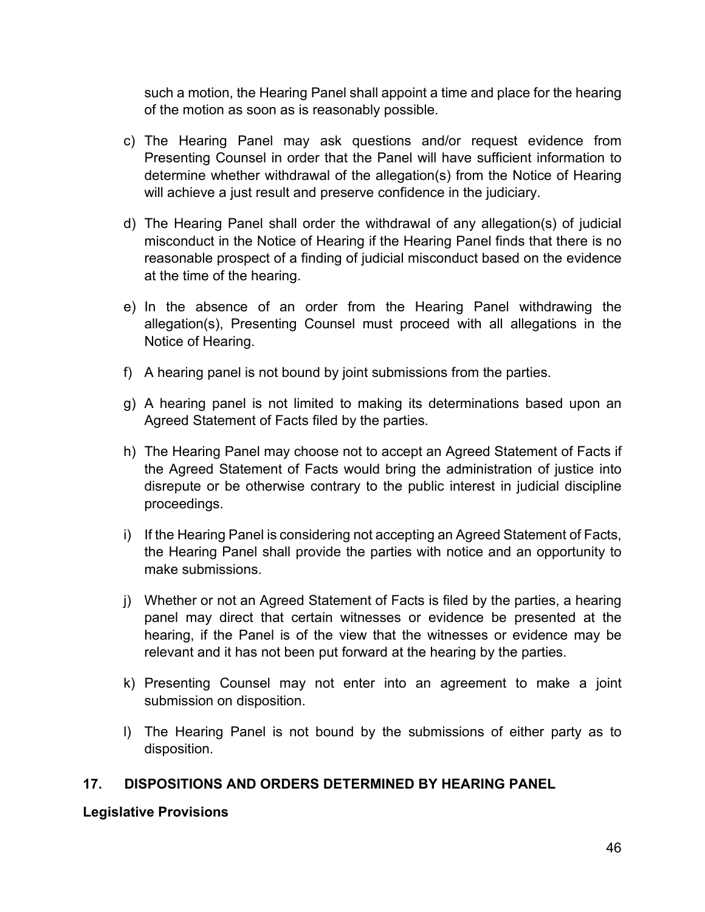such a motion, the Hearing Panel shall appoint a time and place for the hearing of the motion as soon as is reasonably possible.

c) The Hearing Panel may ask questions and/or request evidence from Presenting Counsel in order that the Panel will have sufficient information to determine whether withdrawal of the allegation(s) from the Notice of Hearing will achieve a just result and preserve confidence in the judiciary.

d) The Hearing Panel shall order the withdrawal of any allegation(s) of judicial misconduct in the Notice of Hearing if the Hearing Panel finds that there is no reasonable prospect of a finding of judicial misconduct based on the evidence at the time of the hearing.

e) In the absence of an order from the Hearing Panel withdrawing the allegation(s), Presenting Counsel must proceed with all allegations in the Notice of Hearing.

f) A hearing panel is not bound by joint submissions from the parties.

g) A hearing panel is not limited to making its determinations based upon an Agreed Statement of Facts filed by the parties.

h) The Hearing Panel may choose not to accept an Agreed Statement of Facts if the Agreed Statement of Facts would bring the administration of justice into disrepute or be otherwise contrary to the public interest in judicial discipline proceedings.

i) If the Hearing Panel is considering not accepting an Agreed Statement of Facts, the Hearing Panel shall provide the parties with notice and an opportunity to make submissions.

j) Whether or not an Agreed Statement of Facts is filed by the parties, a hearing panel may direct that certain witnesses or evidence be presented at the hearing, if the Panel is of the view that the witnesses or evidence may be relevant and it has not been put forward at the hearing by the parties.

k) Presenting Counsel may not enter into an agreement to make a joint submission on disposition.

l) The Hearing Panel is not bound by the submissions of either party as to disposition.

## 17. DISPOSITIONS AND ORDERS DETERMINED BY HEARING PANEL

**Legislative Provisions**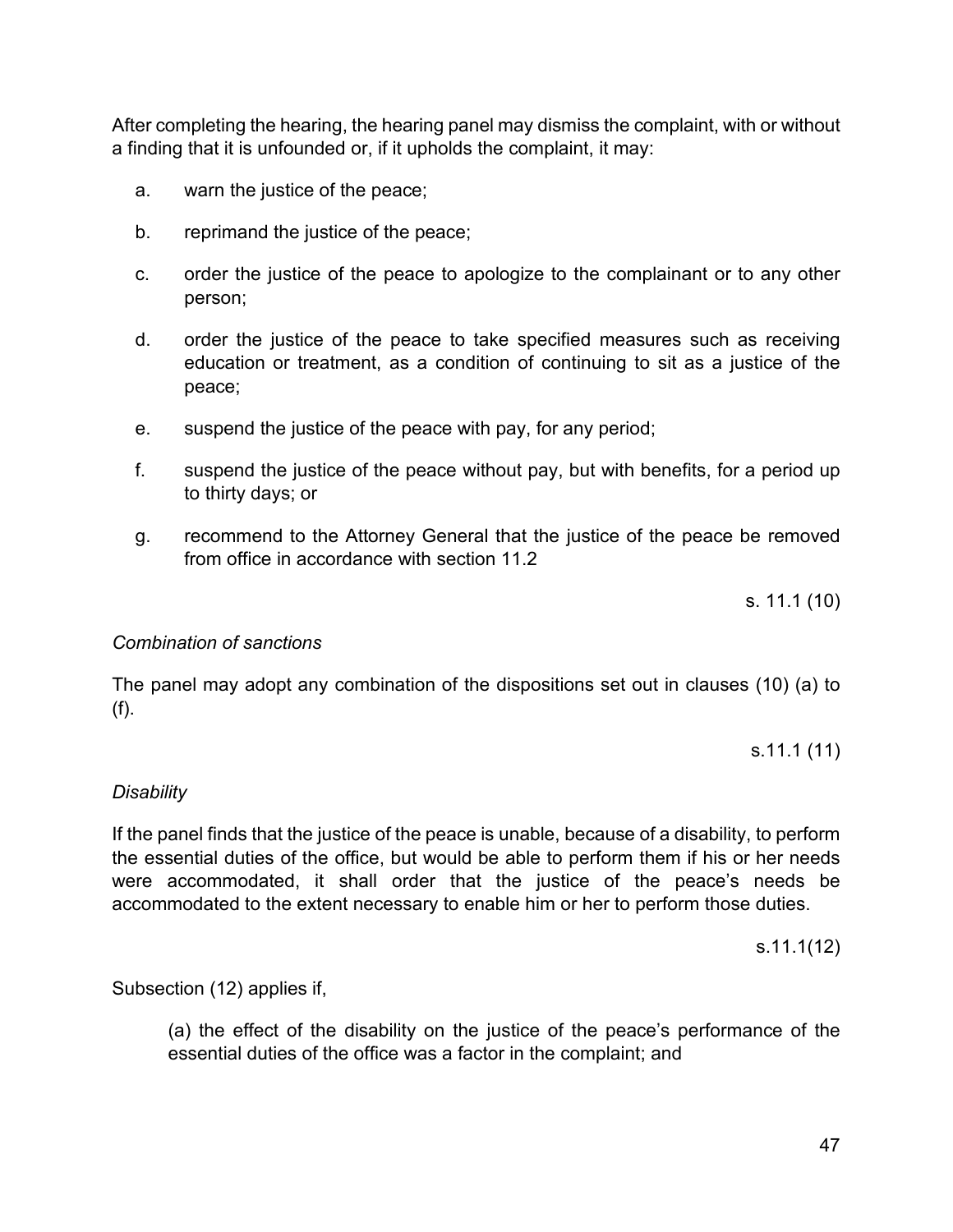After completing the hearing, the hearing panel may dismiss the complaint, with or without a finding that it is unfounded or, if it upholds the complaint, it may:

a. warn the justice of the peace;

b. reprimand the justice of the peace;

c. order the justice of the peace to apologize to the complainant or to any other person;

d. order the justice of the peace to take specified measures such as receiving education or treatment, as a condition of continuing to sit as a justice of the peace;

e. suspend the justice of the peace with pay, for any period;

f. suspend the justice of the peace without pay, but with benefits, for a period up to thirty days; or

g. recommend to the Attorney General that the justice of the peace be removed from office in accordance with section 11.2

s. 11.1 (10)

*Combination of sanctions*

The panel may adopt any combination of the dispositions set out in clauses (10) (a) to (f).

s.11.1 (11)

*Disability*

If the panel finds that the justice of the peace is unable, because of a disability, to perform the essential duties of the office, but would be able to perform them if his or her needs were accommodated, it shall order that the justice of the peace's needs be accommodated to the extent necessary to enable him or her to perform those duties.

s.11.1(12)

Subsection (12) applies if,

(a) the effect of the disability on the justice of the peace's performance of the essential duties of the office was a factor in the complaint; and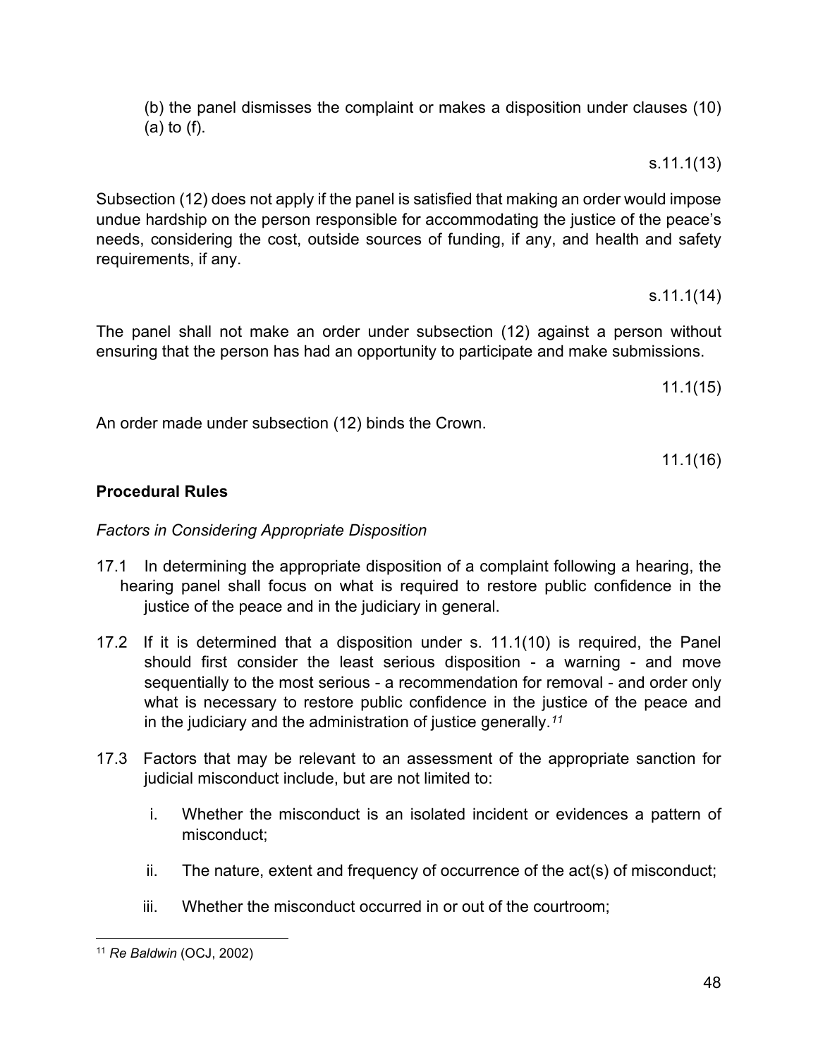(b) the panel dismisses the complaint or makes a disposition under clauses (10) (a) to (f).

s.11.1(13)

Subsection (12) does not apply if the panel is satisfied that making an order would impose undue hardship on the person responsible for accommodating the justice of the peace's needs, considering the cost, outside sources of funding, if any, and health and safety requirements, if any.

s.11.1(14)

The panel shall not make an order under subsection (12) against a person without ensuring that the person has had an opportunity to participate and make submissions.

11.1(15)

An order made under subsection (12) binds the Crown.

11.1(16)

**Procedural Rules**

*Factors in Considering Appropriate Disposition*

17.1 In determining the appropriate disposition of a complaint following a hearing, the hearing panel shall focus on what is required to restore public confidence in the justice of the peace and in the judiciary in general.

17.2 If it is determined that a disposition under s. 11.1(10) is required, the Panel should first consider the least serious disposition - a warning - and move sequentially to the most serious - a recommendation for removal - and order only what is necessary to restore public confidence in the justice of the peace and in the judiciary and the administration of justice generally.[11]

17.3 Factors that may be relevant to an assessment of the appropriate sanction for judicial misconduct include, but are not limited to:

i. Whether the misconduct is an isolated incident or evidences a pattern of misconduct;

ii. The nature, extent and frequency of occurrence of the act(s) of misconduct;

iii. Whether the misconduct occurred in or out of the courtroom;

[11] *Re Baldwin* (OCJ, 2002)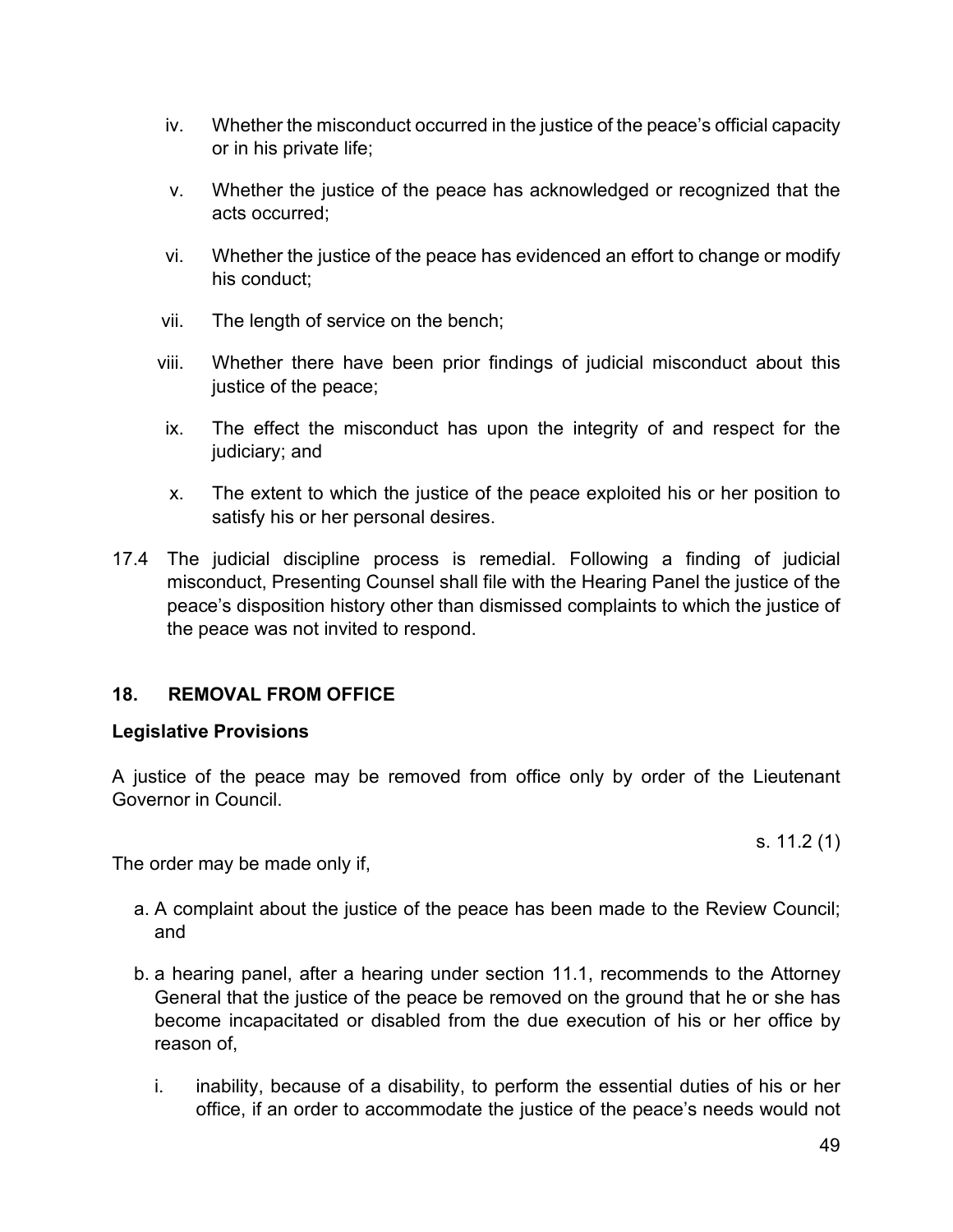iv. Whether the misconduct occurred in the justice of the peace's official capacity or in his private life;

v. Whether the justice of the peace has acknowledged or recognized that the acts occurred;

vi. Whether the justice of the peace has evidenced an effort to change or modify his conduct;

vii. The length of service on the bench;

viii. Whether there have been prior findings of judicial misconduct about this justice of the peace;

ix. The effect the misconduct has upon the integrity of and respect for the judiciary; and

x. The extent to which the justice of the peace exploited his or her position to satisfy his or her personal desires.

17.4 The judicial discipline process is remedial. Following a finding of judicial misconduct, Presenting Counsel shall file with the Hearing Panel the justice of the peace's disposition history other than dismissed complaints to which the justice of the peace was not invited to respond.

## 18. REMOVAL FROM OFFICE

**Legislative Provisions**

A justice of the peace may be removed from office only by order of the Lieutenant Governor in Council.

s. 11.2 (1)

The order may be made only if,

a. A complaint about the justice of the peace has been made to the Review Council; and

b. a hearing panel, after a hearing under section 11.1, recommends to the Attorney General that the justice of the peace be removed on the ground that he or she has become incapacitated or disabled from the due execution of his or her office by reason of,

   i. inability, because of a disability, to perform the essential duties of his or her office, if an order to accommodate the justice of the peace's needs would not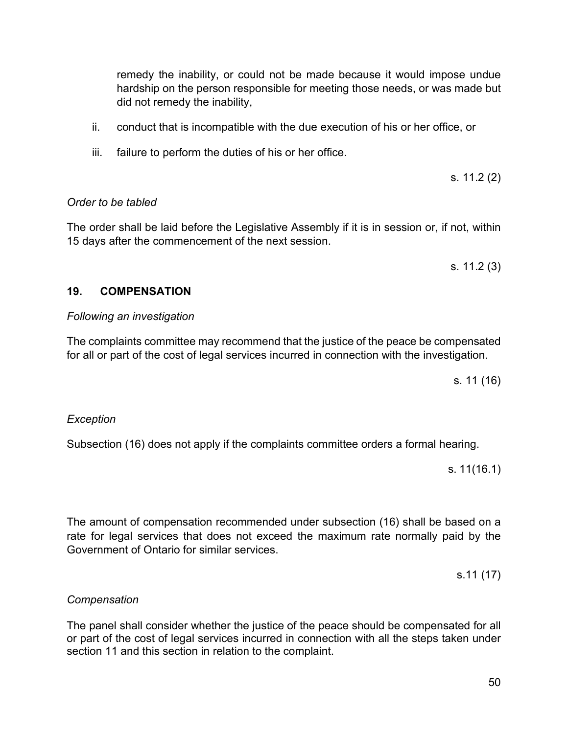remedy the inability, or could not be made because it would impose undue hardship on the person responsible for meeting those needs, or was made but did not remedy the inability,

ii. conduct that is incompatible with the due execution of his or her office, or

iii. failure to perform the duties of his or her office.

s. 11.2 (2)

*Order to be tabled*

The order shall be laid before the Legislative Assembly if it is in session or, if not, within 15 days after the commencement of the next session.

s. 11.2 (3)

## 19. COMPENSATION

*Following an investigation*

The complaints committee may recommend that the justice of the peace be compensated for all or part of the cost of legal services incurred in connection with the investigation.

s. 11 (16)

*Exception*

Subsection (16) does not apply if the complaints committee orders a formal hearing.

s. 11(16.1)

The amount of compensation recommended under subsection (16) shall be based on a rate for legal services that does not exceed the maximum rate normally paid by the Government of Ontario for similar services.

s.11 (17)

*Compensation*

The panel shall consider whether the justice of the peace should be compensated for all or part of the cost of legal services incurred in connection with all the steps taken under section 11 and this section in relation to the complaint.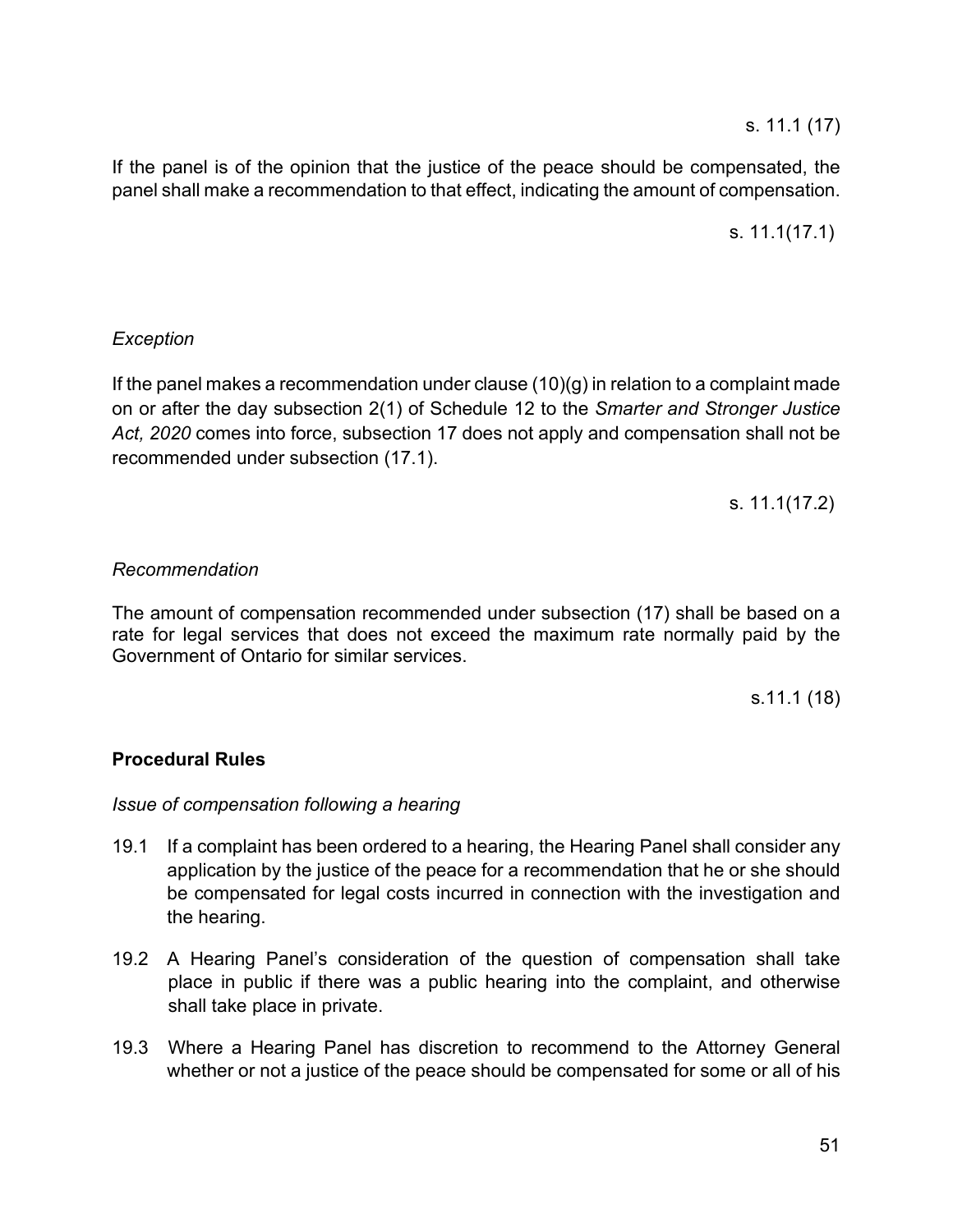s. 11.1 (17)

If the panel is of the opinion that the justice of the peace should be compensated, the panel shall make a recommendation to that effect, indicating the amount of compensation.

s. 11.1(17.1)

*Exception*

If the panel makes a recommendation under clause (10)(g) in relation to a complaint made on or after the day subsection 2(1) of Schedule 12 to the *Smarter and Stronger Justice Act, 2020* comes into force, subsection 17 does not apply and compensation shall not be recommended under subsection (17.1).

s. 11.1(17.2)

*Recommendation*

The amount of compensation recommended under subsection (17) shall be based on a rate for legal services that does not exceed the maximum rate normally paid by the Government of Ontario for similar services.

s.11.1 (18)

**Procedural Rules**

*Issue of compensation following a hearing*

19.1 If a complaint has been ordered to a hearing, the Hearing Panel shall consider any application by the justice of the peace for a recommendation that he or she should be compensated for legal costs incurred in connection with the investigation and the hearing.

19.2 A Hearing Panel's consideration of the question of compensation shall take place in public if there was a public hearing into the complaint, and otherwise shall take place in private.

19.3 Where a Hearing Panel has discretion to recommend to the Attorney General whether or not a justice of the peace should be compensated for some or all of his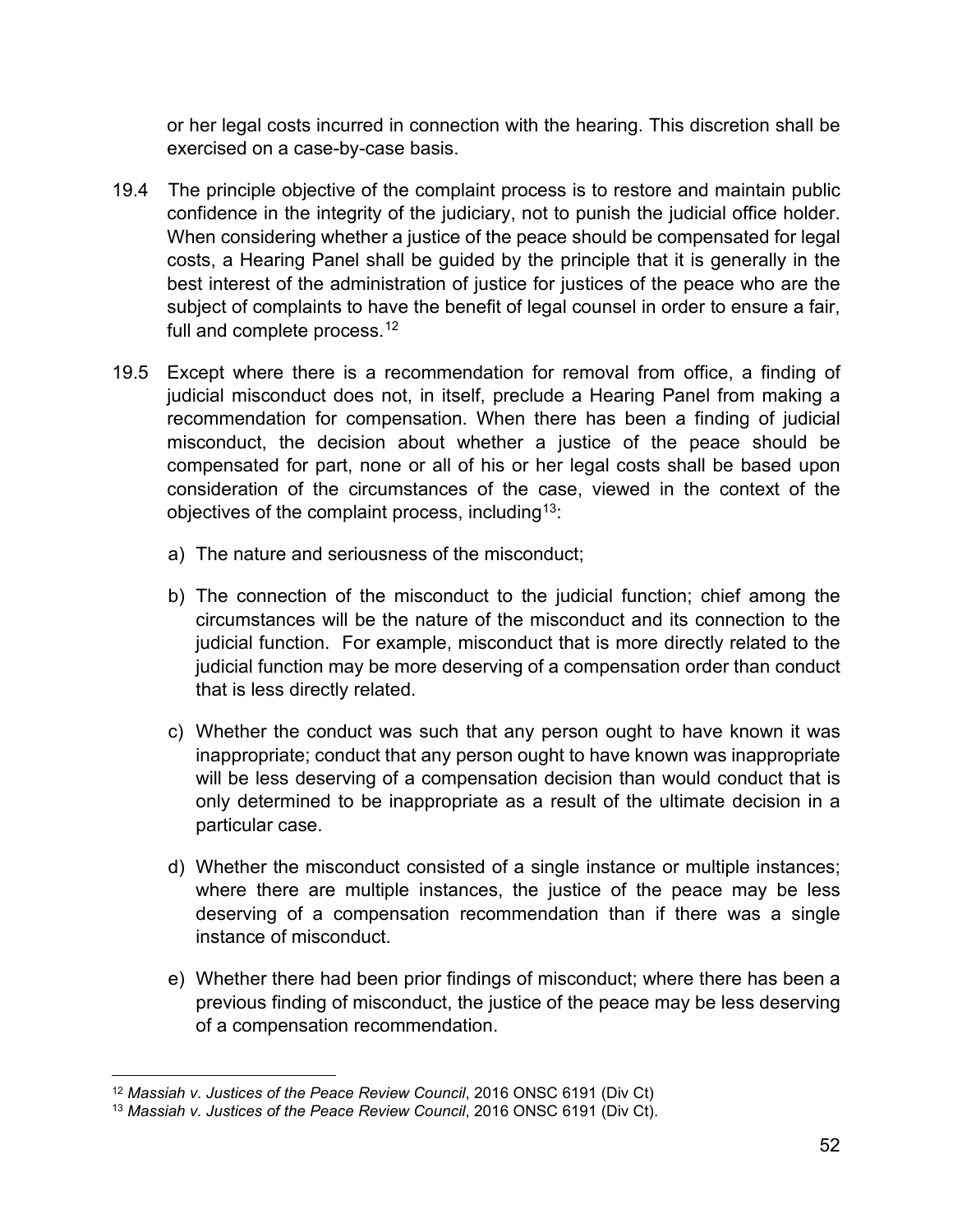or her legal costs incurred in connection with the hearing. This discretion shall be exercised on a case-by-case basis.

19.4 The principle objective of the complaint process is to restore and maintain public confidence in the integrity of the judiciary, not to punish the judicial office holder. When considering whether a justice of the peace should be compensated for legal costs, a Hearing Panel shall be guided by the principle that it is generally in the best interest of the administration of justice for justices of the peace who are the subject of complaints to have the benefit of legal counsel in order to ensure a fair, full and complete process.[12]

19.5 Except where there is a recommendation for removal from office, a finding of judicial misconduct does not, in itself, preclude a Hearing Panel from making a recommendation for compensation. When there has been a finding of judicial misconduct, the decision about whether a justice of the peace should be compensated for part, none or all of his or her legal costs shall be based upon consideration of the circumstances of the case, viewed in the context of the objectives of the complaint process, including[13]:

a) The nature and seriousness of the misconduct;

b) The connection of the misconduct to the judicial function; chief among the circumstances will be the nature of the misconduct and its connection to the judicial function. For example, misconduct that is more directly related to the judicial function may be more deserving of a compensation order than conduct that is less directly related.

c) Whether the conduct was such that any person ought to have known it was inappropriate; conduct that any person ought to have known was inappropriate will be less deserving of a compensation decision than would conduct that is only determined to be inappropriate as a result of the ultimate decision in a particular case.

d) Whether the misconduct consisted of a single instance or multiple instances; where there are multiple instances, the justice of the peace may be less deserving of a compensation recommendation than if there was a single instance of misconduct.

e) Whether there had been prior findings of misconduct; where there has been a previous finding of misconduct, the justice of the peace may be less deserving of a compensation recommendation.

---

[12] *Massiah v. Justices of the Peace Review Council*, 2016 ONSC 6191 (Div Ct)

[13] *Massiah v. Justices of the Peace Review Council*, 2016 ONSC 6191 (Div Ct).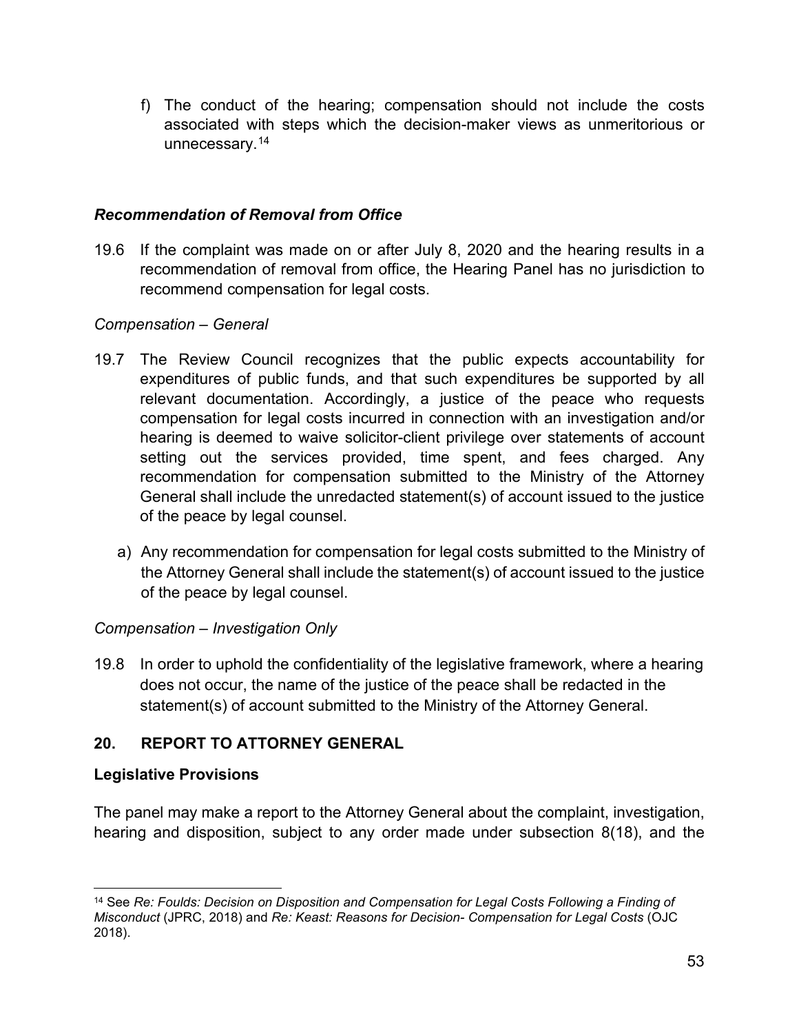f) The conduct of the hearing; compensation should not include the costs associated with steps which the decision-maker views as unmeritorious or unnecessary.[14]

### *Recommendation of Removal from Office*

19.6 If the complaint was made on or after July 8, 2020 and the hearing results in a recommendation of removal from office, the Hearing Panel has no jurisdiction to recommend compensation for legal costs.

*Compensation – General*

19.7 The Review Council recognizes that the public expects accountability for expenditures of public funds, and that such expenditures be supported by all relevant documentation. Accordingly, a justice of the peace who requests compensation for legal costs incurred in connection with an investigation and/or hearing is deemed to waive solicitor-client privilege over statements of account setting out the services provided, time spent, and fees charged. Any recommendation for compensation submitted to the Ministry of the Attorney General shall include the unredacted statement(s) of account issued to the justice of the peace by legal counsel.

a) Any recommendation for compensation for legal costs submitted to the Ministry of the Attorney General shall include the statement(s) of account issued to the justice of the peace by legal counsel.

*Compensation – Investigation Only*

19.8 In order to uphold the confidentiality of the legislative framework, where a hearing does not occur, the name of the justice of the peace shall be redacted in the statement(s) of account submitted to the Ministry of the Attorney General.

## 20. REPORT TO ATTORNEY GENERAL

### Legislative Provisions

The panel may make a report to the Attorney General about the complaint, investigation, hearing and disposition, subject to any order made under subsection 8(18), and the

---

[14] See *Re: Foulds: Decision on Disposition and Compensation for Legal Costs Following a Finding of Misconduct* (JPRC, 2018) and *Re: Keast: Reasons for Decision- Compensation for Legal Costs* (OJC 2018).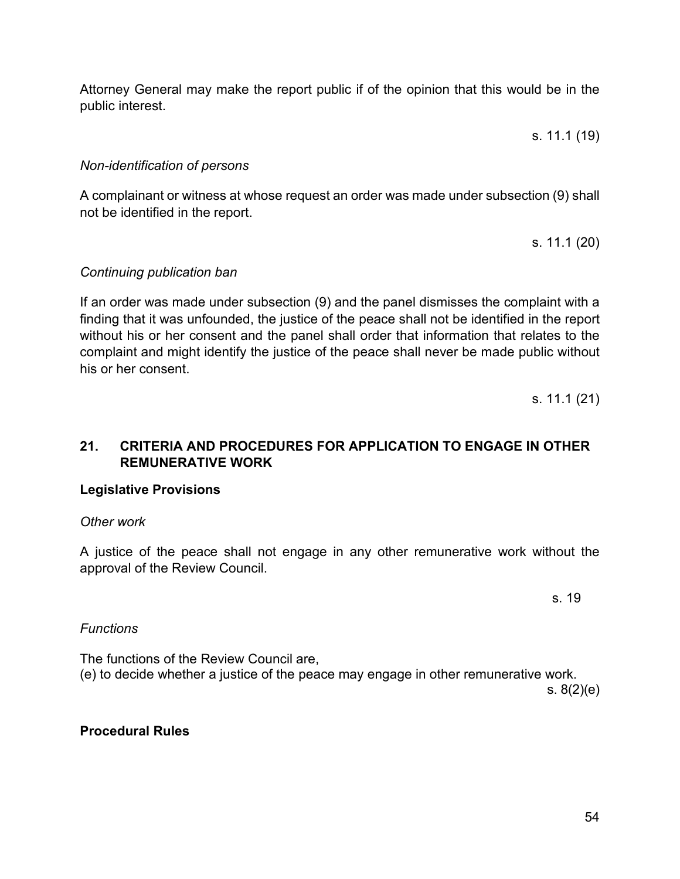Attorney General may make the report public if of the opinion that this would be in the public interest.

s. 11.1 (19)

*Non-identification of persons*

A complainant or witness at whose request an order was made under subsection (9) shall not be identified in the report.

s. 11.1 (20)

*Continuing publication ban*

If an order was made under subsection (9) and the panel dismisses the complaint with a finding that it was unfounded, the justice of the peace shall not be identified in the report without his or her consent and the panel shall order that information that relates to the complaint and might identify the justice of the peace shall never be made public without his or her consent.

s. 11.1 (21)

## 21. CRITERIA AND PROCEDURES FOR APPLICATION TO ENGAGE IN OTHER REMUNERATIVE WORK

**Legislative Provisions**

*Other work*

A justice of the peace shall not engage in any other remunerative work without the approval of the Review Council.

s. 19

*Functions*

The functions of the Review Council are,
(e) to decide whether a justice of the peace may engage in other remunerative work.

s. 8(2)(e)

**Procedural Rules**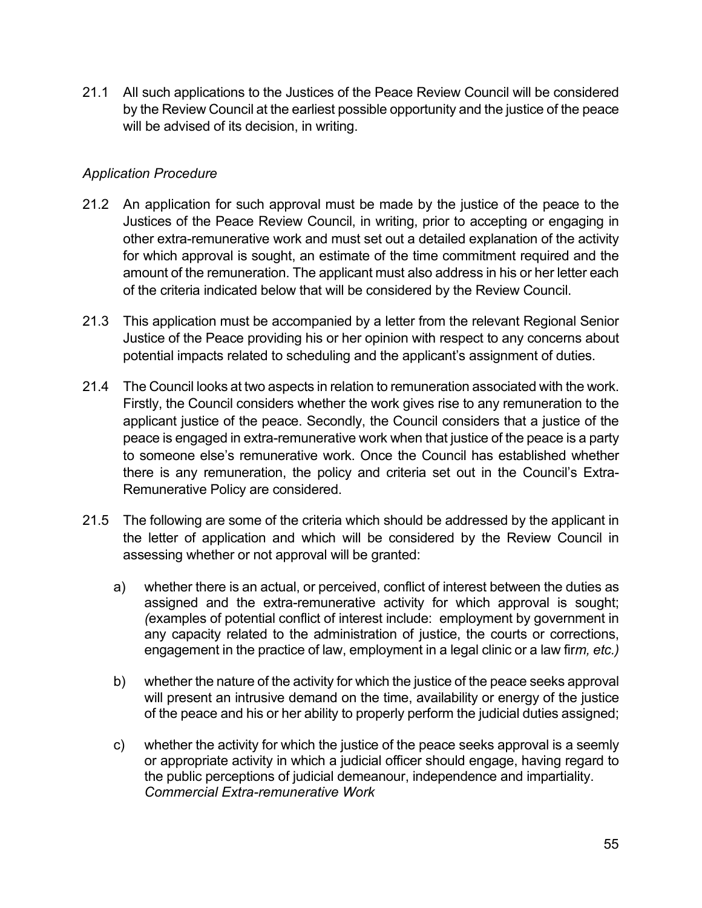21.1 All such applications to the Justices of the Peace Review Council will be considered by the Review Council at the earliest possible opportunity and the justice of the peace will be advised of its decision, in writing.

*Application Procedure*

21.2 An application for such approval must be made by the justice of the peace to the Justices of the Peace Review Council, in writing, prior to accepting or engaging in other extra-remunerative work and must set out a detailed explanation of the activity for which approval is sought, an estimate of the time commitment required and the amount of the remuneration. The applicant must also address in his or her letter each of the criteria indicated below that will be considered by the Review Council.

21.3 This application must be accompanied by a letter from the relevant Regional Senior Justice of the Peace providing his or her opinion with respect to any concerns about potential impacts related to scheduling and the applicant's assignment of duties.

21.4 The Council looks at two aspects in relation to remuneration associated with the work. Firstly, the Council considers whether the work gives rise to any remuneration to the applicant justice of the peace. Secondly, the Council considers that a justice of the peace is engaged in extra-remunerative work when that justice of the peace is a party to someone else's remunerative work. Once the Council has established whether there is any remuneration, the policy and criteria set out in the Council's Extra-Remunerative Policy are considered.

21.5 The following are some of the criteria which should be addressed by the applicant in the letter of application and which will be considered by the Review Council in assessing whether or not approval will be granted:

a) whether there is an actual, or perceived, conflict of interest between the duties as assigned and the extra-remunerative activity for which approval is sought; *(*examples of potential conflict of interest include: employment by government in any capacity related to the administration of justice, the courts or corrections, engagement in the practice of law, employment in a legal clinic or a law fir*m, etc.)*

b) whether the nature of the activity for which the justice of the peace seeks approval will present an intrusive demand on the time, availability or energy of the justice of the peace and his or her ability to properly perform the judicial duties assigned;

c) whether the activity for which the justice of the peace seeks approval is a seemly or appropriate activity in which a judicial officer should engage, having regard to the public perceptions of judicial demeanour, independence and impartiality.

*Commercial Extra-remunerative Work*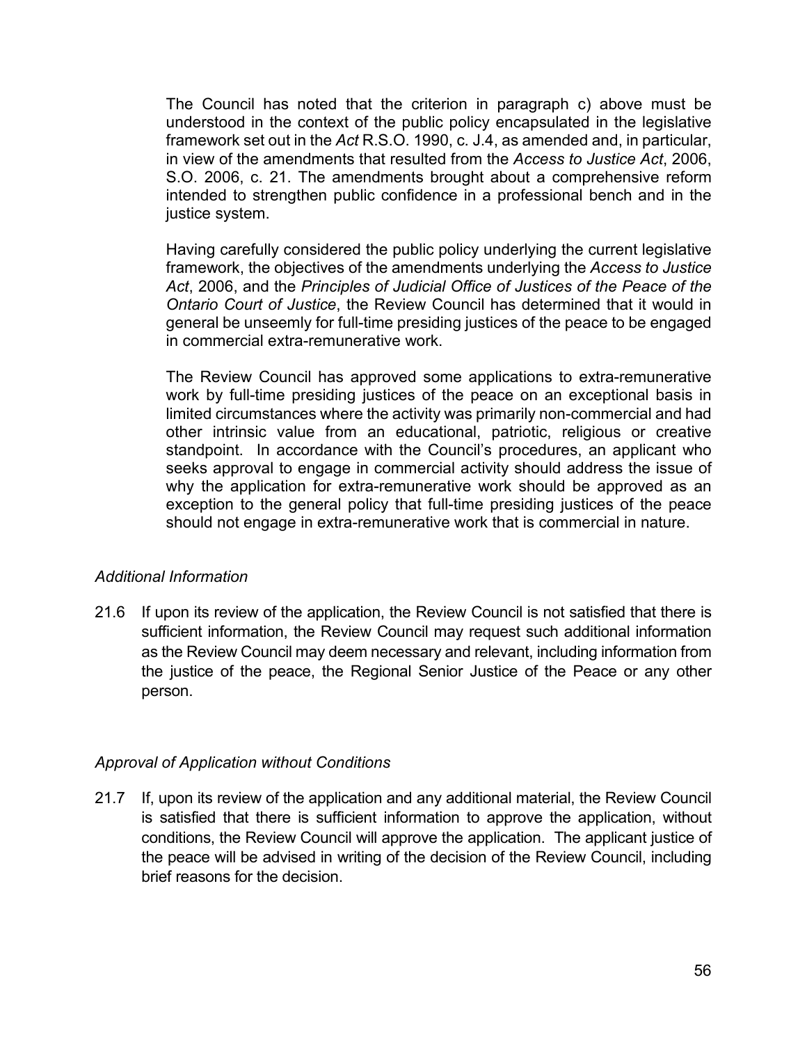The Council has noted that the criterion in paragraph c) above must be understood in the context of the public policy encapsulated in the legislative framework set out in the *Act* R.S.O. 1990, c. J.4, as amended and, in particular, in view of the amendments that resulted from the *Access to Justice Act*, 2006, S.O. 2006, c. 21. The amendments brought about a comprehensive reform intended to strengthen public confidence in a professional bench and in the justice system.

Having carefully considered the public policy underlying the current legislative framework, the objectives of the amendments underlying the *Access to Justice Act*, 2006, and the *Principles of Judicial Office of Justices of the Peace of the Ontario Court of Justice*, the Review Council has determined that it would in general be unseemly for full-time presiding justices of the peace to be engaged in commercial extra-remunerative work.

The Review Council has approved some applications to extra-remunerative work by full-time presiding justices of the peace on an exceptional basis in limited circumstances where the activity was primarily non-commercial and had other intrinsic value from an educational, patriotic, religious or creative standpoint. In accordance with the Council's procedures, an applicant who seeks approval to engage in commercial activity should address the issue of why the application for extra-remunerative work should be approved as an exception to the general policy that full-time presiding justices of the peace should not engage in extra-remunerative work that is commercial in nature.

*Additional Information*

21.6 If upon its review of the application, the Review Council is not satisfied that there is sufficient information, the Review Council may request such additional information as the Review Council may deem necessary and relevant, including information from the justice of the peace, the Regional Senior Justice of the Peace or any other person.

*Approval of Application without Conditions*

21.7 If, upon its review of the application and any additional material, the Review Council is satisfied that there is sufficient information to approve the application, without conditions, the Review Council will approve the application. The applicant justice of the peace will be advised in writing of the decision of the Review Council, including brief reasons for the decision.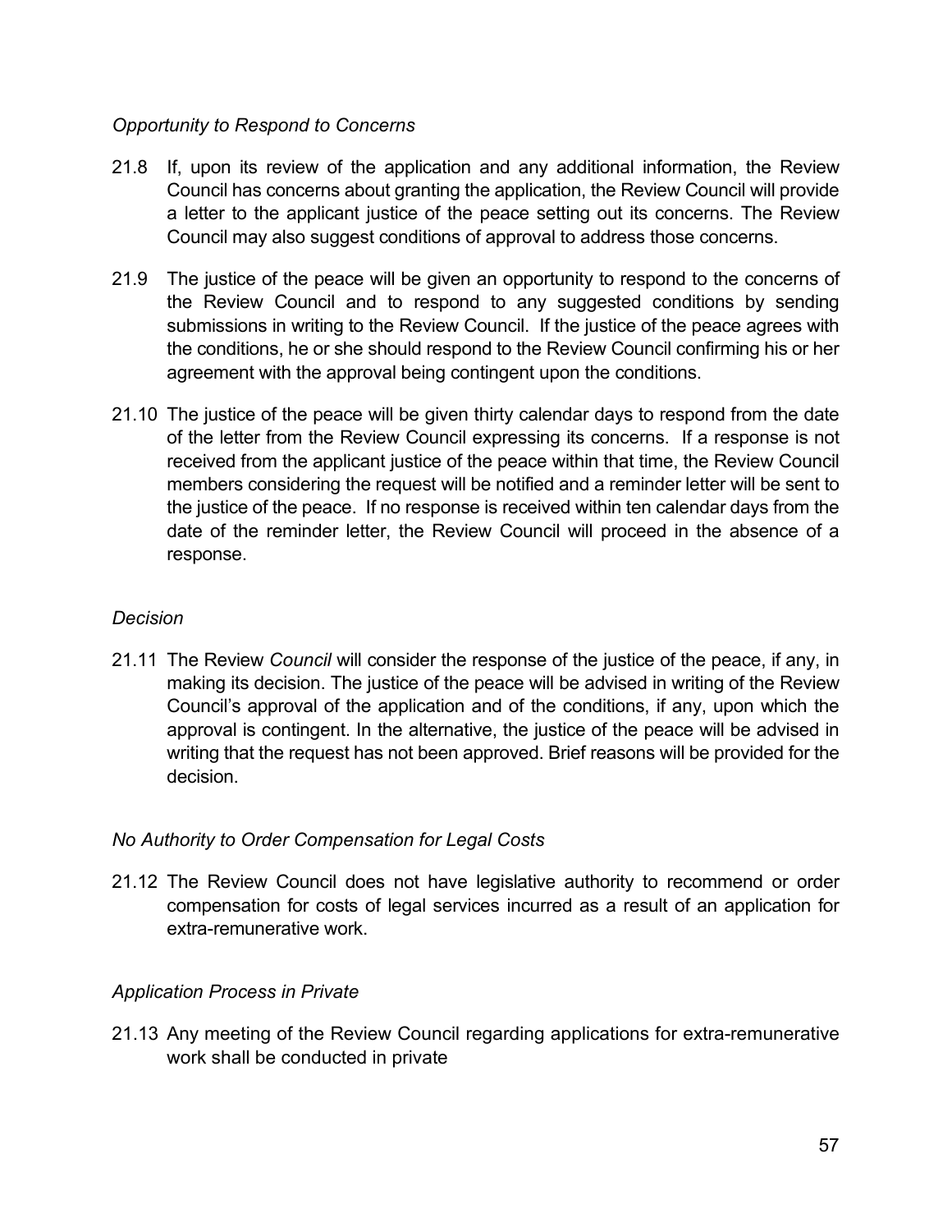*Opportunity to Respond to Concerns*

21.8 If, upon its review of the application and any additional information, the Review Council has concerns about granting the application, the Review Council will provide a letter to the applicant justice of the peace setting out its concerns. The Review Council may also suggest conditions of approval to address those concerns.

21.9 The justice of the peace will be given an opportunity to respond to the concerns of the Review Council and to respond to any suggested conditions by sending submissions in writing to the Review Council. If the justice of the peace agrees with the conditions, he or she should respond to the Review Council confirming his or her agreement with the approval being contingent upon the conditions.

21.10 The justice of the peace will be given thirty calendar days to respond from the date of the letter from the Review Council expressing its concerns. If a response is not received from the applicant justice of the peace within that time, the Review Council members considering the request will be notified and a reminder letter will be sent to the justice of the peace. If no response is received within ten calendar days from the date of the reminder letter, the Review Council will proceed in the absence of a response.

*Decision*

21.11 The Review *Council* will consider the response of the justice of the peace, if any, in making its decision. The justice of the peace will be advised in writing of the Review Council's approval of the application and of the conditions, if any, upon which the approval is contingent. In the alternative, the justice of the peace will be advised in writing that the request has not been approved. Brief reasons will be provided for the decision.

*No Authority to Order Compensation for Legal Costs*

21.12 The Review Council does not have legislative authority to recommend or order compensation for costs of legal services incurred as a result of an application for extra-remunerative work.

*Application Process in Private*

21.13 Any meeting of the Review Council regarding applications for extra-remunerative work shall be conducted in private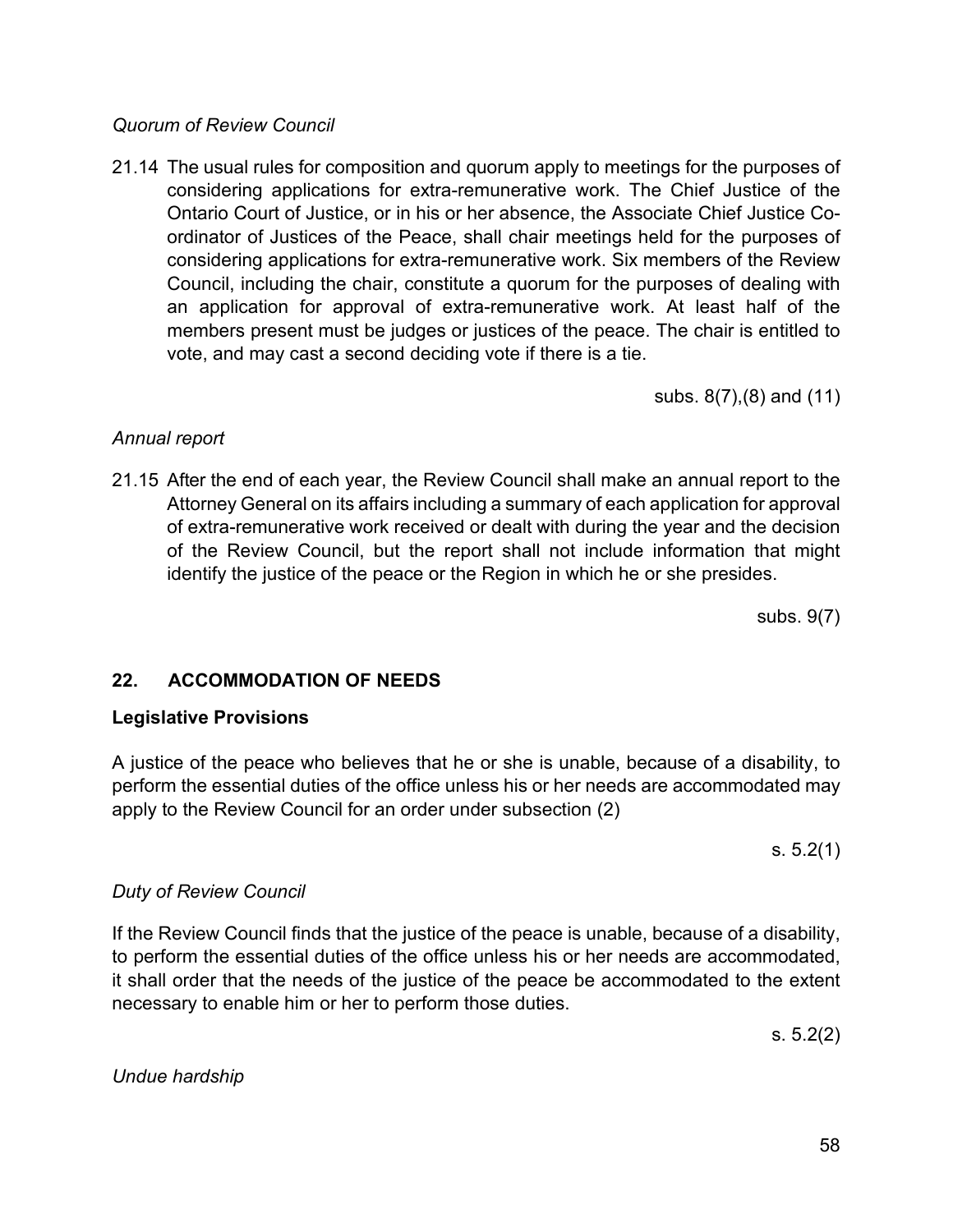*Quorum of Review Council*

21.14 The usual rules for composition and quorum apply to meetings for the purposes of considering applications for extra-remunerative work. The Chief Justice of the Ontario Court of Justice, or in his or her absence, the Associate Chief Justice Co-ordinator of Justices of the Peace, shall chair meetings held for the purposes of considering applications for extra-remunerative work. Six members of the Review Council, including the chair, constitute a quorum for the purposes of dealing with an application for approval of extra-remunerative work. At least half of the members present must be judges or justices of the peace. The chair is entitled to vote, and may cast a second deciding vote if there is a tie.

subs. 8(7),(8) and (11)

*Annual report*

21.15 After the end of each year, the Review Council shall make an annual report to the Attorney General on its affairs including a summary of each application for approval of extra-remunerative work received or dealt with during the year and the decision of the Review Council, but the report shall not include information that might identify the justice of the peace or the Region in which he or she presides.

subs. 9(7)

## 22. ACCOMMODATION OF NEEDS

### Legislative Provisions

A justice of the peace who believes that he or she is unable, because of a disability, to perform the essential duties of the office unless his or her needs are accommodated may apply to the Review Council for an order under subsection (2)

s. 5.2(1)

*Duty of Review Council*

If the Review Council finds that the justice of the peace is unable, because of a disability, to perform the essential duties of the office unless his or her needs are accommodated, it shall order that the needs of the justice of the peace be accommodated to the extent necessary to enable him or her to perform those duties.

s. 5.2(2)

*Undue hardship*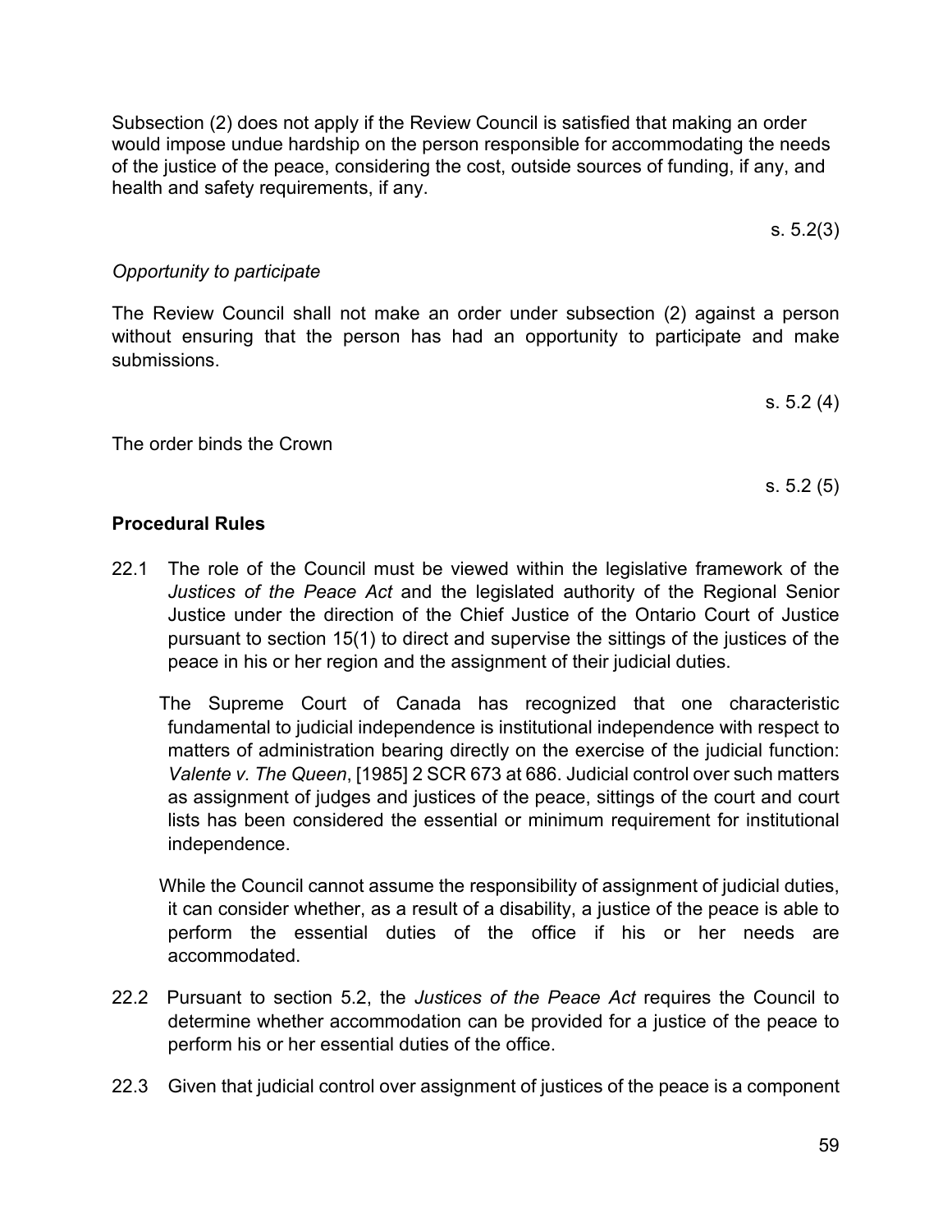Subsection (2) does not apply if the Review Council is satisfied that making an order would impose undue hardship on the person responsible for accommodating the needs of the justice of the peace, considering the cost, outside sources of funding, if any, and health and safety requirements, if any.

s. 5.2(3)

*Opportunity to participate*

The Review Council shall not make an order under subsection (2) against a person without ensuring that the person has had an opportunity to participate and make submissions.

s. 5.2 (4)

The order binds the Crown

s. 5.2 (5)

**Procedural Rules**

22.1 The role of the Council must be viewed within the legislative framework of the *Justices of the Peace Act* and the legislated authority of the Regional Senior Justice under the direction of the Chief Justice of the Ontario Court of Justice pursuant to section 15(1) to direct and supervise the sittings of the justices of the peace in his or her region and the assignment of their judicial duties.

The Supreme Court of Canada has recognized that one characteristic fundamental to judicial independence is institutional independence with respect to matters of administration bearing directly on the exercise of the judicial function: *Valente v. The Queen*, [1985] 2 SCR 673 at 686. Judicial control over such matters as assignment of judges and justices of the peace, sittings of the court and court lists has been considered the essential or minimum requirement for institutional independence.

While the Council cannot assume the responsibility of assignment of judicial duties, it can consider whether, as a result of a disability, a justice of the peace is able to perform the essential duties of the office if his or her needs are accommodated.

22.2 Pursuant to section 5.2, the *Justices of the Peace Act* requires the Council to determine whether accommodation can be provided for a justice of the peace to perform his or her essential duties of the office.

22.3 Given that judicial control over assignment of justices of the peace is a component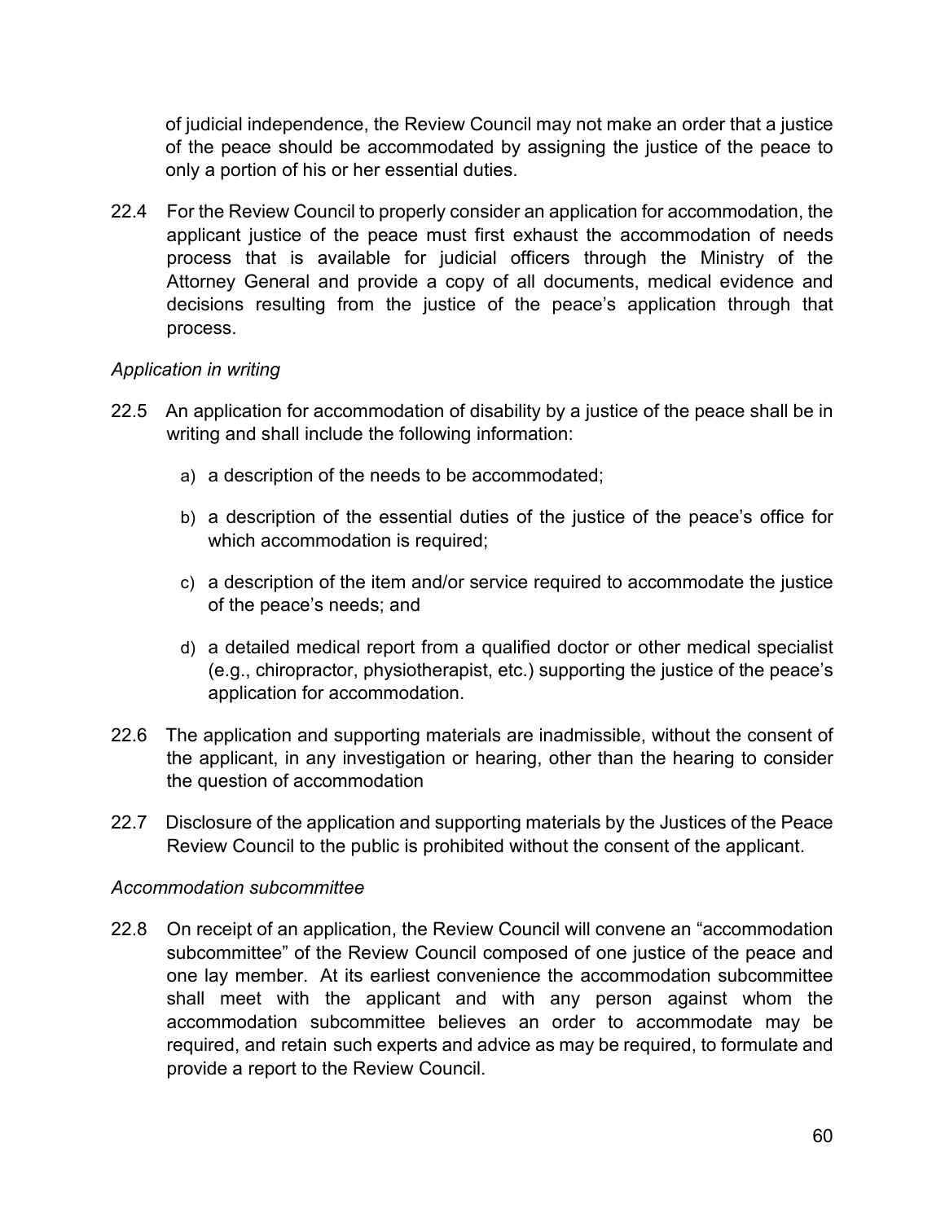of judicial independence, the Review Council may not make an order that a justice of the peace should be accommodated by assigning the justice of the peace to only a portion of his or her essential duties.

22.4 For the Review Council to properly consider an application for accommodation, the applicant justice of the peace must first exhaust the accommodation of needs process that is available for judicial officers through the Ministry of the Attorney General and provide a copy of all documents, medical evidence and decisions resulting from the justice of the peace's application through that process.

*Application in writing*

22.5 An application for accommodation of disability by a justice of the peace shall be in writing and shall include the following information:

a) a description of the needs to be accommodated;

b) a description of the essential duties of the justice of the peace's office for which accommodation is required;

c) a description of the item and/or service required to accommodate the justice of the peace's needs; and

d) a detailed medical report from a qualified doctor or other medical specialist (e.g., chiropractor, physiotherapist, etc.) supporting the justice of the peace's application for accommodation.

22.6 The application and supporting materials are inadmissible, without the consent of the applicant, in any investigation or hearing, other than the hearing to consider the question of accommodation

22.7 Disclosure of the application and supporting materials by the Justices of the Peace Review Council to the public is prohibited without the consent of the applicant.

*Accommodation subcommittee*

22.8 On receipt of an application, the Review Council will convene an "accommodation subcommittee" of the Review Council composed of one justice of the peace and one lay member. At its earliest convenience the accommodation subcommittee shall meet with the applicant and with any person against whom the accommodation subcommittee believes an order to accommodate may be required, and retain such experts and advice as may be required, to formulate and provide a report to the Review Council.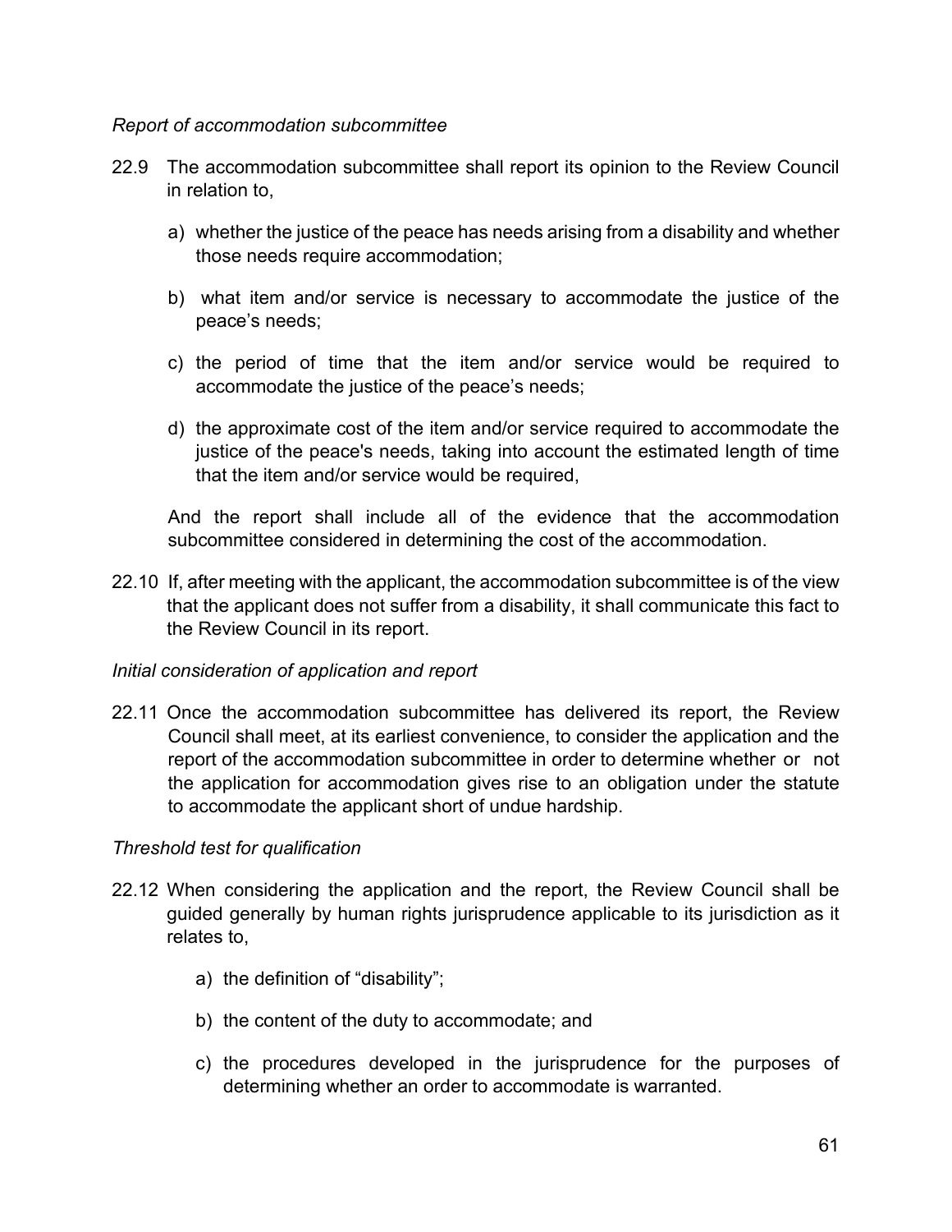*Report of accommodation subcommittee*

22.9 The accommodation subcommittee shall report its opinion to the Review Council in relation to,

a) whether the justice of the peace has needs arising from a disability and whether those needs require accommodation;

b) what item and/or service is necessary to accommodate the justice of the peace's needs;

c) the period of time that the item and/or service would be required to accommodate the justice of the peace's needs;

d) the approximate cost of the item and/or service required to accommodate the justice of the peace's needs, taking into account the estimated length of time that the item and/or service would be required,

And the report shall include all of the evidence that the accommodation subcommittee considered in determining the cost of the accommodation.

22.10 If, after meeting with the applicant, the accommodation subcommittee is of the view that the applicant does not suffer from a disability, it shall communicate this fact to the Review Council in its report.

*Initial consideration of application and report*

22.11 Once the accommodation subcommittee has delivered its report, the Review Council shall meet, at its earliest convenience, to consider the application and the report of the accommodation subcommittee in order to determine whether or not the application for accommodation gives rise to an obligation under the statute to accommodate the applicant short of undue hardship.

*Threshold test for qualification*

22.12 When considering the application and the report, the Review Council shall be guided generally by human rights jurisprudence applicable to its jurisdiction as it relates to,

a) the definition of "disability";

b) the content of the duty to accommodate; and

c) the procedures developed in the jurisprudence for the purposes of determining whether an order to accommodate is warranted.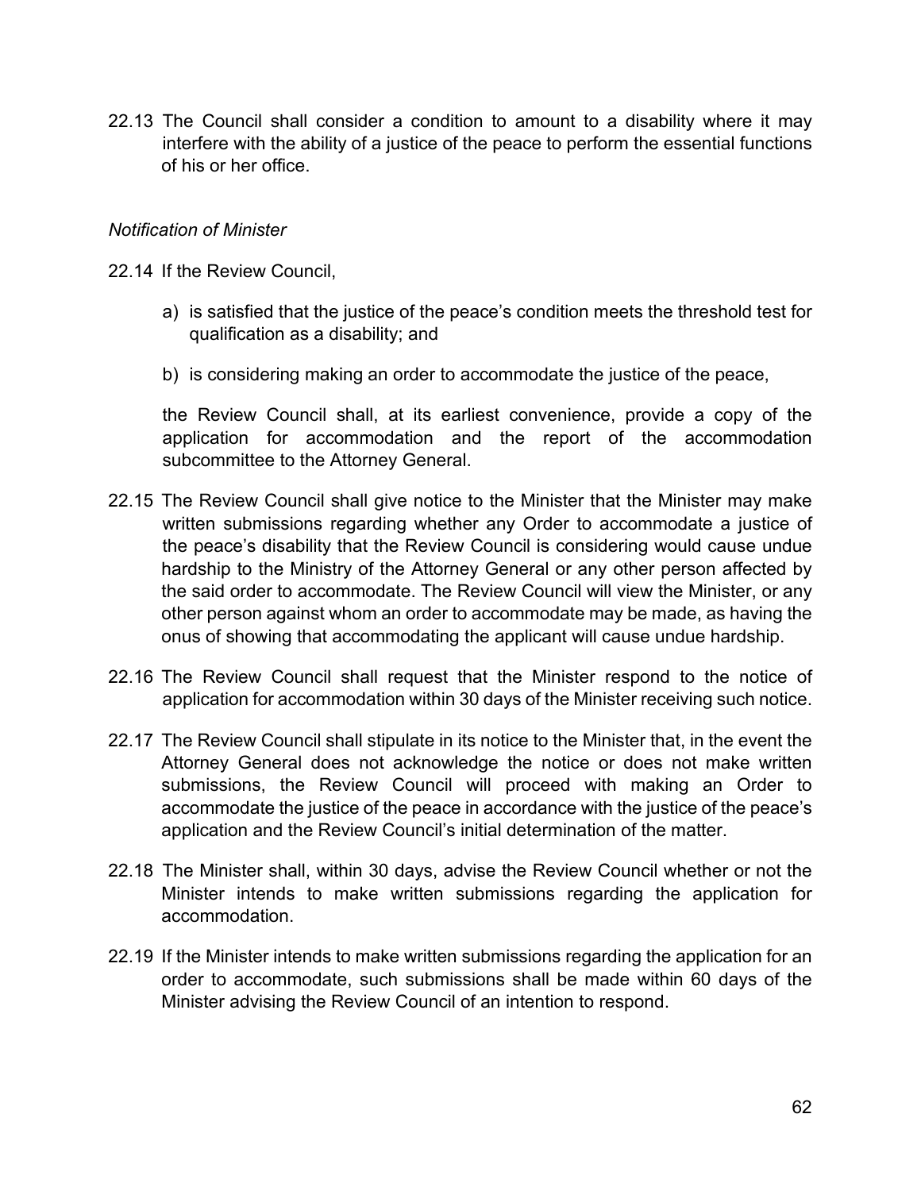22.13 The Council shall consider a condition to amount to a disability where it may interfere with the ability of a justice of the peace to perform the essential functions of his or her office.

*Notification of Minister*

22.14 If the Review Council,

a) is satisfied that the justice of the peace's condition meets the threshold test for qualification as a disability; and

b) is considering making an order to accommodate the justice of the peace,

the Review Council shall, at its earliest convenience, provide a copy of the application for accommodation and the report of the accommodation subcommittee to the Attorney General.

22.15 The Review Council shall give notice to the Minister that the Minister may make written submissions regarding whether any Order to accommodate a justice of the peace's disability that the Review Council is considering would cause undue hardship to the Ministry of the Attorney General or any other person affected by the said order to accommodate. The Review Council will view the Minister, or any other person against whom an order to accommodate may be made, as having the onus of showing that accommodating the applicant will cause undue hardship.

22.16 The Review Council shall request that the Minister respond to the notice of application for accommodation within 30 days of the Minister receiving such notice.

22.17 The Review Council shall stipulate in its notice to the Minister that, in the event the Attorney General does not acknowledge the notice or does not make written submissions, the Review Council will proceed with making an Order to accommodate the justice of the peace in accordance with the justice of the peace's application and the Review Council's initial determination of the matter.

22.18 The Minister shall, within 30 days, advise the Review Council whether or not the Minister intends to make written submissions regarding the application for accommodation.

22.19 If the Minister intends to make written submissions regarding the application for an order to accommodate, such submissions shall be made within 60 days of the Minister advising the Review Council of an intention to respond.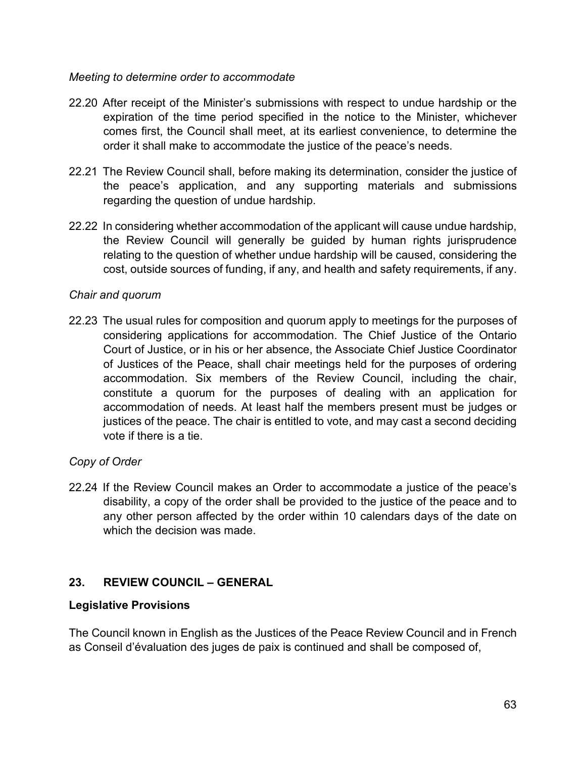*Meeting to determine order to accommodate*

22.20 After receipt of the Minister's submissions with respect to undue hardship or the expiration of the time period specified in the notice to the Minister, whichever comes first, the Council shall meet, at its earliest convenience, to determine the order it shall make to accommodate the justice of the peace's needs.

22.21 The Review Council shall, before making its determination, consider the justice of the peace's application, and any supporting materials and submissions regarding the question of undue hardship.

22.22 In considering whether accommodation of the applicant will cause undue hardship, the Review Council will generally be guided by human rights jurisprudence relating to the question of whether undue hardship will be caused, considering the cost, outside sources of funding, if any, and health and safety requirements, if any.

*Chair and quorum*

22.23 The usual rules for composition and quorum apply to meetings for the purposes of considering applications for accommodation. The Chief Justice of the Ontario Court of Justice, or in his or her absence, the Associate Chief Justice Coordinator of Justices of the Peace, shall chair meetings held for the purposes of ordering accommodation. Six members of the Review Council, including the chair, constitute a quorum for the purposes of dealing with an application for accommodation of needs. At least half the members present must be judges or justices of the peace. The chair is entitled to vote, and may cast a second deciding vote if there is a tie.

*Copy of Order*

22.24 If the Review Council makes an Order to accommodate a justice of the peace's disability, a copy of the order shall be provided to the justice of the peace and to any other person affected by the order within 10 calendars days of the date on which the decision was made.

## 23. REVIEW COUNCIL – GENERAL

### Legislative Provisions

The Council known in English as the Justices of the Peace Review Council and in French as Conseil d'évaluation des juges de paix is continued and shall be composed of,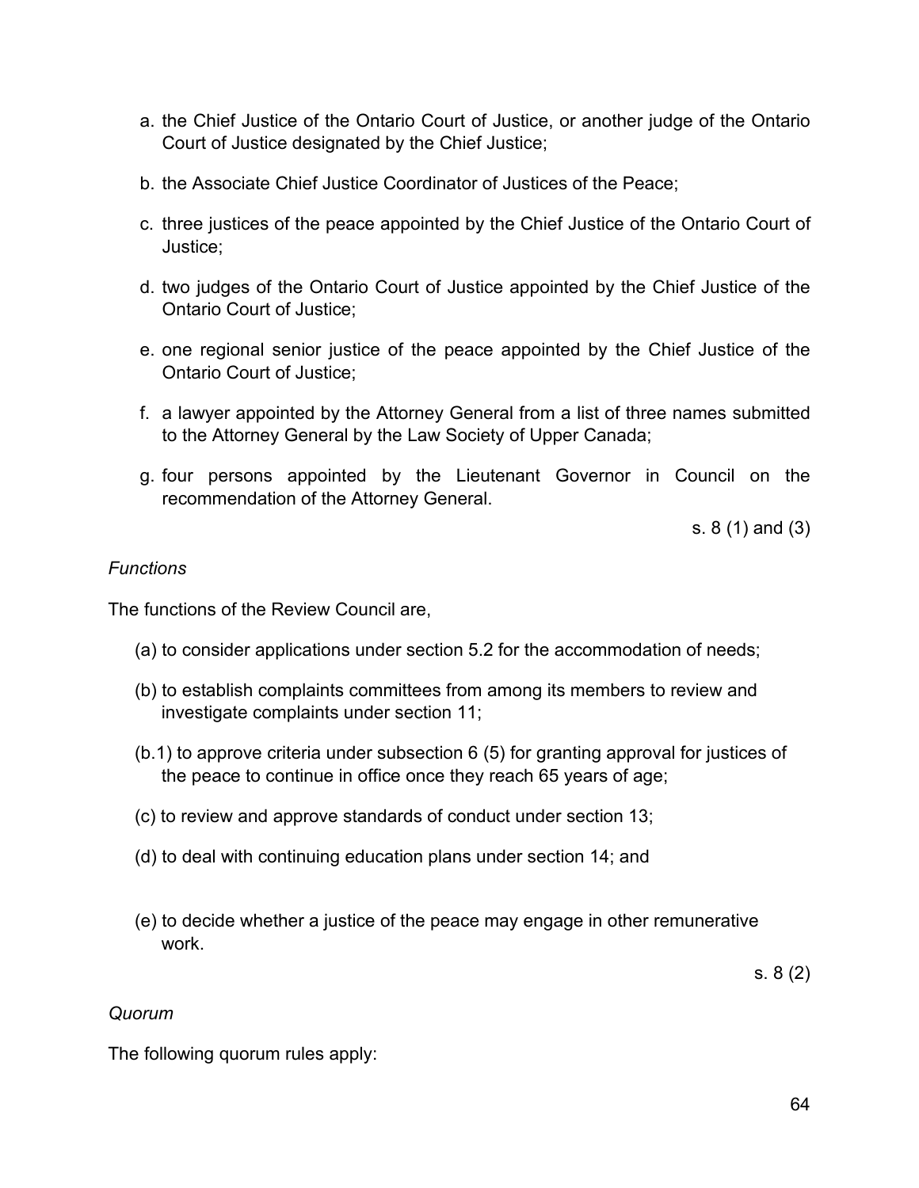a. the Chief Justice of the Ontario Court of Justice, or another judge of the Ontario Court of Justice designated by the Chief Justice;

b. the Associate Chief Justice Coordinator of Justices of the Peace;

c. three justices of the peace appointed by the Chief Justice of the Ontario Court of Justice;

d. two judges of the Ontario Court of Justice appointed by the Chief Justice of the Ontario Court of Justice;

e. one regional senior justice of the peace appointed by the Chief Justice of the Ontario Court of Justice;

f. a lawyer appointed by the Attorney General from a list of three names submitted to the Attorney General by the Law Society of Upper Canada;

g. four persons appointed by the Lieutenant Governor in Council on the recommendation of the Attorney General.

s. 8 (1) and (3)

*Functions*

The functions of the Review Council are,

(a) to consider applications under section 5.2 for the accommodation of needs;

(b) to establish complaints committees from among its members to review and investigate complaints under section 11;

(b.1) to approve criteria under subsection 6 (5) for granting approval for justices of the peace to continue in office once they reach 65 years of age;

(c) to review and approve standards of conduct under section 13;

(d) to deal with continuing education plans under section 14; and

(e) to decide whether a justice of the peace may engage in other remunerative work.

s. 8 (2)

*Quorum*

The following quorum rules apply: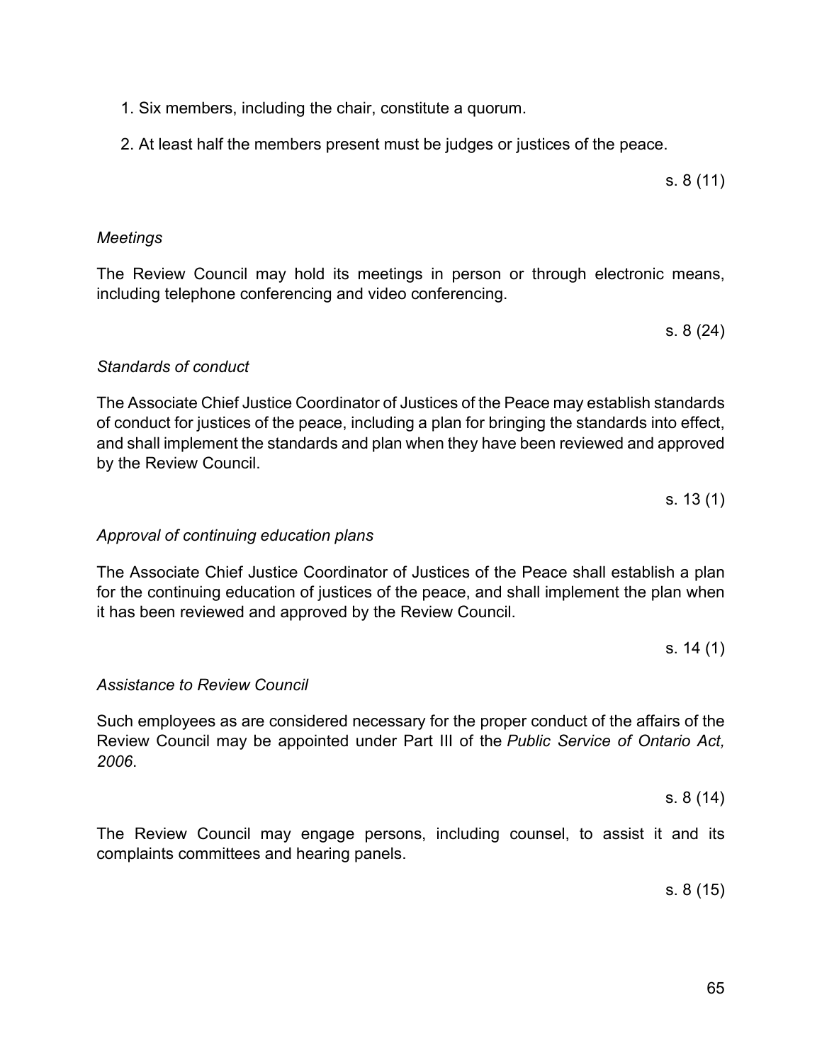1. Six members, including the chair, constitute a quorum.

2. At least half the members present must be judges or justices of the peace.

s. 8 (11)

*Meetings*

The Review Council may hold its meetings in person or through electronic means, including telephone conferencing and video conferencing.

s. 8 (24)

*Standards of conduct*

The Associate Chief Justice Coordinator of Justices of the Peace may establish standards of conduct for justices of the peace, including a plan for bringing the standards into effect, and shall implement the standards and plan when they have been reviewed and approved by the Review Council.

s. 13 (1)

*Approval of continuing education plans*

The Associate Chief Justice Coordinator of Justices of the Peace shall establish a plan for the continuing education of justices of the peace, and shall implement the plan when it has been reviewed and approved by the Review Council.

s. 14 (1)

*Assistance to Review Council*

Such employees as are considered necessary for the proper conduct of the affairs of the Review Council may be appointed under Part III of the *Public Service of Ontario Act, 2006*.

s. 8 (14)

The Review Council may engage persons, including counsel, to assist it and its complaints committees and hearing panels.

s. 8 (15)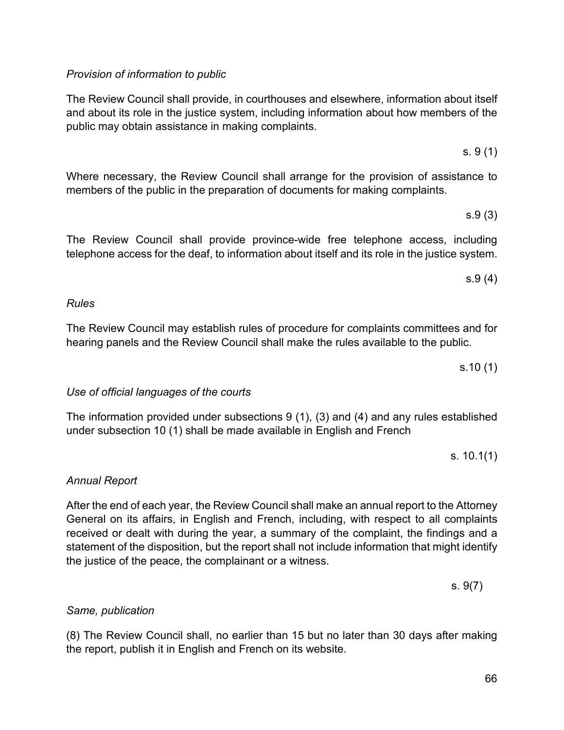*Provision of information to public*

The Review Council shall provide, in courthouses and elsewhere, information about itself and about its role in the justice system, including information about how members of the public may obtain assistance in making complaints.

s. 9 (1)

Where necessary, the Review Council shall arrange for the provision of assistance to members of the public in the preparation of documents for making complaints.

s.9 (3)

The Review Council shall provide province-wide free telephone access, including telephone access for the deaf, to information about itself and its role in the justice system.

s.9 (4)

*Rules*

The Review Council may establish rules of procedure for complaints committees and for hearing panels and the Review Council shall make the rules available to the public.

s.10 (1)

*Use of official languages of the courts*

The information provided under subsections 9 (1), (3) and (4) and any rules established under subsection 10 (1) shall be made available in English and French

s. 10.1(1)

*Annual Report*

After the end of each year, the Review Council shall make an annual report to the Attorney General on its affairs, in English and French, including, with respect to all complaints received or dealt with during the year, a summary of the complaint, the findings and a statement of the disposition, but the report shall not include information that might identify the justice of the peace, the complainant or a witness.

s. 9(7)

*Same, publication*

(8) The Review Council shall, no earlier than 15 but no later than 30 days after making the report, publish it in English and French on its website.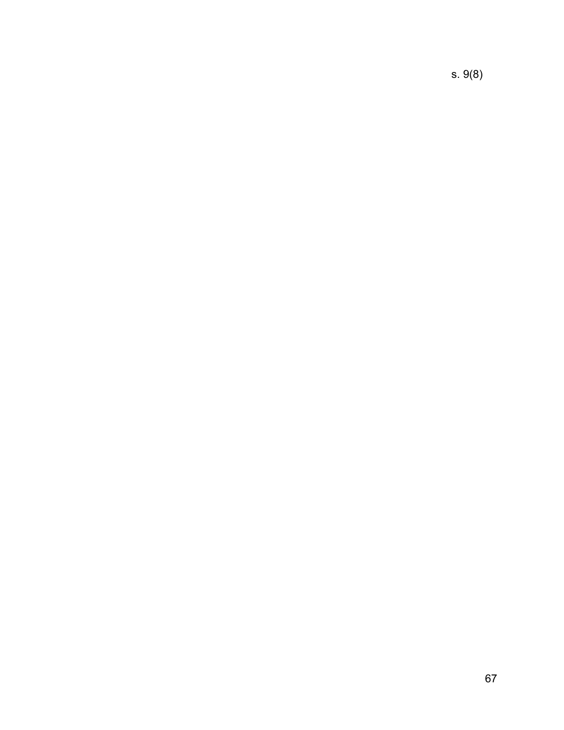s. 9(8)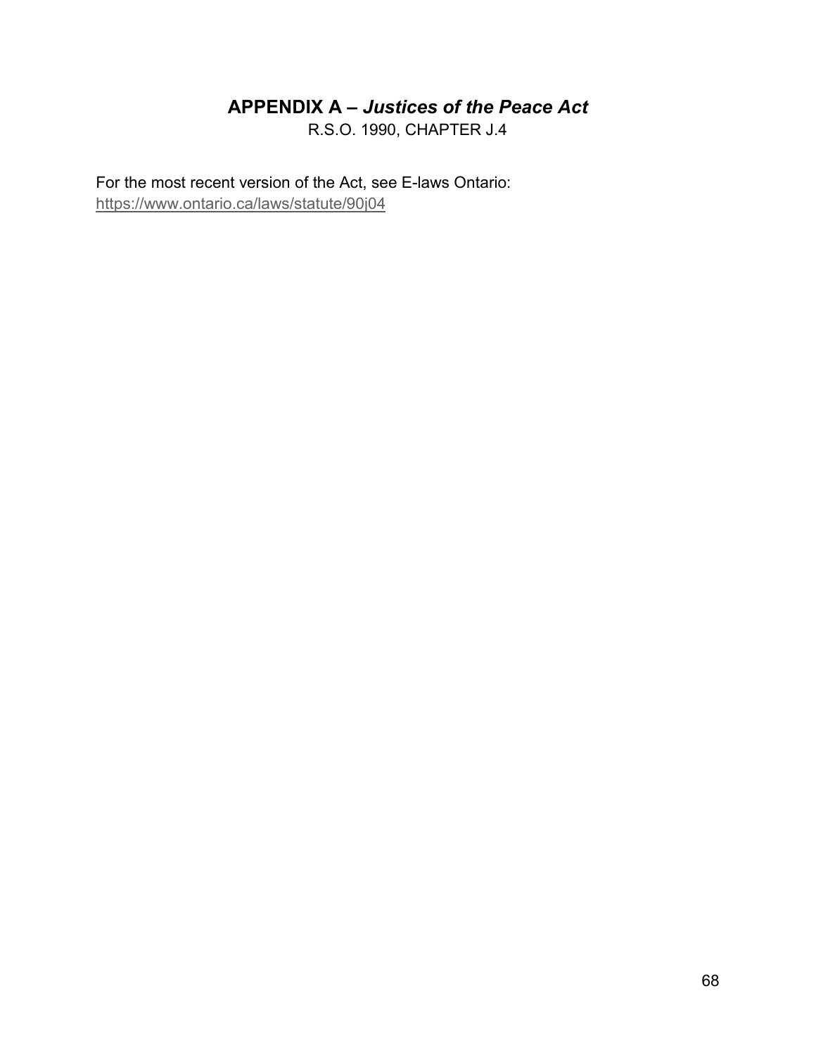# APPENDIX A – *Justices of the Peace Act*

R.S.O. 1990, CHAPTER J.4

For the most recent version of the Act, see E-laws Ontario:
https://www.ontario.ca/laws/statute/90j04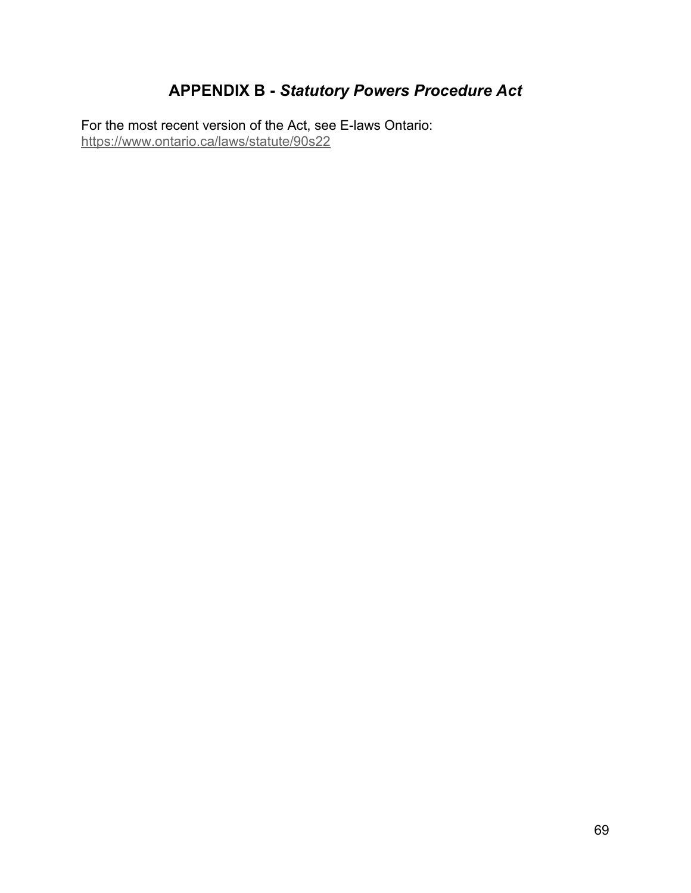# APPENDIX B - *Statutory Powers Procedure Act*

For the most recent version of the Act, see E-laws Ontario:
https://www.ontario.ca/laws/statute/90s22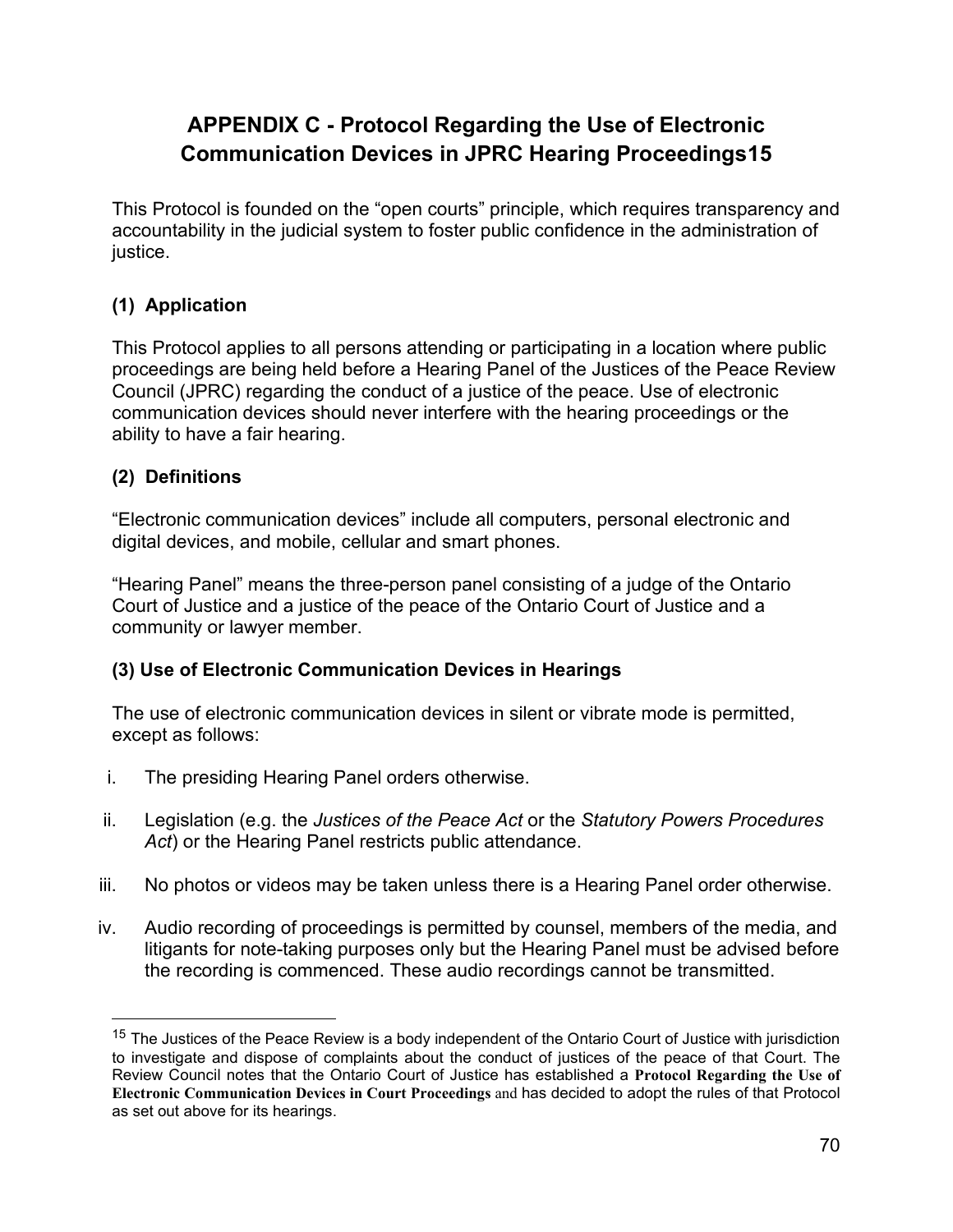# APPENDIX C - Protocol Regarding the Use of Electronic Communication Devices in JPRC Hearing Proceedings[15]

This Protocol is founded on the "open courts" principle, which requires transparency and accountability in the judicial system to foster public confidence in the administration of justice.

### (1) Application

This Protocol applies to all persons attending or participating in a location where public proceedings are being held before a Hearing Panel of the Justices of the Peace Review Council (JPRC) regarding the conduct of a justice of the peace. Use of electronic communication devices should never interfere with the hearing proceedings or the ability to have a fair hearing.

### (2) Definitions

"Electronic communication devices" include all computers, personal electronic and digital devices, and mobile, cellular and smart phones.

"Hearing Panel" means the three-person panel consisting of a judge of the Ontario Court of Justice and a justice of the peace of the Ontario Court of Justice and a community or lawyer member.

### (3) Use of Electronic Communication Devices in Hearings

The use of electronic communication devices in silent or vibrate mode is permitted, except as follows:

i. The presiding Hearing Panel orders otherwise.

ii. Legislation (e.g. the *Justices of the Peace Act* or the *Statutory Powers Procedures Act*) or the Hearing Panel restricts public attendance.

iii. No photos or videos may be taken unless there is a Hearing Panel order otherwise.

iv. Audio recording of proceedings is permitted by counsel, members of the media, and litigants for note-taking purposes only but the Hearing Panel must be advised before the recording is commenced. These audio recordings cannot be transmitted.

---

[15] The Justices of the Peace Review is a body independent of the Ontario Court of Justice with jurisdiction to investigate and dispose of complaints about the conduct of justices of the peace of that Court. The Review Council notes that the Ontario Court of Justice has established a **Protocol Regarding the Use of Electronic Communication Devices in Court Proceedings** and has decided to adopt the rules of that Protocol as set out above for its hearings.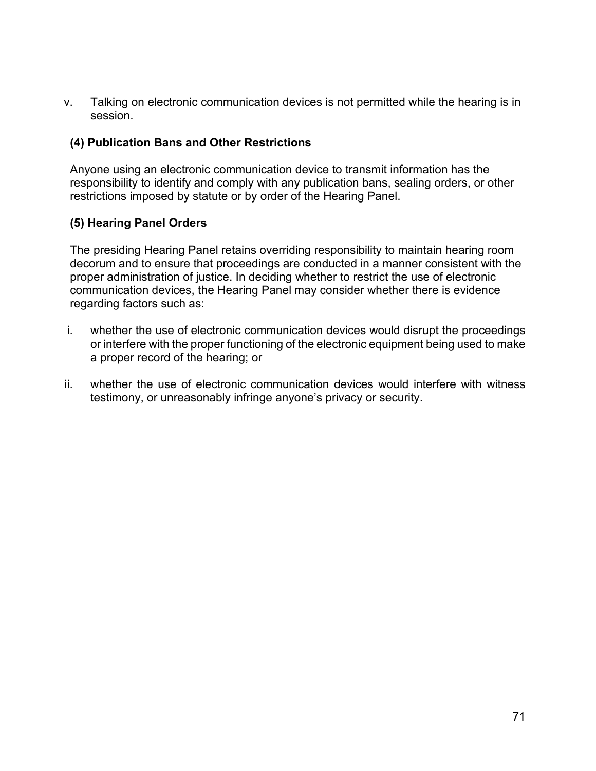v. Talking on electronic communication devices is not permitted while the hearing is in session.

### (4) Publication Bans and Other Restrictions

Anyone using an electronic communication device to transmit information has the responsibility to identify and comply with any publication bans, sealing orders, or other restrictions imposed by statute or by order of the Hearing Panel.

### (5) Hearing Panel Orders

The presiding Hearing Panel retains overriding responsibility to maintain hearing room decorum and to ensure that proceedings are conducted in a manner consistent with the proper administration of justice. In deciding whether to restrict the use of electronic communication devices, the Hearing Panel may consider whether there is evidence regarding factors such as:

i. whether the use of electronic communication devices would disrupt the proceedings or interfere with the proper functioning of the electronic equipment being used to make a proper record of the hearing; or

ii. whether the use of electronic communication devices would interfere with witness testimony, or unreasonably infringe anyone's privacy or security.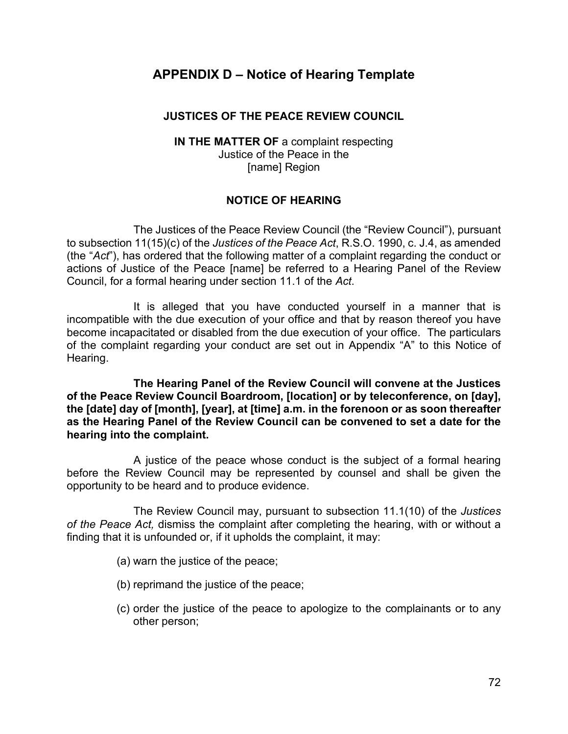## APPENDIX D – Notice of Hearing Template

**JUSTICES OF THE PEACE REVIEW COUNCIL**

**IN THE MATTER OF** a complaint respecting
Justice of the Peace in the
[name] Region

**NOTICE OF HEARING**

The Justices of the Peace Review Council (the "Review Council"), pursuant to subsection 11(15)(c) of the *Justices of the Peace Act*, R.S.O. 1990, c. J.4, as amended (the "*Act*"), has ordered that the following matter of a complaint regarding the conduct or actions of Justice of the Peace [name] be referred to a Hearing Panel of the Review Council, for a formal hearing under section 11.1 of the *Act*.

It is alleged that you have conducted yourself in a manner that is incompatible with the due execution of your office and that by reason thereof you have become incapacitated or disabled from the due execution of your office. The particulars of the complaint regarding your conduct are set out in Appendix "A" to this Notice of Hearing.

**The Hearing Panel of the Review Council will convene at the Justices of the Peace Review Council Boardroom, [location] or by teleconference, on [day], the [date] day of [month], [year], at [time] a.m. in the forenoon or as soon thereafter as the Hearing Panel of the Review Council can be convened to set a date for the hearing into the complaint.**

A justice of the peace whose conduct is the subject of a formal hearing before the Review Council may be represented by counsel and shall be given the opportunity to be heard and to produce evidence.

The Review Council may, pursuant to subsection 11.1(10) of the *Justices of the Peace Act,* dismiss the complaint after completing the hearing, with or without a finding that it is unfounded or, if it upholds the complaint, it may:

(a) warn the justice of the peace;

(b) reprimand the justice of the peace;

(c) order the justice of the peace to apologize to the complainants or to any other person;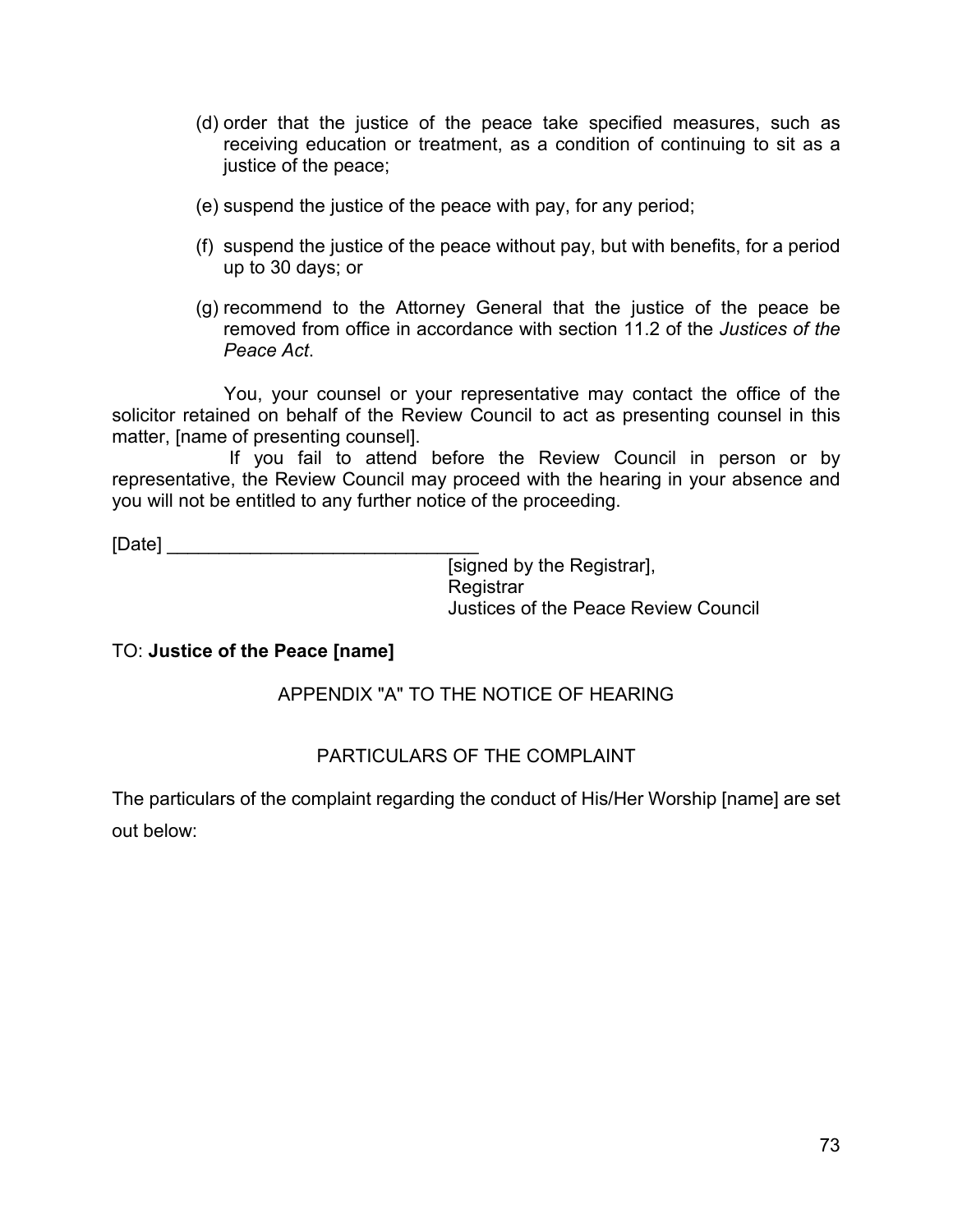(d) order that the justice of the peace take specified measures, such as receiving education or treatment, as a condition of continuing to sit as a justice of the peace;

(e) suspend the justice of the peace with pay, for any period;

(f) suspend the justice of the peace without pay, but with benefits, for a period up to 30 days; or

(g) recommend to the Attorney General that the justice of the peace be removed from office in accordance with section 11.2 of the *Justices of the Peace Act*.

You, your counsel or your representative may contact the office of the solicitor retained on behalf of the Review Council to act as presenting counsel in this matter, [name of presenting counsel].

If you fail to attend before the Review Council in person or by representative, the Review Council may proceed with the hearing in your absence and you will not be entitled to any further notice of the proceeding.

[Date] ______________________________

[signed by the Registrar],
Registrar
Justices of the Peace Review Council

TO: **Justice of the Peace [name]**

APPENDIX "A" TO THE NOTICE OF HEARING

PARTICULARS OF THE COMPLAINT

The particulars of the complaint regarding the conduct of His/Her Worship [name] are set out below: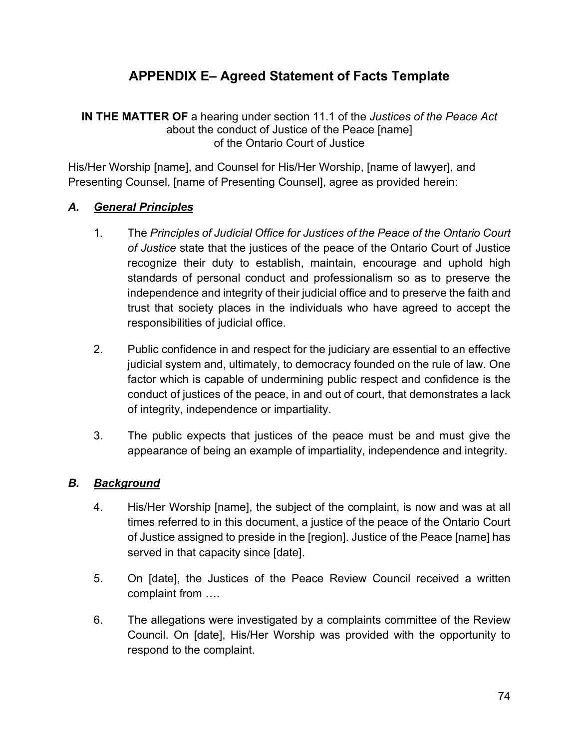# APPENDIX E– Agreed Statement of Facts Template

**IN THE MATTER OF** a hearing under section 11.1 of the *Justices of the Peace Act* about the conduct of Justice of the Peace [name] of the Ontario Court of Justice

His/Her Worship [name], and Counsel for His/Her Worship, [name of lawyer], and Presenting Counsel, [name of Presenting Counsel], agree as provided herein:

## *A. General Principles*

1. The *Principles of Judicial Office for Justices of the Peace of the Ontario Court of Justice* state that the justices of the peace of the Ontario Court of Justice recognize their duty to establish, maintain, encourage and uphold high standards of personal conduct and professionalism so as to preserve the independence and integrity of their judicial office and to preserve the faith and trust that society places in the individuals who have agreed to accept the responsibilities of judicial office.

2. Public confidence in and respect for the judiciary are essential to an effective judicial system and, ultimately, to democracy founded on the rule of law. One factor which is capable of undermining public respect and confidence is the conduct of justices of the peace, in and out of court, that demonstrates a lack of integrity, independence or impartiality.

3. The public expects that justices of the peace must be and must give the appearance of being an example of impartiality, independence and integrity.

## *B. Background*

4. His/Her Worship [name], the subject of the complaint, is now and was at all times referred to in this document, a justice of the peace of the Ontario Court of Justice assigned to preside in the [region]. Justice of the Peace [name] has served in that capacity since [date].

5. On [date], the Justices of the Peace Review Council received a written complaint from ….

6. The allegations were investigated by a complaints committee of the Review Council. On [date], His/Her Worship was provided with the opportunity to respond to the complaint.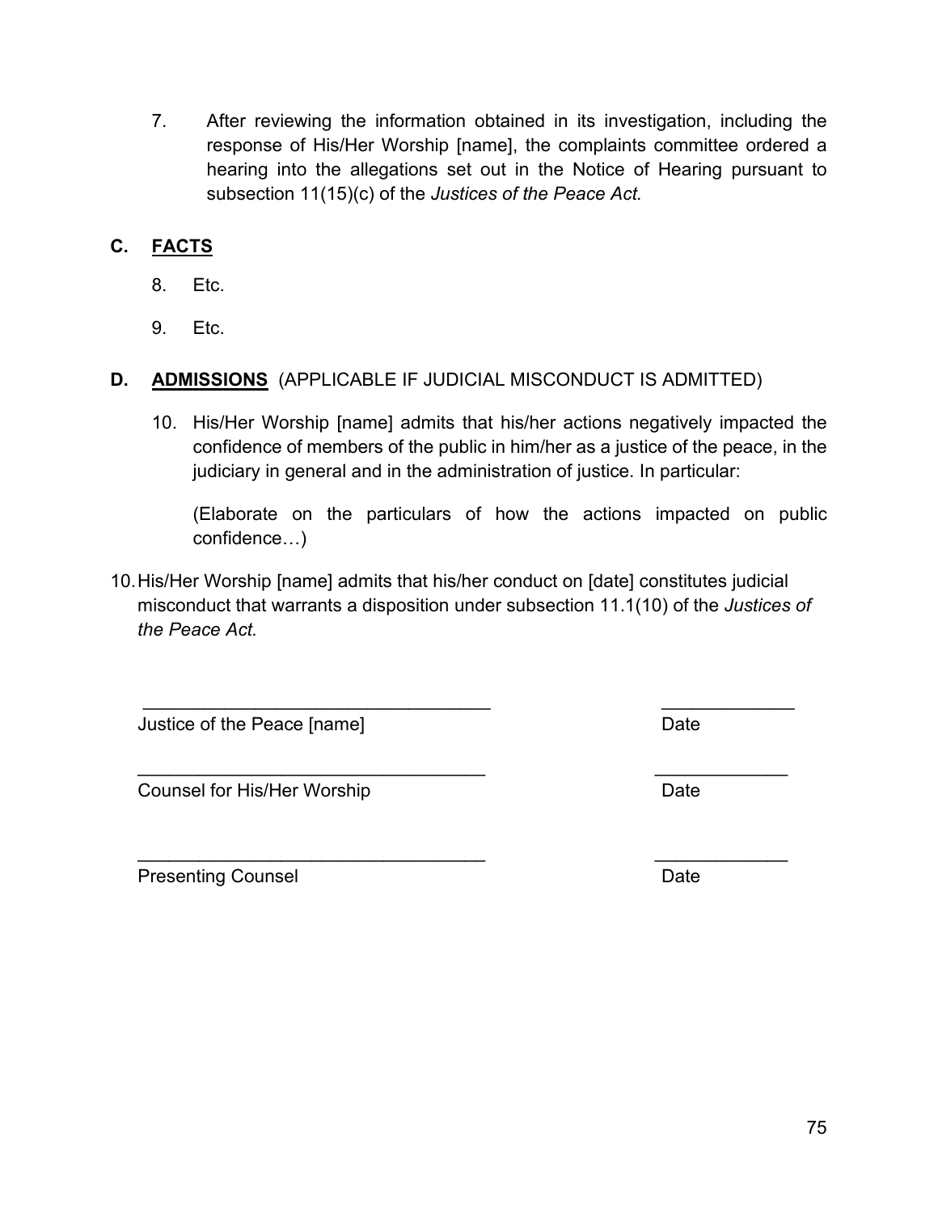7. After reviewing the information obtained in its investigation, including the response of His/Her Worship [name], the complaints committee ordered a hearing into the allegations set out in the Notice of Hearing pursuant to subsection 11(15)(c) of the *Justices of the Peace Act.*

## C. FACTS

8. Etc.

9. Etc.

## D. ADMISSIONS (APPLICABLE IF JUDICIAL MISCONDUCT IS ADMITTED)

10. His/Her Worship [name] admits that his/her actions negatively impacted the confidence of members of the public in him/her as a justice of the peace, in the judiciary in general and in the administration of justice. In particular:

    (Elaborate on the particulars of how the actions impacted on public confidence…)

10. His/Her Worship [name] admits that his/her conduct on [date] constitutes judicial misconduct that warrants a disposition under subsection 11.1(10) of the *Justices of the Peace Act.*

___________________________________ _____________
Justice of the Peace [name] Date

___________________________________ _____________
Counsel for His/Her Worship Date

___________________________________ _____________
Presenting Counsel Date